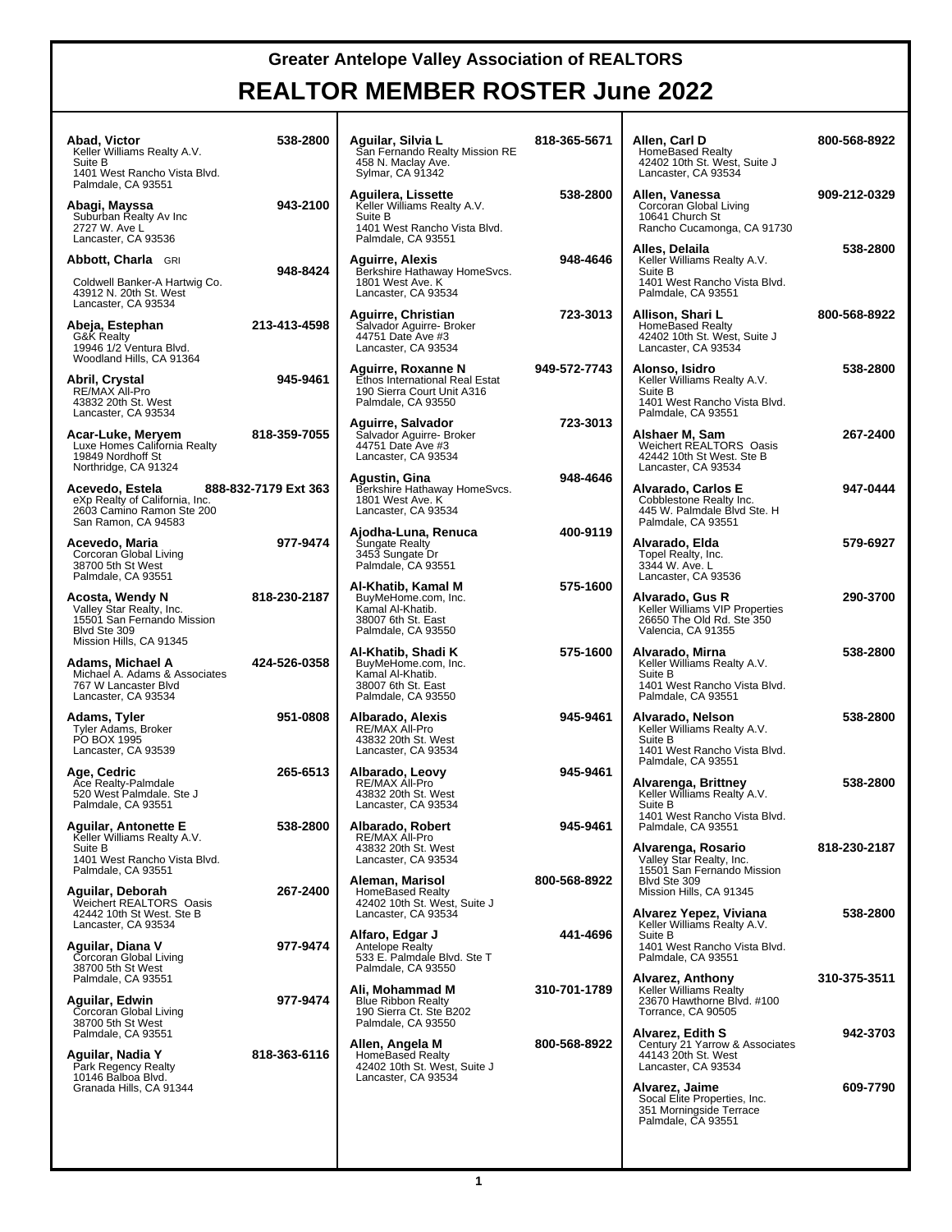# Greater Antelope Valley Association of REALTORS

# REALTOR MEMBER ROSTER June 2022

**Abad, Victor** — 538-2800
Keller Williams Realty A.V.
Suite B
1401 West Rancho Vista Blvd.
Palmdale, CA 93551

**Abagi, Mayssa** — 943-2100
Suburban Realty Av Inc
2727 W. Ave L
Lancaster, CA 93536

**Abbott, Charla** GRI — 948-8424
Coldwell Banker-A Hartwig Co.
43912 N. 20th St. West
Lancaster, CA 93534

**Abeja, Estephan** — 213-413-4598
G&K Realty
19946 1/2 Ventura Blvd.
Woodland Hills, CA 91364

**Abril, Crystal** — 945-9461
RE/MAX All-Pro
43832 20th St. West
Lancaster, CA 93534

**Acar-Luke, Meryem** — 818-359-7055
Luxe Homes California Realty
19849 Nordhoff St
Northridge, CA 91324

**Acevedo, Estela** — 888-832-7179 Ext 363
eXp Realty of California, Inc.
2603 Camino Ramon Ste 200
San Ramon, CA 94583

**Acevedo, Maria** — 977-9474
Corcoran Global Living
38700 5th St West
Palmdale, CA 93551

**Acosta, Wendy N** — 818-230-2187
Valley Star Realty, Inc.
15501 San Fernando Mission Blvd Ste 309
Mission Hills, CA 91345

**Adams, Michael A** — 424-526-0358
Michael A. Adams & Associates
767 W Lancaster Blvd
Lancaster, CA 93534

**Adams, Tyler** — 951-0808
Tyler Adams, Broker
PO BOX 1995
Lancaster, CA 93539

**Age, Cedric** — 265-6513
Ace Realty-Palmdale
520 West Palmdale. Ste J
Palmdale, CA 93551

**Aguilar, Antonette E** — 538-2800
Keller Williams Realty A.V.
Suite B
1401 West Rancho Vista Blvd.
Palmdale, CA 93551

**Aguilar, Deborah** — 267-2400
Weichert REALTORS Oasis
42442 10th St West. Ste B
Lancaster, CA 93534

**Aguilar, Diana V** — 977-9474
Corcoran Global Living
38700 5th St West
Palmdale, CA 93551

**Aguilar, Edwin** — 977-9474
Corcoran Global Living
38700 5th St West
Palmdale, CA 93551

**Aguilar, Nadia Y** — 818-363-6116
Park Regency Realty
10146 Balboa Blvd.
Granada Hills, CA 91344

**Aguilar, Silvia L** — 818-365-5671
San Fernando Realty Mission RE
458 N. Maclay Ave.
Sylmar, CA 91342

**Aguilera, Lissette** — 538-2800
Keller Williams Realty A.V.
Suite B
1401 West Rancho Vista Blvd.
Palmdale, CA 93551

**Aguirre, Alexis** — 948-4646
Berkshire Hathaway HomeSvcs.
1801 West Ave. K
Lancaster, CA 93534

**Aguirre, Christian** — 723-3013
Salvador Aguirre- Broker
44751 Date Ave #3
Lancaster, CA 93534

**Aguirre, Roxanne N** — 949-572-7743
Ethos International Real Estat
190 Sierra Court Unit A316
Palmdale, CA 93550

**Aguirre, Salvador** — 723-3013
Salvador Aguirre- Broker
44751 Date Ave #3
Lancaster, CA 93534

**Agustin, Gina** — 948-4646
Berkshire Hathaway HomeSvcs.
1801 West Ave. K
Lancaster, CA 93534

**Ajodha-Luna, Renuca** — 400-9119
Sungate Realty
3453 Sungate Dr
Palmdale, CA 93551

**Al-Khatib, Kamal M** — 575-1600
BuyMeHome.com, Inc.
Kamal Al-Khatib.
38007 6th St. East
Palmdale, CA 93550

**Al-Khatib, Shadi K** — 575-1600
BuyMeHome.com, Inc.
Kamal Al-Khatib.
38007 6th St. East
Palmdale, CA 93550

**Albarado, Alexis** — 945-9461
RE/MAX All-Pro
43832 20th St. West
Lancaster, CA 93534

**Albarado, Leovy** — 945-9461
RE/MAX All-Pro
43832 20th St. West
Lancaster, CA 93534

**Albarado, Robert** — 945-9461
RE/MAX All-Pro
43832 20th St. West
Lancaster, CA 93534

**Aleman, Marisol** — 800-568-8922
HomeBased Realty
42402 10th St. West, Suite J
Lancaster, CA 93534

**Alfaro, Edgar J** — 441-4696
Antelope Realty
533 E. Palmdale Blvd. Ste T
Palmdale, CA 93550

**Ali, Mohammad M** — 310-701-1789
Blue Ribbon Realty
190 Sierra Ct. Ste B202
Palmdale, CA 93550

**Allen, Angela M** — 800-568-8922
HomeBased Realty
42402 10th St. West, Suite J
Lancaster, CA 93534

**Allen, Carl D** — 800-568-8922
HomeBased Realty
42402 10th St. West, Suite J
Lancaster, CA 93534

**Allen, Vanessa** — 909-212-0329
Corcoran Global Living
10641 Church St
Rancho Cucamonga, CA 91730

**Alles, Delaila** — 538-2800
Keller Williams Realty A.V.
Suite B
1401 West Rancho Vista Blvd.
Palmdale, CA 93551

**Allison, Shari L** — 800-568-8922
HomeBased Realty
42402 10th St. West, Suite J
Lancaster, CA 93534

**Alonso, Isidro** — 538-2800
Keller Williams Realty A.V.
Suite B
1401 West Rancho Vista Blvd.
Palmdale, CA 93551

**Alshaer M, Sam** — 267-2400
Weichert REALTORS Oasis
42442 10th St West. Ste B
Lancaster, CA 93534

**Alvarado, Carlos E** — 947-0444
Cobblestone Realty Inc.
445 W. Palmdale Blvd Ste. H
Palmdale, CA 93551

**Alvarado, Elda** — 579-6927
Topel Realty, Inc.
3344 W. Ave. L
Lancaster, CA 93536

**Alvarado, Gus R** — 290-3700
Keller Williams VIP Properties
26650 The Old Rd. Ste 350
Valencia, CA 91355

**Alvarado, Mirna** — 538-2800
Keller Williams Realty A.V.
Suite B
1401 West Rancho Vista Blvd.
Palmdale, CA 93551

**Alvarado, Nelson** — 538-2800
Keller Williams Realty A.V.
Suite B
1401 West Rancho Vista Blvd.
Palmdale, CA 93551

**Alvarenga, Brittney** — 538-2800
Keller Williams Realty A.V.
Suite B
1401 West Rancho Vista Blvd.
Palmdale, CA 93551

**Alvarenga, Rosario** — 818-230-2187
Valley Star Realty, Inc.
15501 San Fernando Mission Blvd Ste 309
Mission Hills, CA 91345

**Alvarez Yepez, Viviana** — 538-2800
Keller Williams Realty A.V.
Suite B
1401 West Rancho Vista Blvd.
Palmdale, CA 93551

**Alvarez, Anthony** — 310-375-3511
Keller Williams Realty
23670 Hawthorne Blvd. #100
Torrance, CA 90505

**Alvarez, Edith S** — 942-3703
Century 21 Yarrow & Associates
44143 20th St. West
Lancaster, CA 93534

**Alvarez, Jaime** — 609-7790
Socal Elite Properties, Inc.
351 Morningside Terrace
Palmdale, CA 93551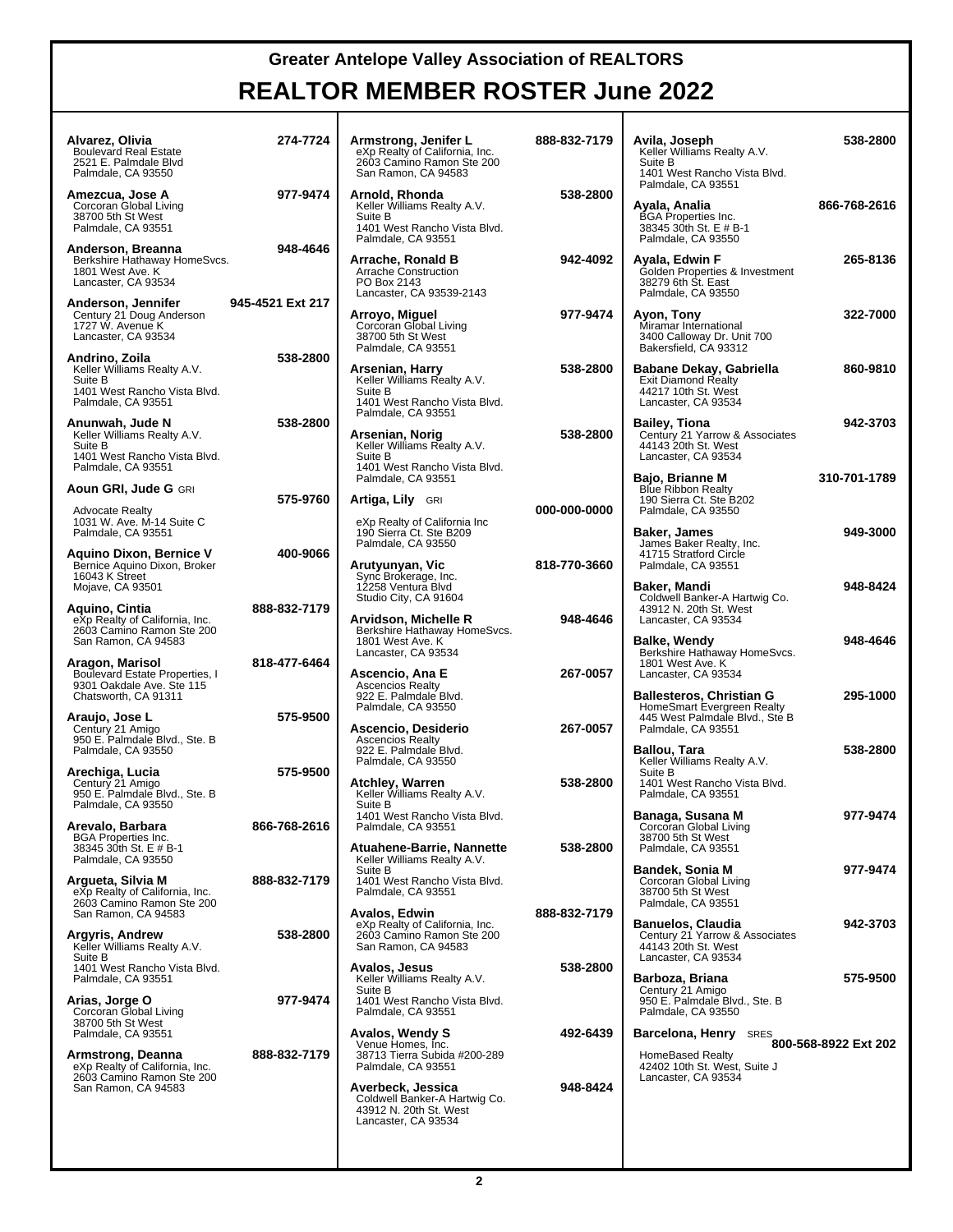# Greater Antelope Valley Association of REALTORS

# REALTOR MEMBER ROSTER June 2022

**Alvarez, Olivia** 274-7724
Boulevard Real Estate
2521 E. Palmdale Blvd
Palmdale, CA 93550

**Amezcua, Jose A** 977-9474
Corcoran Global Living
38700 5th St West
Palmdale, CA 93551

**Anderson, Breanna** 948-4646
Berkshire Hathaway HomeSvcs.
1801 West Ave. K
Lancaster, CA 93534

**Anderson, Jennifer** 945-4521 Ext 217
Century 21 Doug Anderson
1727 W. Avenue K
Lancaster, CA 93534

**Andrino, Zoila** 538-2800
Keller Williams Realty A.V.
Suite B
1401 West Rancho Vista Blvd.
Palmdale, CA 93551

**Anunwah, Jude N** 538-2800
Keller Williams Realty A.V.
Suite B
1401 West Rancho Vista Blvd.
Palmdale, CA 93551

**Aoun GRI, Jude G** GRI 575-9760
Advocate Realty
1031 W. Ave. M-14 Suite C
Palmdale, CA 93551

**Aquino Dixon, Bernice V** 400-9066
Bernice Aquino Dixon, Broker
16043 K Street
Mojave, CA 93501

**Aquino, Cintia** 888-832-7179
eXp Realty of California, Inc.
2603 Camino Ramon Ste 200
San Ramon, CA 94583

**Aragon, Marisol** 818-477-6464
Boulevard Estate Properties, I
9301 Oakdale Ave. Ste 115
Chatsworth, CA 91311

**Araujo, Jose L** 575-9500
Century 21 Amigo
950 E. Palmdale Blvd., Ste. B
Palmdale, CA 93550

**Arechiga, Lucia** 575-9500
Century 21 Amigo
950 E. Palmdale Blvd., Ste. B
Palmdale, CA 93550

**Arevalo, Barbara** 866-768-2616
BGA Properties Inc.
38345 30th St. E # B-1
Palmdale, CA 93550

**Argueta, Silvia M** 888-832-7179
eXp Realty of California, Inc.
2603 Camino Ramon Ste 200
San Ramon, CA 94583

**Argyris, Andrew** 538-2800
Keller Williams Realty A.V.
Suite B
1401 West Rancho Vista Blvd.
Palmdale, CA 93551

**Arias, Jorge O** 977-9474
Corcoran Global Living
38700 5th St West
Palmdale, CA 93551

**Armstrong, Deanna** 888-832-7179
eXp Realty of California, Inc.
2603 Camino Ramon Ste 200
San Ramon, CA 94583

**Armstrong, Jenifer L** 888-832-7179
eXp Realty of California, Inc.
2603 Camino Ramon Ste 200
San Ramon, CA 94583

**Arnold, Rhonda** 538-2800
Keller Williams Realty A.V.
Suite B
1401 West Rancho Vista Blvd.
Palmdale, CA 93551

**Arrache, Ronald B** 942-4092
Arrache Construction
PO Box 2143
Lancaster, CA 93539-2143

**Arroyo, Miguel** 977-9474
Corcoran Global Living
38700 5th St West
Palmdale, CA 93551

**Arsenian, Harry** 538-2800
Keller Williams Realty A.V.
Suite B
1401 West Rancho Vista Blvd.
Palmdale, CA 93551

**Arsenian, Norig** 538-2800
Keller Williams Realty A.V.
Suite B
1401 West Rancho Vista Blvd.
Palmdale, CA 93551

**Artiga, Lily** GRI 000-000-0000
eXp Realty of California Inc
190 Sierra Ct. Ste B209
Palmdale, CA 93550

**Arutyunyan, Vic** 818-770-3660
Sync Brokerage, Inc.
12258 Ventura Blvd
Studio City, CA 91604

**Arvidson, Michelle R** 948-4646
Berkshire Hathaway HomeSvcs.
1801 West Ave. K
Lancaster, CA 93534

**Ascencio, Ana E** 267-0057
Ascencios Realty
922 E. Palmdale Blvd.
Palmdale, CA 93550

**Ascencio, Desiderio** 267-0057
Ascencios Realty
922 E. Palmdale Blvd.
Palmdale, CA 93550

**Atchley, Warren** 538-2800
Keller Williams Realty A.V.
Suite B
1401 West Rancho Vista Blvd.
Palmdale, CA 93551

**Atuahene-Barrie, Nannette** 538-2800
Keller Williams Realty A.V.
Suite B
1401 West Rancho Vista Blvd.
Palmdale, CA 93551

**Avalos, Edwin** 888-832-7179
eXp Realty of California, Inc.
2603 Camino Ramon Ste 200
San Ramon, CA 94583

**Avalos, Jesus** 538-2800
Keller Williams Realty A.V.
Suite B
1401 West Rancho Vista Blvd.
Palmdale, CA 93551

**Avalos, Wendy S** 492-6439
Venue Homes, Inc.
38713 Tierra Subida #200-289
Palmdale, CA 93551

**Averbeck, Jessica** 948-8424
Coldwell Banker-A Hartwig Co.
43912 N. 20th St. West
Lancaster, CA 93534

**Avila, Joseph** 538-2800
Keller Williams Realty A.V.
Suite B
1401 West Rancho Vista Blvd.
Palmdale, CA 93551

**Ayala, Analia** 866-768-2616
BGA Properties Inc.
38345 30th St. E # B-1
Palmdale, CA 93550

**Ayala, Edwin F** 265-8136
Golden Properties & Investment
38279 6th St. East
Palmdale, CA 93550

**Ayon, Tony** 322-7000
Miramar International
3400 Calloway Dr. Unit 700
Bakersfield, CA 93312

**Babane Dekay, Gabriella** 860-9810
Exit Diamond Realty
44217 10th St. West
Lancaster, CA 93534

**Bailey, Tiona** 942-3703
Century 21 Yarrow & Associates
44143 20th St. West
Lancaster, CA 93534

**Bajo, Brianne M** 310-701-1789
Blue Ribbon Realty
190 Sierra Ct. Ste B202
Palmdale, CA 93550

**Baker, James** 949-3000
James Baker Realty, Inc.
41715 Stratford Circle
Palmdale, CA 93551

**Baker, Mandi** 948-8424
Coldwell Banker-A Hartwig Co.
43912 N. 20th St. West
Lancaster, CA 93534

**Balke, Wendy** 948-4646
Berkshire Hathaway HomeSvcs.
1801 West Ave. K
Lancaster, CA 93534

**Ballesteros, Christian G** 295-1000
HomeSmart Evergreen Realty
445 West Palmdale Blvd., Ste B
Palmdale, CA 93551

**Ballou, Tara** 538-2800
Keller Williams Realty A.V.
Suite B
1401 West Rancho Vista Blvd.
Palmdale, CA 93551

**Banaga, Susana M** 977-9474
Corcoran Global Living
38700 5th St West
Palmdale, CA 93551

**Bandek, Sonia M** 977-9474
Corcoran Global Living
38700 5th St West
Palmdale, CA 93551

**Banuelos, Claudia** 942-3703
Century 21 Yarrow & Associates
44143 20th St. West
Lancaster, CA 93534

**Barboza, Briana** 575-9500
Century 21 Amigo
950 E. Palmdale Blvd., Ste. B
Palmdale, CA 93550

**Barcelona, Henry** SRES 800-568-8922 Ext 202
HomeBased Realty
42402 10th St. West, Suite J
Lancaster, CA 93534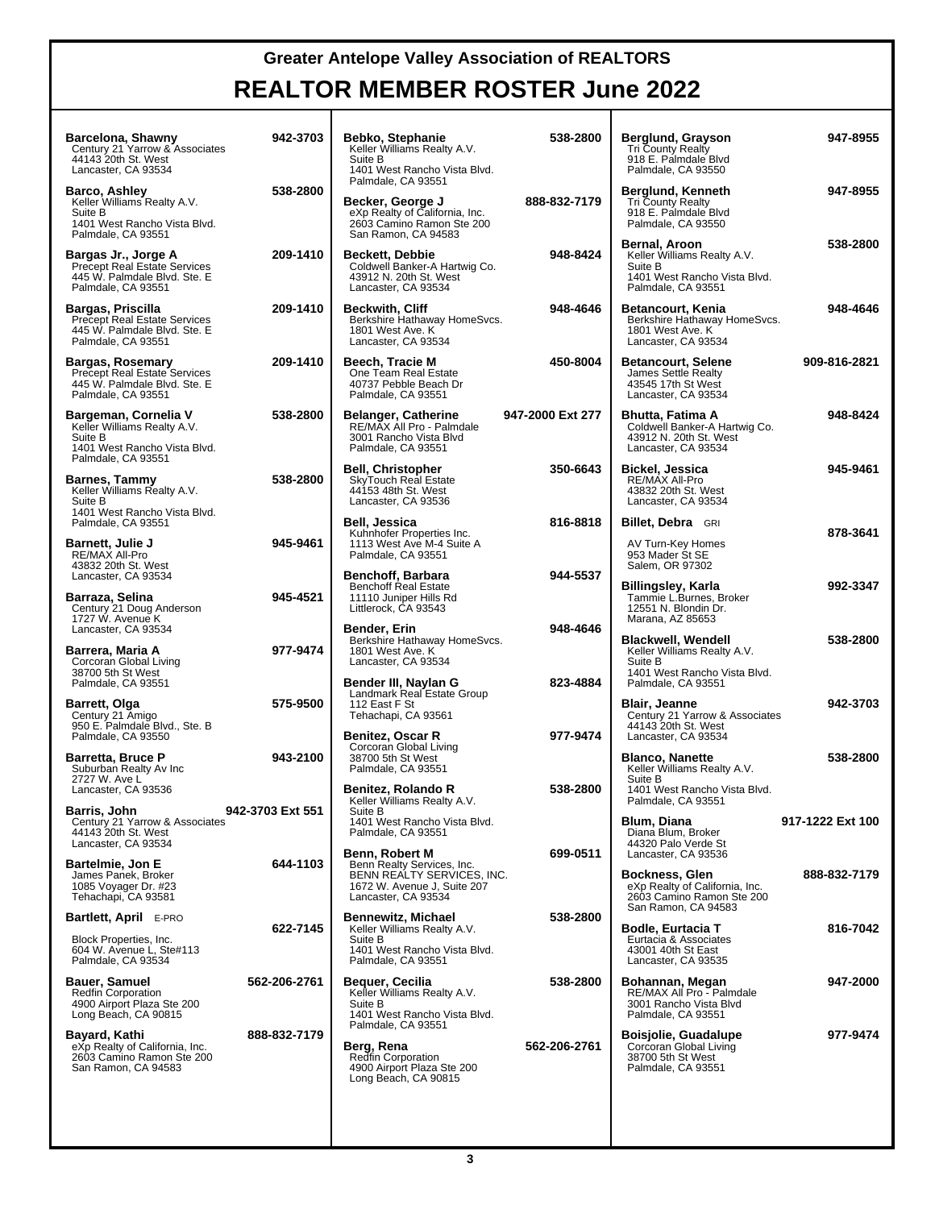# Greater Antelope Valley Association of REALTORS

## REALTOR MEMBER ROSTER June 2022

**Barcelona, Shawny** 942-3703
Century 21 Yarrow & Associates
44143 20th St. West
Lancaster, CA 93534

**Barco, Ashley** 538-2800
Keller Williams Realty A.V.
Suite B
1401 West Rancho Vista Blvd.
Palmdale, CA 93551

**Bargas Jr., Jorge A** 209-1410
Precept Real Estate Services
445 W. Palmdale Blvd. Ste. E
Palmdale, CA 93551

**Bargas, Priscilla** 209-1410
Precept Real Estate Services
445 W. Palmdale Blvd. Ste. E
Palmdale, CA 93551

**Bargas, Rosemary** 209-1410
Precept Real Estate Services
445 W. Palmdale Blvd. Ste. E
Palmdale, CA 93551

**Bargeman, Cornelia V** 538-2800
Keller Williams Realty A.V.
Suite B
1401 West Rancho Vista Blvd.
Palmdale, CA 93551

**Barnes, Tammy** 538-2800
Keller Williams Realty A.V.
Suite B
1401 West Rancho Vista Blvd.
Palmdale, CA 93551

**Barnett, Julie J** 945-9461
RE/MAX All-Pro
43832 20th St. West
Lancaster, CA 93534

**Barraza, Selina** 945-4521
Century 21 Doug Anderson
1727 W. Avenue K
Lancaster, CA 93534

**Barrera, Maria A** 977-9474
Corcoran Global Living
38700 5th St West
Palmdale, CA 93551

**Barrett, Olga** 575-9500
Century 21 Amigo
950 E. Palmdale Blvd., Ste. B
Palmdale, CA 93550

**Barretta, Bruce P** 943-2100
Suburban Realty Av Inc
2727 W. Ave L
Lancaster, CA 93536

**Barris, John** 942-3703 Ext 551
Century 21 Yarrow & Associates
44143 20th St. West
Lancaster, CA 93534

**Bartelmie, Jon E** 644-1103
James Panek, Broker
1085 Voyager Dr. #23
Tehachapi, CA 93581

**Bartlett, April** E-PRO 622-7145
Block Properties, Inc.
604 W. Avenue L, Ste#113
Palmdale, CA 93534

**Bauer, Samuel** 562-206-2761
Redfin Corporation
4900 Airport Plaza Ste 200
Long Beach, CA 90815

**Bayard, Kathi** 888-832-7179
eXp Realty of California, Inc.
2603 Camino Ramon Ste 200
San Ramon, CA 94583

**Bebko, Stephanie** 538-2800
Keller Williams Realty A.V.
Suite B
1401 West Rancho Vista Blvd.
Palmdale, CA 93551

**Becker, George J** 888-832-7179
eXp Realty of California, Inc.
2603 Camino Ramon Ste 200
San Ramon, CA 94583

**Beckett, Debbie** 948-8424
Coldwell Banker-A Hartwig Co.
43912 N. 20th St. West
Lancaster, CA 93534

**Beckwith, Cliff** 948-4646
Berkshire Hathaway HomeSvcs.
1801 West Ave. K
Lancaster, CA 93534

**Beech, Tracie M** 450-8004
One Team Real Estate
40737 Pebble Beach Dr
Palmdale, CA 93551

**Belanger, Catherine** 947-2000 Ext 277
RE/MAX All Pro - Palmdale
3001 Rancho Vista Blvd
Palmdale, CA 93551

**Bell, Christopher** 350-6643
SkyTouch Real Estate
44153 48th St. West
Lancaster, CA 93536

**Bell, Jessica** 816-8818
Kuhnhofer Properties Inc.
1113 West Ave M-4 Suite A
Palmdale, CA 93551

**Benchoff, Barbara** 944-5537
Benchoff Real Estate
11110 Juniper Hills Rd
Littlerock, CA 93543

**Bender, Erin** 948-4646
Berkshire Hathaway HomeSvcs.
1801 West Ave. K
Lancaster, CA 93534

**Bender III, Naylan G** 823-4884
Landmark Real Estate Group
112 East F St
Tehachapi, CA 93561

**Benitez, Oscar R** 977-9474
Corcoran Global Living
38700 5th St West
Palmdale, CA 93551

**Benitez, Rolando R** 538-2800
Keller Williams Realty A.V.
Suite B
1401 West Rancho Vista Blvd.
Palmdale, CA 93551

**Benn, Robert M** 699-0511
Benn Realty Services, Inc.
BENN REALTY SERVICES, INC.
1672 W. Avenue J, Suite 207
Lancaster, CA 93534

**Bennewitz, Michael** 538-2800
Keller Williams Realty A.V.
Suite B
1401 West Rancho Vista Blvd.
Palmdale, CA 93551

**Bequer, Cecilia** 538-2800
Keller Williams Realty A.V.
Suite B
1401 West Rancho Vista Blvd.
Palmdale, CA 93551

**Berg, Rena** 562-206-2761
Redfin Corporation
4900 Airport Plaza Ste 200
Long Beach, CA 90815

**Berglund, Grayson** 947-8955
Tri County Realty
918 E. Palmdale Blvd
Palmdale, CA 93550

**Berglund, Kenneth** 947-8955
Tri County Realty
918 E. Palmdale Blvd
Palmdale, CA 93550

**Bernal, Aroon** 538-2800
Keller Williams Realty A.V.
Suite B
1401 West Rancho Vista Blvd.
Palmdale, CA 93551

**Betancourt, Kenia** 948-4646
Berkshire Hathaway HomeSvcs.
1801 West Ave. K
Lancaster, CA 93534

**Betancourt, Selene** 909-816-2821
James Settle Realty
43545 17th St West
Lancaster, CA 93534

**Bhutta, Fatima A** 948-8424
Coldwell Banker-A Hartwig Co.
43912 N. 20th St. West
Lancaster, CA 93534

**Bickel, Jessica** 945-9461
RE/MAX All-Pro
43832 20th St. West
Lancaster, CA 93534

**Billet, Debra** GRI 878-3641
AV Turn-Key Homes
953 Mader St SE
Salem, OR 97302

**Billingsley, Karla** 992-3347
Tammie L.Burnes, Broker
12551 N. Blondin Dr.
Marana, AZ 85653

**Blackwell, Wendell** 538-2800
Keller Williams Realty A.V.
Suite B
1401 West Rancho Vista Blvd.
Palmdale, CA 93551

**Blair, Jeanne** 942-3703
Century 21 Yarrow & Associates
44143 20th St. West
Lancaster, CA 93534

**Blanco, Nanette** 538-2800
Keller Williams Realty A.V.
Suite B
1401 West Rancho Vista Blvd.
Palmdale, CA 93551

**Blum, Diana** 917-1222 Ext 100
Diana Blum, Broker
44320 Palo Verde St
Lancaster, CA 93536

**Bockness, Glen** 888-832-7179
eXp Realty of California, Inc.
2603 Camino Ramon Ste 200
San Ramon, CA 94583

**Bodle, Eurtacia T** 816-7042
Eurtacia & Associates
43001 40th St East
Lancaster, CA 93535

**Bohannan, Megan** 947-2000
RE/MAX All Pro - Palmdale
3001 Rancho Vista Blvd
Palmdale, CA 93551

**Boisjolie, Guadalupe** 977-9474
Corcoran Global Living
38700 5th St West
Palmdale, CA 93551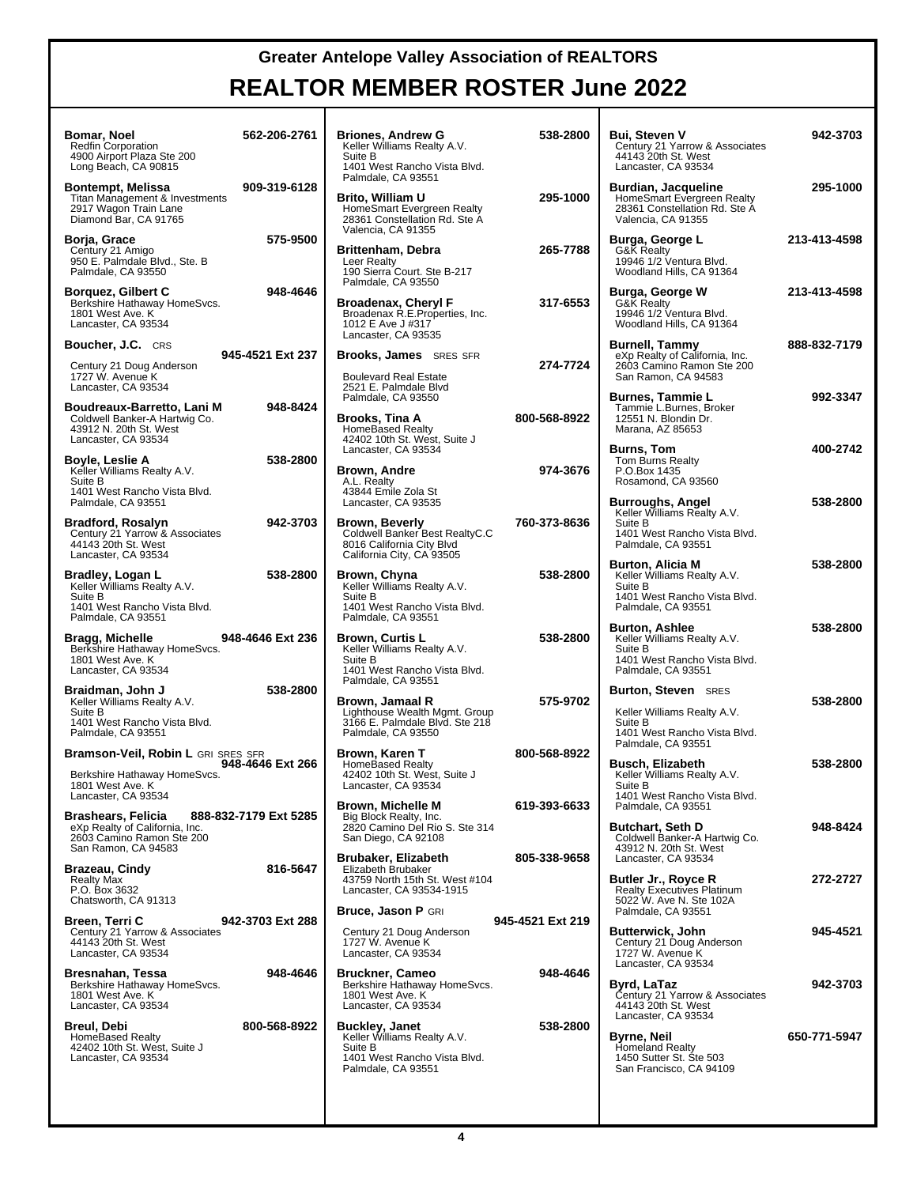# Greater Antelope Valley Association of REALTORS

## REALTOR MEMBER ROSTER June 2022

**Bomar, Noel** 562-206-2761
Redfin Corporation
4900 Airport Plaza Ste 200
Long Beach, CA 90815

**Bontempt, Melissa** 909-319-6128
Titan Management & Investments
2917 Wagon Train Lane
Diamond Bar, CA 91765

**Borja, Grace** 575-9500
Century 21 Amigo
950 E. Palmdale Blvd., Ste. B
Palmdale, CA 93550

**Borquez, Gilbert C** 948-4646
Berkshire Hathaway HomeSvcs.
1801 West Ave. K
Lancaster, CA 93534

**Boucher, J.C.** CRS 945-4521 Ext 237
Century 21 Doug Anderson
1727 W. Avenue K
Lancaster, CA 93534

**Boudreaux-Barretto, Lani M** 948-8424
Coldwell Banker-A Hartwig Co.
43912 N. 20th St. West
Lancaster, CA 93534

**Boyle, Leslie A** 538-2800
Keller Williams Realty A.V.
Suite B
1401 West Rancho Vista Blvd.
Palmdale, CA 93551

**Bradford, Rosalyn** 942-3703
Century 21 Yarrow & Associates
44143 20th St. West
Lancaster, CA 93534

**Bradley, Logan L** 538-2800
Keller Williams Realty A.V.
Suite B
1401 West Rancho Vista Blvd.
Palmdale, CA 93551

**Bragg, Michelle** 948-4646 Ext 236
Berkshire Hathaway HomeSvcs.
1801 West Ave. K
Lancaster, CA 93534

**Braidman, John J** 538-2800
Keller Williams Realty A.V.
Suite B
1401 West Rancho Vista Blvd.
Palmdale, CA 93551

**Bramson-Veil, Robin L** GRI SRES SFR 948-4646 Ext 266
Berkshire Hathaway HomeSvcs.
1801 West Ave. K
Lancaster, CA 93534

**Brashears, Felicia** 888-832-7179 Ext 5285
eXp Realty of California, Inc.
2603 Camino Ramon Ste 200
San Ramon, CA 94583

**Brazeau, Cindy** 816-5647
Realty Max
P.O. Box 3632
Chatsworth, CA 91313

**Breen, Terri C** 942-3703 Ext 288
Century 21 Yarrow & Associates
44143 20th St. West
Lancaster, CA 93534

**Bresnahan, Tessa** 948-4646
Berkshire Hathaway HomeSvcs.
1801 West Ave. K
Lancaster, CA 93534

**Breul, Debi** 800-568-8922
HomeBased Realty
42402 10th St. West, Suite J
Lancaster, CA 93534

**Briones, Andrew G** 538-2800
Keller Williams Realty A.V.
Suite B
1401 West Rancho Vista Blvd.
Palmdale, CA 93551

**Brito, William U** 295-1000
HomeSmart Evergreen Realty
28361 Constellation Rd. Ste A
Valencia, CA 91355

**Brittenham, Debra** 265-7788
Leer Realty
190 Sierra Court. Ste B-217
Palmdale, CA 93550

**Broadenax, Cheryl F** 317-6553
Broadenax R.E.Properties, Inc.
1012 E Ave J #317
Lancaster, CA 93535

**Brooks, James** SRES SFR 274-7724
Boulevard Real Estate
2521 E. Palmdale Blvd
Palmdale, CA 93550

**Brooks, Tina A** 800-568-8922
HomeBased Realty
42402 10th St. West, Suite J
Lancaster, CA 93534

**Brown, Andre** 974-3676
A.L. Realty
43844 Emile Zola St
Lancaster, CA 93535

**Brown, Beverly** 760-373-8636
Coldwell Banker Best RealtyC.C
8016 California City Blvd
California City, CA 93505

**Brown, Chyna** 538-2800
Keller Williams Realty A.V.
Suite B
1401 West Rancho Vista Blvd.
Palmdale, CA 93551

**Brown, Curtis L** 538-2800
Keller Williams Realty A.V.
Suite B
1401 West Rancho Vista Blvd.
Palmdale, CA 93551

**Brown, Jamaal R** 575-9702
Lighthouse Wealth Mgmt. Group
3166 E. Palmdale Blvd. Ste 218
Palmdale, CA 93550

**Brown, Karen T** 800-568-8922
HomeBased Realty
42402 10th St. West, Suite J
Lancaster, CA 93534

**Brown, Michelle M** 619-393-6633
Big Block Realty, Inc.
2820 Camino Del Rio S. Ste 314
San Diego, CA 92108

**Brubaker, Elizabeth** 805-338-9658
Elizabeth Brubaker
43759 North 15th St. West #104
Lancaster, CA 93534-1915

**Bruce, Jason P** GRI 945-4521 Ext 219
Century 21 Doug Anderson
1727 W. Avenue K
Lancaster, CA 93534

**Bruckner, Cameo** 948-4646
Berkshire Hathaway HomeSvcs.
1801 West Ave. K
Lancaster, CA 93534

**Buckley, Janet** 538-2800
Keller Williams Realty A.V.
Suite B
1401 West Rancho Vista Blvd.
Palmdale, CA 93551

**Bui, Steven V** 942-3703
Century 21 Yarrow & Associates
44143 20th St. West
Lancaster, CA 93534

**Burdian, Jacqueline** 295-1000
HomeSmart Evergreen Realty
28361 Constellation Rd. Ste A
Valencia, CA 91355

**Burga, George L** 213-413-4598
G&K Realty
19946 1/2 Ventura Blvd.
Woodland Hills, CA 91364

**Burga, George W** 213-413-4598
G&K Realty
19946 1/2 Ventura Blvd.
Woodland Hills, CA 91364

**Burnell, Tammy** 888-832-7179
eXp Realty of California, Inc.
2603 Camino Ramon Ste 200
San Ramon, CA 94583

**Burnes, Tammie L** 992-3347
Tammie L.Burnes, Broker
12551 N. Blondin Dr.
Marana, AZ 85653

**Burns, Tom** 400-2742
Tom Burns Realty
P.O.Box 1435
Rosamond, CA 93560

**Burroughs, Angel** 538-2800
Keller Williams Realty A.V.
Suite B
1401 West Rancho Vista Blvd.
Palmdale, CA 93551

**Burton, Alicia M** 538-2800
Keller Williams Realty A.V.
Suite B
1401 West Rancho Vista Blvd.
Palmdale, CA 93551

**Burton, Ashlee** 538-2800
Keller Williams Realty A.V.
Suite B
1401 West Rancho Vista Blvd.
Palmdale, CA 93551

**Burton, Steven** SRES 538-2800
Keller Williams Realty A.V.
Suite B
1401 West Rancho Vista Blvd.
Palmdale, CA 93551

**Busch, Elizabeth** 538-2800
Keller Williams Realty A.V.
Suite B
1401 West Rancho Vista Blvd.
Palmdale, CA 93551

**Butchart, Seth D** 948-8424
Coldwell Banker-A Hartwig Co.
43912 N. 20th St. West
Lancaster, CA 93534

**Butler Jr., Royce R** 272-2727
Realty Executives Platinum
5022 W. Ave N. Ste 102A
Palmdale, CA 93551

**Butterwick, John** 945-4521
Century 21 Doug Anderson
1727 W. Avenue K
Lancaster, CA 93534

**Byrd, LaTaz** 942-3703
Century 21 Yarrow & Associates
44143 20th St. West
Lancaster, CA 93534

**Byrne, Neil** 650-771-5947
Homeland Realty
1450 Sutter St. Ste 503
San Francisco, CA 94109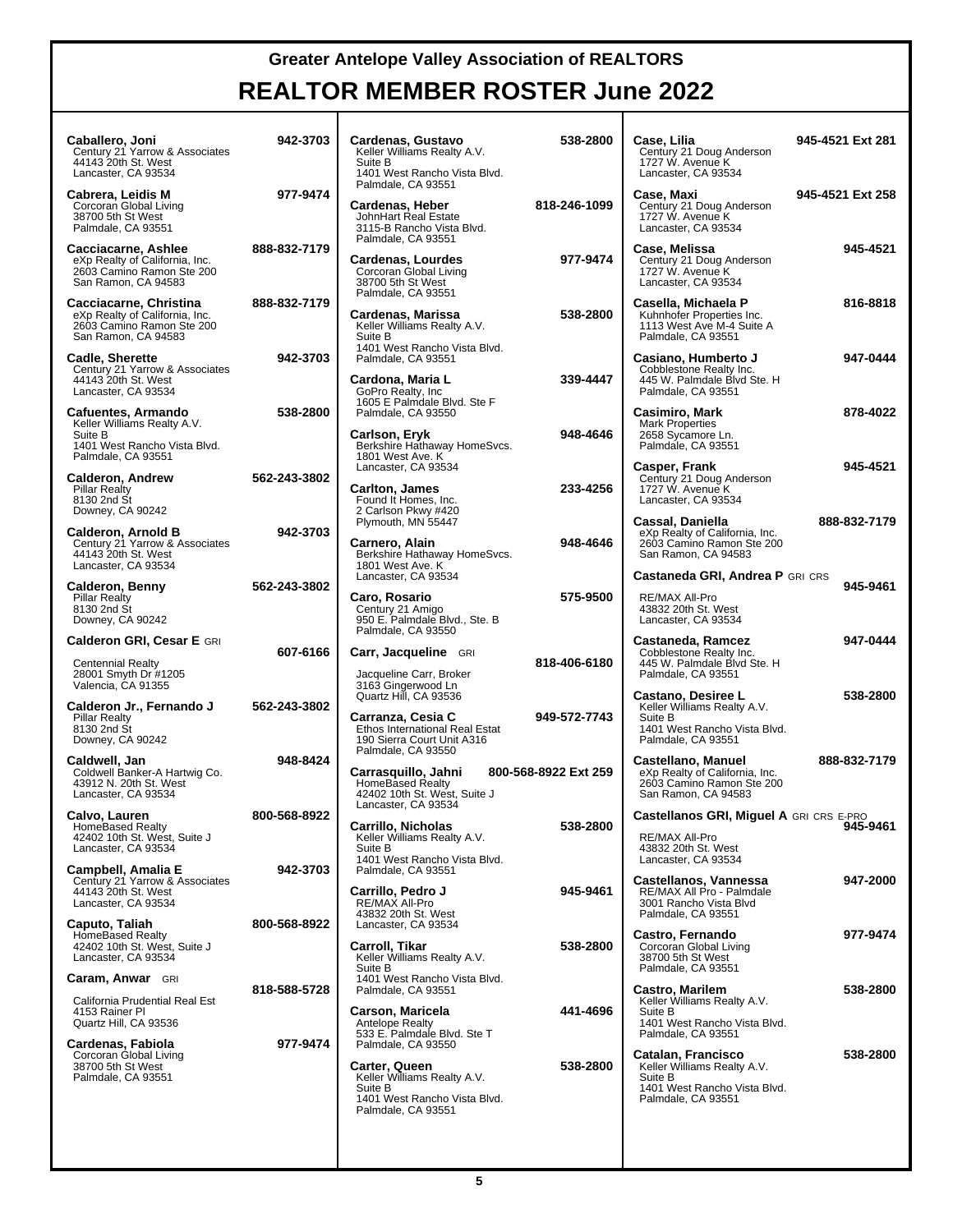# Greater Antelope Valley Association of REALTORS

## REALTOR MEMBER ROSTER June 2022

**Caballero, Joni** 942-3703
Century 21 Yarrow & Associates
44143 20th St. West
Lancaster, CA 93534

**Cabrera, Leidis M** 977-9474
Corcoran Global Living
38700 5th St West
Palmdale, CA 93551

**Cacciacarne, Ashlee** 888-832-7179
eXp Realty of California, Inc.
2603 Camino Ramon Ste 200
San Ramon, CA 94583

**Cacciacarne, Christina** 888-832-7179
eXp Realty of California, Inc.
2603 Camino Ramon Ste 200
San Ramon, CA 94583

**Cadle, Sherette** 942-3703
Century 21 Yarrow & Associates
44143 20th St. West
Lancaster, CA 93534

**Cafuentes, Armando** 538-2800
Keller Williams Realty A.V.
Suite B
1401 West Rancho Vista Blvd.
Palmdale, CA 93551

**Calderon, Andrew** 562-243-3802
Pillar Realty
8130 2nd St
Downey, CA 90242

**Calderon, Arnold B** 942-3703
Century 21 Yarrow & Associates
44143 20th St. West
Lancaster, CA 93534

**Calderon, Benny** 562-243-3802
Pillar Realty
8130 2nd St
Downey, CA 90242

**Calderon GRI, Cesar E** GRI 607-6166
Centennial Realty
28001 Smyth Dr #1205
Valencia, CA 91355

**Calderon Jr., Fernando J** 562-243-3802
Pillar Realty
8130 2nd St
Downey, CA 90242

**Caldwell, Jan** 948-8424
Coldwell Banker-A Hartwig Co.
43912 N. 20th St. West
Lancaster, CA 93534

**Calvo, Lauren** 800-568-8922
HomeBased Realty
42402 10th St. West, Suite J
Lancaster, CA 93534

**Campbell, Amalia E** 942-3703
Century 21 Yarrow & Associates
44143 20th St. West
Lancaster, CA 93534

**Caputo, Taliah** 800-568-8922
HomeBased Realty
42402 10th St. West, Suite J
Lancaster, CA 93534

**Caram, Anwar** GRI 818-588-5728
California Prudential Real Est
4153 Rainer Pl
Quartz Hill, CA 93536

**Cardenas, Fabiola** 977-9474
Corcoran Global Living
38700 5th St West
Palmdale, CA 93551

**Cardenas, Gustavo** 538-2800
Keller Williams Realty A.V.
Suite B
1401 West Rancho Vista Blvd.
Palmdale, CA 93551

**Cardenas, Heber** 818-246-1099
JohnHart Real Estate
3115-B Rancho Vista Blvd.
Palmdale, CA 93551

**Cardenas, Lourdes** 977-9474
Corcoran Global Living
38700 5th St West
Palmdale, CA 93551

**Cardenas, Marissa** 538-2800
Keller Williams Realty A.V.
Suite B
1401 West Rancho Vista Blvd.
Palmdale, CA 93551

**Cardona, Maria L** 339-4447
GoPro Realty, Inc
1605 E Palmdale Blvd. Ste F
Palmdale, CA 93550

**Carlson, Eryk** 948-4646
Berkshire Hathaway HomeSvcs.
1801 West Ave. K
Lancaster, CA 93534

**Carlton, James** 233-4256
Found It Homes, Inc.
2 Carlson Pkwy #420
Plymouth, MN 55447

**Carnero, Alain** 948-4646
Berkshire Hathaway HomeSvcs.
1801 West Ave. K
Lancaster, CA 93534

**Caro, Rosario** 575-9500
Century 21 Amigo
950 E. Palmdale Blvd., Ste. B
Palmdale, CA 93550

**Carr, Jacqueline** GRI 818-406-6180
Jacqueline Carr, Broker
3163 Gingerwood Ln
Quartz Hill, CA 93536

**Carranza, Cesia C** 949-572-7743
Ethos International Real Estat
190 Sierra Court Unit A316
Palmdale, CA 93550

**Carrasquillo, Jahni** 800-568-8922 Ext 259
HomeBased Realty
42402 10th St. West, Suite J
Lancaster, CA 93534

**Carrillo, Nicholas** 538-2800
Keller Williams Realty A.V.
Suite B
1401 West Rancho Vista Blvd.
Palmdale, CA 93551

**Carrillo, Pedro J** 945-9461
RE/MAX All-Pro
43832 20th St. West
Lancaster, CA 93534

**Carroll, Tikar** 538-2800
Keller Williams Realty A.V.
Suite B
1401 West Rancho Vista Blvd.
Palmdale, CA 93551

**Carson, Maricela** 441-4696
Antelope Realty
533 E. Palmdale Blvd. Ste T
Palmdale, CA 93550

**Carter, Queen** 538-2800
Keller Williams Realty A.V.
Suite B
1401 West Rancho Vista Blvd.
Palmdale, CA 93551

**Case, Lilia** 945-4521 Ext 281
Century 21 Doug Anderson
1727 W. Avenue K
Lancaster, CA 93534

**Case, Maxi** 945-4521 Ext 258
Century 21 Doug Anderson
1727 W. Avenue K
Lancaster, CA 93534

**Case, Melissa** 945-4521
Century 21 Doug Anderson
1727 W. Avenue K
Lancaster, CA 93534

**Casella, Michaela P** 816-8818
Kuhnhofer Properties Inc.
1113 West Ave M-4 Suite A
Palmdale, CA 93551

**Casiano, Humberto J** 947-0444
Cobblestone Realty Inc.
445 W. Palmdale Blvd Ste. H
Palmdale, CA 93551

**Casimiro, Mark** 878-4022
Mark Properties
2658 Sycamore Ln.
Palmdale, CA 93551

**Casper, Frank** 945-4521
Century 21 Doug Anderson
1727 W. Avenue K
Lancaster, CA 93534

**Cassal, Daniella** 888-832-7179
eXp Realty of California, Inc.
2603 Camino Ramon Ste 200
San Ramon, CA 94583

**Castaneda GRI, Andrea P** GRI CRS 945-9461
RE/MAX All-Pro
43832 20th St. West
Lancaster, CA 93534

**Castaneda, Ramcez** 947-0444
Cobblestone Realty Inc.
445 W. Palmdale Blvd Ste. H
Palmdale, CA 93551

**Castano, Desiree L** 538-2800
Keller Williams Realty A.V.
Suite B
1401 West Rancho Vista Blvd.
Palmdale, CA 93551

**Castellano, Manuel** 888-832-7179
eXp Realty of California, Inc.
2603 Camino Ramon Ste 200
San Ramon, CA 94583

**Castellanos GRI, Miguel A** GRI CRS E-PRO 945-9461
RE/MAX All-Pro
43832 20th St. West
Lancaster, CA 93534

**Castellanos, Vannessa** 947-2000
RE/MAX All Pro - Palmdale
3001 Rancho Vista Blvd
Palmdale, CA 93551

**Castro, Fernando** 977-9474
Corcoran Global Living
38700 5th St West
Palmdale, CA 93551

**Castro, Marilem** 538-2800
Keller Williams Realty A.V.
Suite B
1401 West Rancho Vista Blvd.
Palmdale, CA 93551

**Catalan, Francisco** 538-2800
Keller Williams Realty A.V.
Suite B
1401 West Rancho Vista Blvd.
Palmdale, CA 93551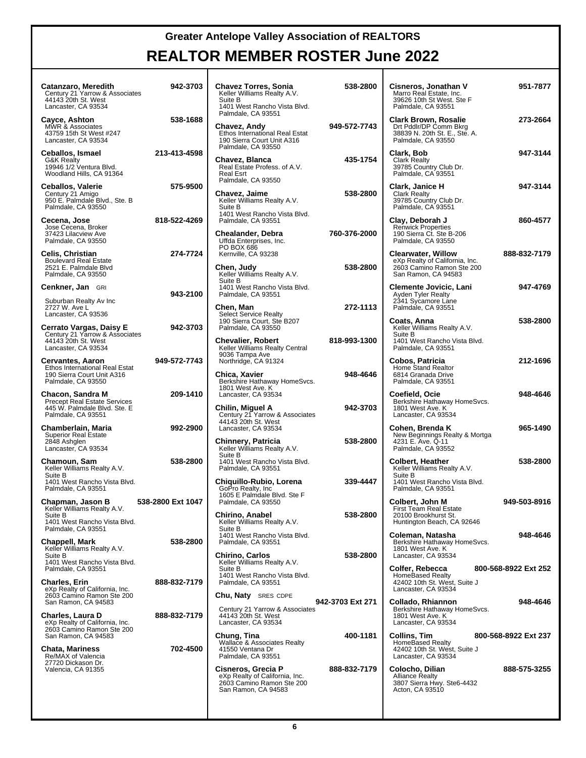# Greater Antelope Valley Association of REALTORS

## REALTOR MEMBER ROSTER June 2022

**Catanzaro, Meredith** 942-3703
Century 21 Yarrow & Associates
44143 20th St. West
Lancaster, CA 93534

**Cayce, Ashton** 538-1688
MWR & Associates
43759 15th St West #247
Lancaster, CA 93534

**Ceballos, Ismael** 213-413-4598
G&K Realty
19946 1/2 Ventura Blvd.
Woodland Hills, CA 91364

**Ceballos, Valerie** 575-9500
Century 21 Amigo
950 E. Palmdale Blvd., Ste. B
Palmdale, CA 93550

**Cecena, Jose** 818-522-4269
Jose Cecena, Broker
37423 Lilacview Ave
Palmdale, CA 93550

**Celis, Christian** 274-7724
Boulevard Real Estate
2521 E. Palmdale Blvd
Palmdale, CA 93550

**Cenkner, Jan** GRI 943-2100
Suburban Realty Av Inc
2727 W. Ave L
Lancaster, CA 93536

**Cerrato Vargas, Daisy E** 942-3703
Century 21 Yarrow & Associates
44143 20th St. West
Lancaster, CA 93534

**Cervantes, Aaron** 949-572-7743
Ethos International Real Estat
190 Sierra Court Unit A316
Palmdale, CA 93550

**Chacon, Sandra M** 209-1410
Precept Real Estate Services
445 W. Palmdale Blvd. Ste. E
Palmdale, CA 93551

**Chamberlain, Maria** 992-2900
Superior Real Estate
2848 Ashglen
Lancaster, CA 93534

**Chamoun, Sam** 538-2800
Keller Williams Realty A.V.
Suite B
1401 West Rancho Vista Blvd.
Palmdale, CA 93551

**Chapman, Jason B** 538-2800 Ext 1047
Keller Williams Realty A.V.
Suite B
1401 West Rancho Vista Blvd.
Palmdale, CA 93551

**Chappell, Mark** 538-2800
Keller Williams Realty A.V.
Suite B
1401 West Rancho Vista Blvd.
Palmdale, CA 93551

**Charles, Erin** 888-832-7179
eXp Realty of California, Inc.
2603 Camino Ramon Ste 200
San Ramon, CA 94583

**Charles, Laura D** 888-832-7179
eXp Realty of California, Inc.
2603 Camino Ramon Ste 200
San Ramon, CA 94583

**Chata, Mariness** 702-4500
Re/MAX of Valencia
27720 Dickason Dr.
Valencia, CA 91355

**Chavez Torres, Sonia** 538-2800
Keller Williams Realty A.V.
Suite B
1401 West Rancho Vista Blvd.
Palmdale, CA 93551

**Chavez, Andy** 949-572-7743
Ethos International Real Estat
190 Sierra Court Unit A316
Palmdale, CA 93550

**Chavez, Blanca** 435-1754
Real Estate Profess. of A.V.
Real Esrt
Palmdale, CA 93550

**Chavez, Jaime** 538-2800
Keller Williams Realty A.V.
Suite B
1401 West Rancho Vista Blvd.
Palmdale, CA 93551

**Chealander, Debra** 760-376-2000
Uffda Enterprises, Inc.
PO BOX 686
Kernville, CA 93238

**Chen, Judy** 538-2800
Keller Williams Realty A.V.
Suite B
1401 West Rancho Vista Blvd.
Palmdale, CA 93551

**Chen, Man** 272-1113
Select Service Realty
190 Sierra Court, Ste B207
Palmdale, CA 93550

**Chevalier, Robert** 818-993-1300
Keller Williams Realty Central
9036 Tampa Ave
Northridge, CA 91324

**Chica, Xavier** 948-4646
Berkshire Hathaway HomeSvcs.
1801 West Ave. K
Lancaster, CA 93534

**Chilin, Miguel A** 942-3703
Century 21 Yarrow & Associates
44143 20th St. West
Lancaster, CA 93534

**Chinnery, Patricia** 538-2800
Keller Williams Realty A.V.
Suite B
1401 West Rancho Vista Blvd.
Palmdale, CA 93551

**Chiquillo-Rubio, Lorena** 339-4447
GoPro Realty, Inc
1605 E Palmdale Blvd. Ste F
Palmdale, CA 93550

**Chirino, Anabel** 538-2800
Keller Williams Realty A.V.
Suite B
1401 West Rancho Vista Blvd.
Palmdale, CA 93551

**Chirino, Carlos** 538-2800
Keller Williams Realty A.V.
Suite B
1401 West Rancho Vista Blvd.
Palmdale, CA 93551

**Chu, Naty** SRES CDPE 942-3703 Ext 271
Century 21 Yarrow & Associates
44143 20th St. West
Lancaster, CA 93534

**Chung, Tina** 400-1181
Wallace & Associates Realty
41550 Ventana Dr
Palmdale, CA 93551

**Cisneros, Grecia P** 888-832-7179
eXp Realty of California, Inc.
2603 Camino Ramon Ste 200
San Ramon, CA 94583

**Cisneros, Jonathan V** 951-7877
Marro Real Estate, Inc.
39626 10th St West. Ste F
Palmdale, CA 93551

**Clark Brown, Rosalie** 273-2664
Drt Pddlr/DP Comm Bkrg
38839 N. 20th St. E., Ste. A.
Palmdale, CA 93550

**Clark, Bob** 947-3144
Clark Realty
39785 Country Club Dr.
Palmdale, CA 93551

**Clark, Janice H** 947-3144
Clark Realty
39785 Country Club Dr.
Palmdale, CA 93551

**Clay, Deborah J** 860-4577
Renwick Properties
190 Sierra Ct. Ste B-206
Palmdale, CA 93550

**Clearwater, Willow** 888-832-7179
eXp Realty of California, Inc.
2603 Camino Ramon Ste 200
San Ramon, CA 94583

**Clemente Jovicic, Lani** 947-4769
Ayden Tyler Realty
2341 Sycamore Lane
Palmdale, CA 93551

**Coats, Anna** 538-2800
Keller Williams Realty A.V.
Suite B
1401 West Rancho Vista Blvd.
Palmdale, CA 93551

**Cobos, Patricia** 212-1696
Home Stand Realtor
6814 Granada Drive
Palmdale, CA 93551

**Coefield, Ocie** 948-4646
Berkshire Hathaway HomeSvcs.
1801 West Ave. K
Lancaster, CA 93534

**Cohen, Brenda K** 965-1490
New Beginnings Realty & Mortga
4231 E. Ave. Q-11
Palmdale, CA 93552

**Colbert, Heather** 538-2800
Keller Williams Realty A.V.
Suite B
1401 West Rancho Vista Blvd.
Palmdale, CA 93551

**Colbert, John M** 949-503-8916
First Team Real Estate
20100 Brookhurst St.
Huntington Beach, CA 92646

**Coleman, Natasha** 948-4646
Berkshire Hathaway HomeSvcs.
1801 West Ave. K
Lancaster, CA 93534

**Colfer, Rebecca** 800-568-8922 Ext 252
HomeBased Realty
42402 10th St. West, Suite J
Lancaster, CA 93534

**Collado, Rhiannon** 948-4646
Berkshire Hathaway HomeSvcs.
1801 West Ave. K
Lancaster, CA 93534

**Collins, Tim** 800-568-8922 Ext 237
HomeBased Realty
42402 10th St. West, Suite J
Lancaster, CA 93534

**Colocho, Dilian** 888-575-3255
Alliance Realty
3807 Sierra Hwy. Ste6-4432
Acton, CA 93510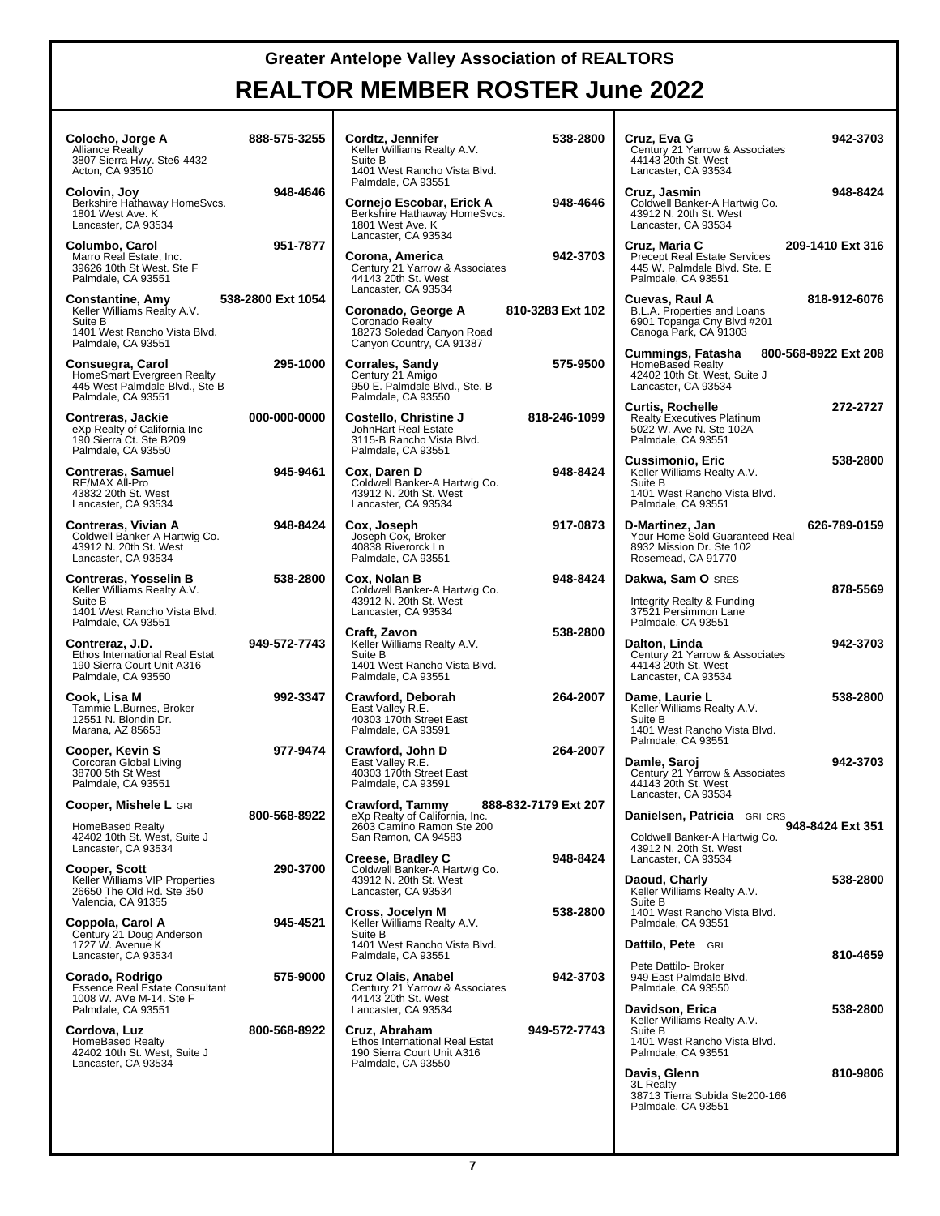# Greater Antelope Valley Association of REALTORS

## REALTOR MEMBER ROSTER June 2022

**Colocho, Jorge A** 888-575-3255
Alliance Realty
3807 Sierra Hwy. Ste6-4432
Acton, CA 93510

**Colovin, Joy** 948-4646
Berkshire Hathaway HomeSvcs.
1801 West Ave. K
Lancaster, CA 93534

**Columbo, Carol** 951-7877
Marro Real Estate, Inc.
39626 10th St West. Ste F
Palmdale, CA 93551

**Constantine, Amy** 538-2800 Ext 1054
Keller Williams Realty A.V.
Suite B
1401 West Rancho Vista Blvd.
Palmdale, CA 93551

**Consuegra, Carol** 295-1000
HomeSmart Evergreen Realty
445 West Palmdale Blvd., Ste B
Palmdale, CA 93551

**Contreras, Jackie** 000-000-0000
eXp Realty of California Inc
190 Sierra Ct. Ste B209
Palmdale, CA 93550

**Contreras, Samuel** 945-9461
RE/MAX All-Pro
43832 20th St. West
Lancaster, CA 93534

**Contreras, Vivian A** 948-8424
Coldwell Banker-A Hartwig Co.
43912 N. 20th St. West
Lancaster, CA 93534

**Contreras, Yosselin B** 538-2800
Keller Williams Realty A.V.
Suite B
1401 West Rancho Vista Blvd.
Palmdale, CA 93551

**Contreraz, J.D.** 949-572-7743
Ethos International Real Estat
190 Sierra Court Unit A316
Palmdale, CA 93550

**Cook, Lisa M** 992-3347
Tammie L.Burnes, Broker
12551 N. Blondin Dr.
Marana, AZ 85653

**Cooper, Kevin S** 977-9474
Corcoran Global Living
38700 5th St West
Palmdale, CA 93551

**Cooper, Mishele L** GRI 800-568-8922
HomeBased Realty
42402 10th St. West, Suite J
Lancaster, CA 93534

**Cooper, Scott** 290-3700
Keller Williams VIP Properties
26650 The Old Rd. Ste 350
Valencia, CA 91355

**Coppola, Carol A** 945-4521
Century 21 Doug Anderson
1727 W. Avenue K
Lancaster, CA 93534

**Corado, Rodrigo** 575-9000
Essence Real Estate Consultant
1008 W. AVe M-14. Ste F
Palmdale, CA 93551

**Cordova, Luz** 800-568-8922
HomeBased Realty
42402 10th St. West, Suite J
Lancaster, CA 93534

**Cordtz, Jennifer** 538-2800
Keller Williams Realty A.V.
Suite B
1401 West Rancho Vista Blvd.
Palmdale, CA 93551

**Cornejo Escobar, Erick A** 948-4646
Berkshire Hathaway HomeSvcs.
1801 West Ave. K
Lancaster, CA 93534

**Corona, America** 942-3703
Century 21 Yarrow & Associates
44143 20th St. West
Lancaster, CA 93534

**Coronado, George A** 810-3283 Ext 102
Coronado Realty
18273 Soledad Canyon Road
Canyon Country, CA 91387

**Corrales, Sandy** 575-9500
Century 21 Amigo
950 E. Palmdale Blvd., Ste. B
Palmdale, CA 93550

**Costello, Christine J** 818-246-1099
JohnHart Real Estate
3115-B Rancho Vista Blvd.
Palmdale, CA 93551

**Cox, Daren D** 948-8424
Coldwell Banker-A Hartwig Co.
43912 N. 20th St. West
Lancaster, CA 93534

**Cox, Joseph** 917-0873
Joseph Cox, Broker
40838 Riverorck Ln
Palmdale, CA 93551

**Cox, Nolan B** 948-8424
Coldwell Banker-A Hartwig Co.
43912 N. 20th St. West
Lancaster, CA 93534

**Craft, Zavon** 538-2800
Keller Williams Realty A.V.
Suite B
1401 West Rancho Vista Blvd.
Palmdale, CA 93551

**Crawford, Deborah** 264-2007
East Valley R.E.
40303 170th Street East
Palmdale, CA 93591

**Crawford, John D** 264-2007
East Valley R.E.
40303 170th Street East
Palmdale, CA 93591

**Crawford, Tammy** 888-832-7179 Ext 207
eXp Realty of California, Inc.
2603 Camino Ramon Ste 200
San Ramon, CA 94583

**Creese, Bradley C** 948-8424
Coldwell Banker-A Hartwig Co.
43912 N. 20th St. West
Lancaster, CA 93534

**Cross, Jocelyn M** 538-2800
Keller Williams Realty A.V.
Suite B
1401 West Rancho Vista Blvd.
Palmdale, CA 93551

**Cruz Olais, Anabel** 942-3703
Century 21 Yarrow & Associates
44143 20th St. West
Lancaster, CA 93534

**Cruz, Abraham** 949-572-7743
Ethos International Real Estat
190 Sierra Court Unit A316
Palmdale, CA 93550

**Cruz, Eva G** 942-3703
Century 21 Yarrow & Associates
44143 20th St. West
Lancaster, CA 93534

**Cruz, Jasmin** 948-8424
Coldwell Banker-A Hartwig Co.
43912 N. 20th St. West
Lancaster, CA 93534

**Cruz, Maria C** 209-1410 Ext 316
Precept Real Estate Services
445 W. Palmdale Blvd. Ste. E
Palmdale, CA 93551

**Cuevas, Raul A** 818-912-6076
B.L.A. Properties and Loans
6901 Topanga Cny Blvd #201
Canoga Park, CA 91303

**Cummings, Fatasha** 800-568-8922 Ext 208
HomeBased Realty
42402 10th St. West, Suite J
Lancaster, CA 93534

**Curtis, Rochelle** 272-2727
Realty Executives Platinum
5022 W. Ave N. Ste 102A
Palmdale, CA 93551

**Cussimonio, Eric** 538-2800
Keller Williams Realty A.V.
Suite B
1401 West Rancho Vista Blvd.
Palmdale, CA 93551

**D-Martinez, Jan** 626-789-0159
Your Home Sold Guaranteed Real
8932 Mission Dr. Ste 102
Rosemead, CA 91770

**Dakwa, Sam O** SRES 878-5569
Integrity Realty & Funding
37521 Persimmon Lane
Palmdale, CA 93551

**Dalton, Linda** 942-3703
Century 21 Yarrow & Associates
44143 20th St. West
Lancaster, CA 93534

**Dame, Laurie L** 538-2800
Keller Williams Realty A.V.
Suite B
1401 West Rancho Vista Blvd.
Palmdale, CA 93551

**Damle, Saroj** 942-3703
Century 21 Yarrow & Associates
44143 20th St. West
Lancaster, CA 93534

**Danielsen, Patricia** GRI CRS 948-8424 Ext 351
Coldwell Banker-A Hartwig Co.
43912 N. 20th St. West
Lancaster, CA 93534

**Daoud, Charly** 538-2800
Keller Williams Realty A.V.
Suite B
1401 West Rancho Vista Blvd.
Palmdale, CA 93551

**Dattilo, Pete** GRI 810-4659
Pete Dattilo- Broker
949 East Palmdale Blvd.
Palmdale, CA 93550

**Davidson, Erica** 538-2800
Keller Williams Realty A.V.
Suite B
1401 West Rancho Vista Blvd.
Palmdale, CA 93551

**Davis, Glenn** 810-9806
3L Realty
38713 Tierra Subida Ste200-166
Palmdale, CA 93551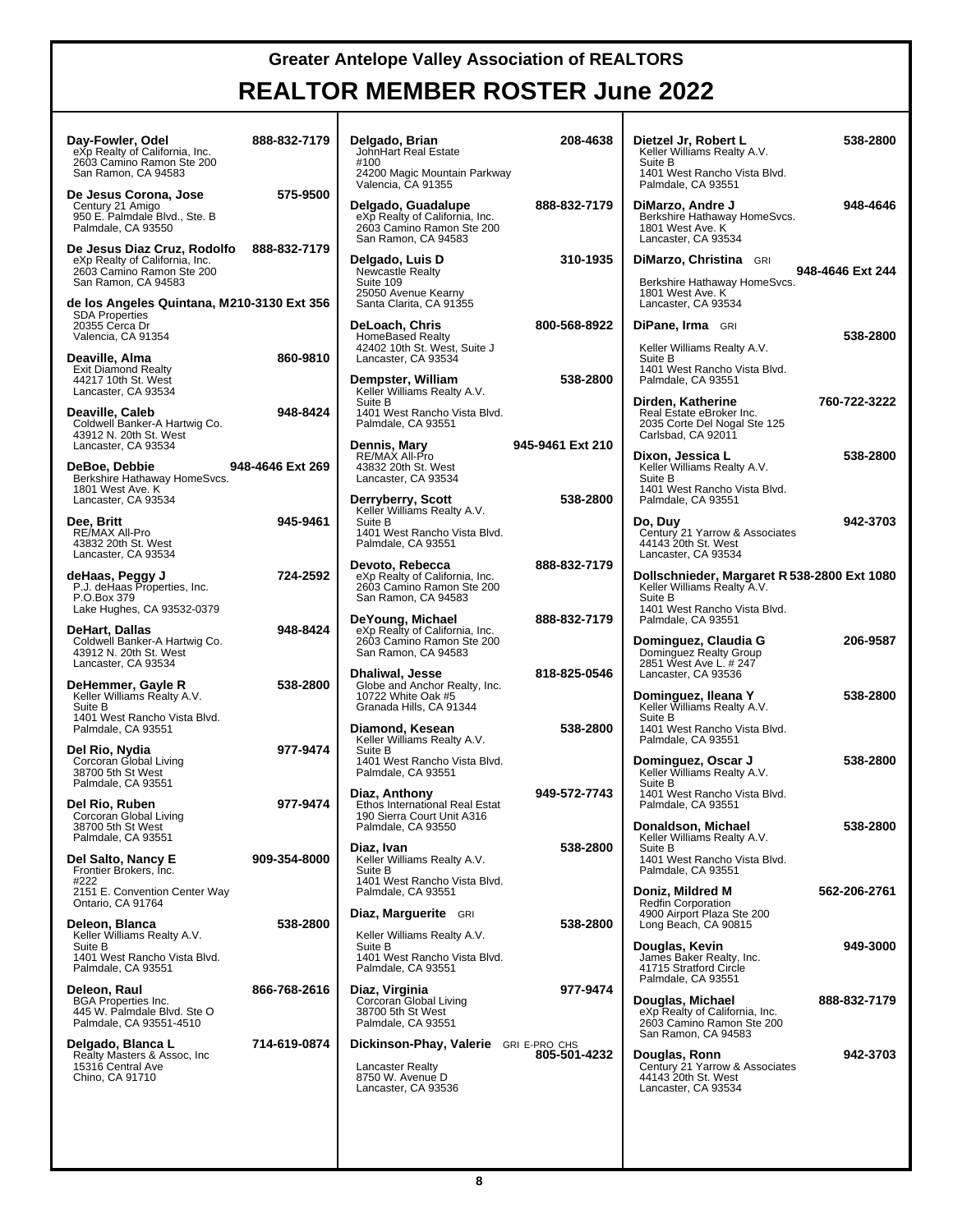# Greater Antelope Valley Association of REALTORS

# REALTOR MEMBER ROSTER June 2022

**Day-Fowler, Odel** 888-832-7179
eXp Realty of California, Inc.
2603 Camino Ramon Ste 200
San Ramon, CA 94583

**De Jesus Corona, Jose** 575-9500
Century 21 Amigo
950 E. Palmdale Blvd., Ste. B
Palmdale, CA 93550

**De Jesus Diaz Cruz, Rodolfo** 888-832-7179
eXp Realty of California, Inc.
2603 Camino Ramon Ste 200
San Ramon, CA 94583

**de los Angeles Quintana, M** 210-3130 Ext 356
SDA Properties
20355 Cerca Dr
Valencia, CA 91354

**Deaville, Alma** 860-9810
Exit Diamond Realty
44217 10th St. West
Lancaster, CA 93534

**Deaville, Caleb** 948-8424
Coldwell Banker-A Hartwig Co.
43912 N. 20th St. West
Lancaster, CA 93534

**DeBoe, Debbie** 948-4646 Ext 269
Berkshire Hathaway HomeSvcs.
1801 West Ave. K
Lancaster, CA 93534

**Dee, Britt** 945-9461
RE/MAX All-Pro
43832 20th St. West
Lancaster, CA 93534

**deHaas, Peggy J** 724-2592
P.J. deHaas Properties, Inc.
P.O.Box 379
Lake Hughes, CA 93532-0379

**DeHart, Dallas** 948-8424
Coldwell Banker-A Hartwig Co.
43912 N. 20th St. West
Lancaster, CA 93534

**DeHemmer, Gayle R** 538-2800
Keller Williams Realty A.V.
Suite B
1401 West Rancho Vista Blvd.
Palmdale, CA 93551

**Del Rio, Nydia** 977-9474
Corcoran Global Living
38700 5th St West
Palmdale, CA 93551

**Del Rio, Ruben** 977-9474
Corcoran Global Living
38700 5th St West
Palmdale, CA 93551

**Del Salto, Nancy E** 909-354-8000
Frontier Brokers, Inc.
#222
2151 E. Convention Center Way
Ontario, CA 91764

**Deleon, Blanca** 538-2800
Keller Williams Realty A.V.
Suite B
1401 West Rancho Vista Blvd.
Palmdale, CA 93551

**Deleon, Raul** 866-768-2616
BGA Properties Inc.
445 W. Palmdale Blvd. Ste O
Palmdale, CA 93551-4510

**Delgado, Blanca L** 714-619-0874
Realty Masters & Assoc, Inc
15316 Central Ave
Chino, CA 91710

**Delgado, Brian** 208-4638
JohnHart Real Estate
#100
24200 Magic Mountain Parkway
Valencia, CA 91355

**Delgado, Guadalupe** 888-832-7179
eXp Realty of California, Inc.
2603 Camino Ramon Ste 200
San Ramon, CA 94583

**Delgado, Luis D** 310-1935
Newcastle Realty
Suite 109
25050 Avenue Kearny
Santa Clarita, CA 91355

**DeLoach, Chris** 800-568-8922
HomeBased Realty
42402 10th St. West, Suite J
Lancaster, CA 93534

**Dempster, William** 538-2800
Keller Williams Realty A.V.
Suite B
1401 West Rancho Vista Blvd.
Palmdale, CA 93551

**Dennis, Mary** 945-9461 Ext 210
RE/MAX All-Pro
43832 20th St. West
Lancaster, CA 93534

**Derryberry, Scott** 538-2800
Keller Williams Realty A.V.
Suite B
1401 West Rancho Vista Blvd.
Palmdale, CA 93551

**Devoto, Rebecca** 888-832-7179
eXp Realty of California, Inc.
2603 Camino Ramon Ste 200
San Ramon, CA 94583

**DeYoung, Michael** 888-832-7179
eXp Realty of California, Inc.
2603 Camino Ramon Ste 200
San Ramon, CA 94583

**Dhaliwal, Jesse** 818-825-0546
Globe and Anchor Realty, Inc.
10722 White Oak #5
Granada Hills, CA 91344

**Diamond, Kesean** 538-2800
Keller Williams Realty A.V.
Suite B
1401 West Rancho Vista Blvd.
Palmdale, CA 93551

**Diaz, Anthony** 949-572-7743
Ethos International Real Estat
190 Sierra Court Unit A316
Palmdale, CA 93550

**Diaz, Ivan** 538-2800
Keller Williams Realty A.V.
Suite B
1401 West Rancho Vista Blvd.
Palmdale, CA 93551

**Diaz, Marguerite** GRI 538-2800
Keller Williams Realty A.V.
Suite B
1401 West Rancho Vista Blvd.
Palmdale, CA 93551

**Diaz, Virginia** 977-9474
Corcoran Global Living
38700 5th St West
Palmdale, CA 93551

**Dickinson-Phay, Valerie** GRI E-PRO CHS 805-501-4232
Lancaster Realty
8750 W. Avenue D
Lancaster, CA 93536

**Dietzel Jr, Robert L** 538-2800
Keller Williams Realty A.V.
Suite B
1401 West Rancho Vista Blvd.
Palmdale, CA 93551

**DiMarzo, Andre J** 948-4646
Berkshire Hathaway HomeSvcs.
1801 West Ave. K
Lancaster, CA 93534

**DiMarzo, Christina** GRI 948-4646 Ext 244
Berkshire Hathaway HomeSvcs.
1801 West Ave. K
Lancaster, CA 93534

**DiPane, Irma** GRI 538-2800
Keller Williams Realty A.V.
Suite B
1401 West Rancho Vista Blvd.
Palmdale, CA 93551

**Dirden, Katherine** 760-722-3222
Real Estate eBroker Inc.
2035 Corte Del Nogal Ste 125
Carlsbad, CA 92011

**Dixon, Jessica L** 538-2800
Keller Williams Realty A.V.
Suite B
1401 West Rancho Vista Blvd.
Palmdale, CA 93551

**Do, Duy** 942-3703
Century 21 Yarrow & Associates
44143 20th St. West
Lancaster, CA 93534

**Dollschnieder, Margaret R** 538-2800 Ext 1080
Keller Williams Realty A.V.
Suite B
1401 West Rancho Vista Blvd.
Palmdale, CA 93551

**Dominguez, Claudia G** 206-9587
Dominguez Realty Group
2851 West Ave L. # 247
Lancaster, CA 93536

**Dominguez, Ileana Y** 538-2800
Keller Williams Realty A.V.
Suite B
1401 West Rancho Vista Blvd.
Palmdale, CA 93551

**Dominguez, Oscar J** 538-2800
Keller Williams Realty A.V.
Suite B
1401 West Rancho Vista Blvd.
Palmdale, CA 93551

**Donaldson, Michael** 538-2800
Keller Williams Realty A.V.
Suite B
1401 West Rancho Vista Blvd.
Palmdale, CA 93551

**Doniz, Mildred M** 562-206-2761
Redfin Corporation
4900 Airport Plaza Ste 200
Long Beach, CA 90815

**Douglas, Kevin** 949-3000
James Baker Realty, Inc.
41715 Stratford Circle
Palmdale, CA 93551

**Douglas, Michael** 888-832-7179
eXp Realty of California, Inc.
2603 Camino Ramon Ste 200
San Ramon, CA 94583

**Douglas, Ronn** 942-3703
Century 21 Yarrow & Associates
44143 20th St. West
Lancaster, CA 93534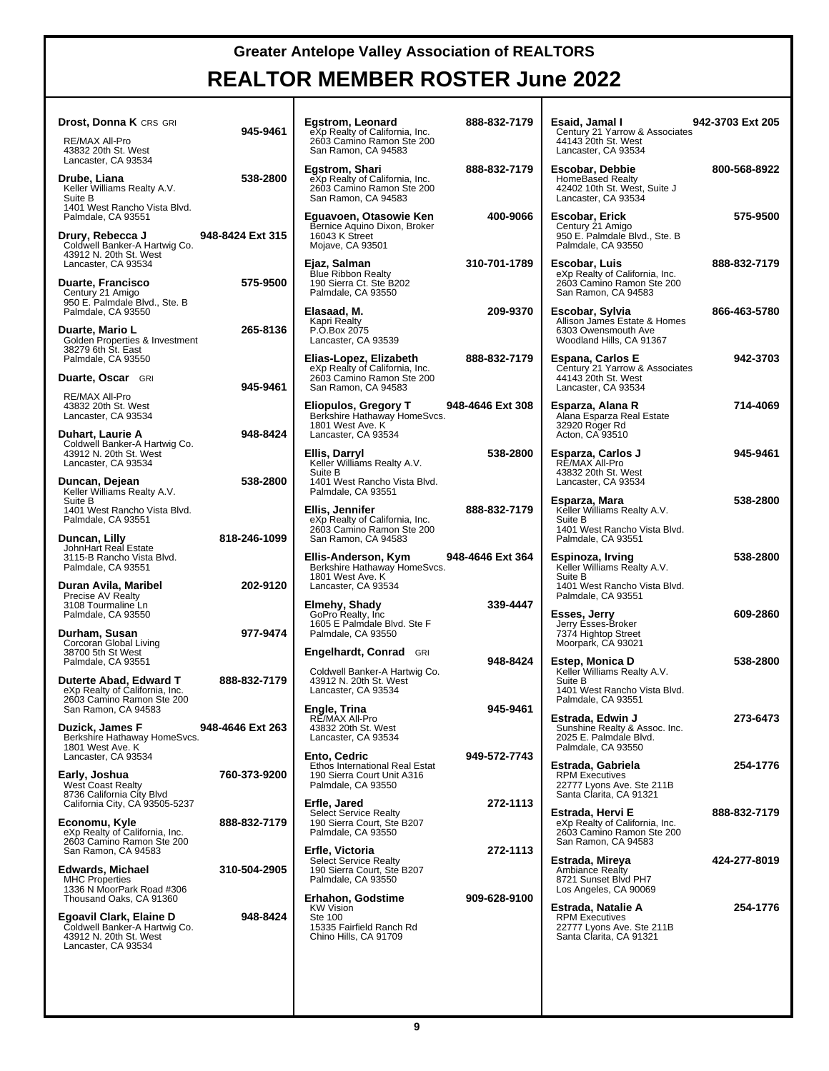# Greater Antelope Valley Association of REALTORS

# REALTOR MEMBER ROSTER June 2022

**Drost, Donna K** CRS GRI — 945-9461
RE/MAX All-Pro
43832 20th St. West
Lancaster, CA 93534

**Drube, Liana** — 538-2800
Keller Williams Realty A.V.
Suite B
1401 West Rancho Vista Blvd.
Palmdale, CA 93551

**Drury, Rebecca J** — 948-8424 Ext 315
Coldwell Banker-A Hartwig Co.
43912 N. 20th St. West
Lancaster, CA 93534

**Duarte, Francisco** — 575-9500
Century 21 Amigo
950 E. Palmdale Blvd., Ste. B
Palmdale, CA 93550

**Duarte, Mario L** — 265-8136
Golden Properties & Investment
38279 6th St. East
Palmdale, CA 93550

**Duarte, Oscar** GRI — 945-9461
RE/MAX All-Pro
43832 20th St. West
Lancaster, CA 93534

**Duhart, Laurie A** — 948-8424
Coldwell Banker-A Hartwig Co.
43912 N. 20th St. West
Lancaster, CA 93534

**Duncan, Dejean** — 538-2800
Keller Williams Realty A.V.
Suite B
1401 West Rancho Vista Blvd.
Palmdale, CA 93551

**Duncan, Lilly** — 818-246-1099
JohnHart Real Estate
3115-B Rancho Vista Blvd.
Palmdale, CA 93551

**Duran Avila, Maribel** — 202-9120
Precise AV Realty
3108 Tourmaline Ln
Palmdale, CA 93550

**Durham, Susan** — 977-9474
Corcoran Global Living
38700 5th St West
Palmdale, CA 93551

**Duterte Abad, Edward T** — 888-832-7179
eXp Realty of California, Inc.
2603 Camino Ramon Ste 200
San Ramon, CA 94583

**Duzick, James F** — 948-4646 Ext 263
Berkshire Hathaway HomeSvcs.
1801 West Ave. K
Lancaster, CA 93534

**Early, Joshua** — 760-373-9200
West Coast Realty
8736 California City Blvd
California City, CA 93505-5237

**Economu, Kyle** — 888-832-7179
eXp Realty of California, Inc.
2603 Camino Ramon Ste 200
San Ramon, CA 94583

**Edwards, Michael** — 310-504-2905
MHC Properties
1336 N MoorPark Road #306
Thousand Oaks, CA 91360

**Egoavil Clark, Elaine D** — 948-8424
Coldwell Banker-A Hartwig Co.
43912 N. 20th St. West
Lancaster, CA 93534

**Egstrom, Leonard** — 888-832-7179
eXp Realty of California, Inc.
2603 Camino Ramon Ste 200
San Ramon, CA 94583

**Egstrom, Shari** — 888-832-7179
eXp Realty of California, Inc.
2603 Camino Ramon Ste 200
San Ramon, CA 94583

**Eguavoen, Otasowie Ken** — 400-9066
Bernice Aquino Dixon, Broker
16043 K Street
Mojave, CA 93501

**Ejaz, Salman** — 310-701-1789
Blue Ribbon Realty
190 Sierra Ct. Ste B202
Palmdale, CA 93550

**Elasaad, M.** — 209-9370
Kapri Realty
P.O.Box 2075
Lancaster, CA 93539

**Elias-Lopez, Elizabeth** — 888-832-7179
eXp Realty of California, Inc.
2603 Camino Ramon Ste 200
San Ramon, CA 94583

**Eliopulos, Gregory T** — 948-4646 Ext 308
Berkshire Hathaway HomeSvcs.
1801 West Ave. K
Lancaster, CA 93534

**Ellis, Darryl** — 538-2800
Keller Williams Realty A.V.
Suite B
1401 West Rancho Vista Blvd.
Palmdale, CA 93551

**Ellis, Jennifer** — 888-832-7179
eXp Realty of California, Inc.
2603 Camino Ramon Ste 200
San Ramon, CA 94583

**Ellis-Anderson, Kym** — 948-4646 Ext 364
Berkshire Hathaway HomeSvcs.
1801 West Ave. K
Lancaster, CA 93534

**Elmehy, Shady** — 339-4447
GoPro Realty, Inc
1605 E Palmdale Blvd. Ste F
Palmdale, CA 93550

**Engelhardt, Conrad** GRI — 948-8424
Coldwell Banker-A Hartwig Co.
43912 N. 20th St. West
Lancaster, CA 93534

**Engle, Trina** — 945-9461
RE/MAX All-Pro
43832 20th St. West
Lancaster, CA 93534

**Ento, Cedric** — 949-572-7743
Ethos International Real Estat
190 Sierra Court Unit A316
Palmdale, CA 93550

**Erfle, Jared** — 272-1113
Select Service Realty
190 Sierra Court, Ste B207
Palmdale, CA 93550

**Erfle, Victoria** — 272-1113
Select Service Realty
190 Sierra Court, Ste B207
Palmdale, CA 93550

**Erhahon, Godstime** — 909-628-9100
KW Vision
Ste 100
15335 Fairfield Ranch Rd
Chino Hills, CA 91709

**Esaid, Jamal I** — 942-3703 Ext 205
Century 21 Yarrow & Associates
44143 20th St. West
Lancaster, CA 93534

**Escobar, Debbie** — 800-568-8922
HomeBased Realty
42402 10th St. West, Suite J
Lancaster, CA 93534

**Escobar, Erick** — 575-9500
Century 21 Amigo
950 E. Palmdale Blvd., Ste. B
Palmdale, CA 93550

**Escobar, Luis** — 888-832-7179
eXp Realty of California, Inc.
2603 Camino Ramon Ste 200
San Ramon, CA 94583

**Escobar, Sylvia** — 866-463-5780
Allison James Estate & Homes
6303 Owensmouth Ave
Woodland Hills, CA 91367

**Espana, Carlos E** — 942-3703
Century 21 Yarrow & Associates
44143 20th St. West
Lancaster, CA 93534

**Esparza, Alana R** — 714-4069
Alana Esparza Real Estate
32920 Roger Rd
Acton, CA 93510

**Esparza, Carlos J** — 945-9461
RE/MAX All-Pro
43832 20th St. West
Lancaster, CA 93534

**Esparza, Mara** — 538-2800
Keller Williams Realty A.V.
Suite B
1401 West Rancho Vista Blvd.
Palmdale, CA 93551

**Espinoza, Irving** — 538-2800
Keller Williams Realty A.V.
Suite B
1401 West Rancho Vista Blvd.
Palmdale, CA 93551

**Esses, Jerry** — 609-2860
Jerry Esses-Broker
7374 Hightop Street
Moorpark, CA 93021

**Estep, Monica D** — 538-2800
Keller Williams Realty A.V.
Suite B
1401 West Rancho Vista Blvd.
Palmdale, CA 93551

**Estrada, Edwin J** — 273-6473
Sunshine Realty & Assoc. Inc.
2025 E. Palmdale Blvd.
Palmdale, CA 93550

**Estrada, Gabriela** — 254-1776
RPM Executives
22777 Lyons Ave. Ste 211B
Santa Clarita, CA 91321

**Estrada, Hervi E** — 888-832-7179
eXp Realty of California, Inc.
2603 Camino Ramon Ste 200
San Ramon, CA 94583

**Estrada, Mireya** — 424-277-8019
Ambiance Realty
8721 Sunset Blvd PH7
Los Angeles, CA 90069

**Estrada, Natalie A** — 254-1776
RPM Executives
22777 Lyons Ave. Ste 211B
Santa Clarita, CA 91321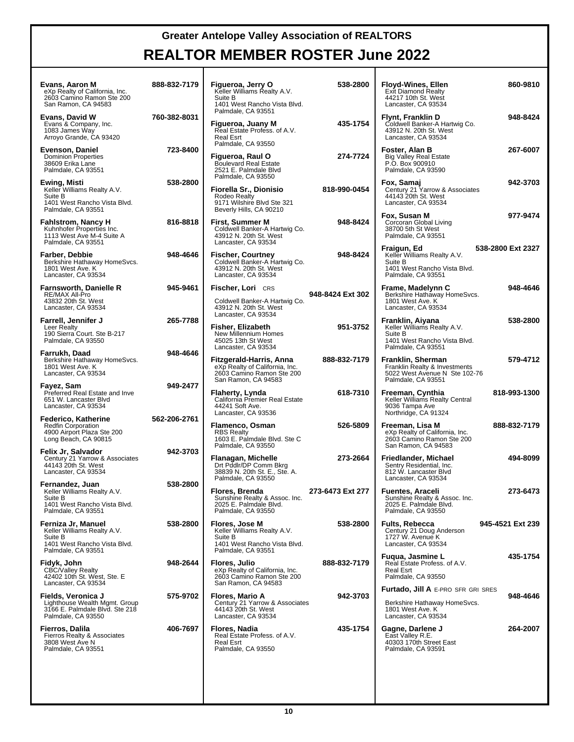# Greater Antelope Valley Association of REALTORS

## REALTOR MEMBER ROSTER June 2022

**Evans, Aaron M** — 888-832-7179
eXp Realty of California, Inc.
2603 Camino Ramon Ste 200
San Ramon, CA 94583

**Evans, David W** — 760-382-8031
Evans & Company, Inc.
1083 James Way
Arroyo Grande, CA 93420

**Evenson, Daniel** — 723-8400
Dominion Properties
38609 Erika Lane
Palmdale, CA 93551

**Ewing, Misti** — 538-2800
Keller Williams Realty A.V.
Suite B
1401 West Rancho Vista Blvd.
Palmdale, CA 93551

**Fahlstrom, Nancy H** — 816-8818
Kuhnhofer Properties Inc.
1113 West Ave M-4 Suite A
Palmdale, CA 93551

**Farber, Debbie** — 948-4646
Berkshire Hathaway HomeSvcs.
1801 West Ave. K
Lancaster, CA 93534

**Farnsworth, Danielle R** — 945-9461
RE/MAX All-Pro
43832 20th St. West
Lancaster, CA 93534

**Farrell, Jennifer J** — 265-7788
Leer Realty
190 Sierra Court. Ste B-217
Palmdale, CA 93550

**Farrukh, Daad** — 948-4646
Berkshire Hathaway HomeSvcs.
1801 West Ave. K
Lancaster, CA 93534

**Fayez, Sam** — 949-2477
Preferred Real Estate and Inve
651 W. Lancaster Blvd
Lancaster, CA 93534

**Federico, Katherine** — 562-206-2761
Redfin Corporation
4900 Airport Plaza Ste 200
Long Beach, CA 90815

**Felix Jr, Salvador** — 942-3703
Century 21 Yarrow & Associates
44143 20th St. West
Lancaster, CA 93534

**Fernandez, Juan** — 538-2800
Keller Williams Realty A.V.
Suite B
1401 West Rancho Vista Blvd.
Palmdale, CA 93551

**Ferniza Jr, Manuel** — 538-2800
Keller Williams Realty A.V.
Suite B
1401 West Rancho Vista Blvd.
Palmdale, CA 93551

**Fidyk, John** — 948-2644
CBC/Valley Realty
42402 10th St. West, Ste. E
Lancaster, CA 93534

**Fields, Veronica J** — 575-9702
Lighthouse Wealth Mgmt. Group
3166 E. Palmdale Blvd. Ste 218
Palmdale, CA 93550

**Fierros, Dalila** — 406-7697
Fierros Realty & Associates
3808 West Ave N
Palmdale, CA 93551

**Figueroa, Jerry O** — 538-2800
Keller Williams Realty A.V.
Suite B
1401 West Rancho Vista Blvd.
Palmdale, CA 93551

**Figueroa, Juany M** — 435-1754
Real Estate Profess. of A.V.
Real Esrt
Palmdale, CA 93550

**Figueroa, Raul O** — 274-7724
Boulevard Real Estate
2521 E. Palmdale Blvd
Palmdale, CA 93550

**Fiorella Sr., Dionisio** — 818-990-0454
Rodeo Realty
9171 Wilshire Blvd Ste 321
Beverly Hills, CA 90210

**First, Summer M** — 948-8424
Coldwell Banker-A Hartwig Co.
43912 N. 20th St. West
Lancaster, CA 93534

**Fischer, Courtney** — 948-8424
Coldwell Banker-A Hartwig Co.
43912 N. 20th St. West
Lancaster, CA 93534

**Fischer, Lori** CRS — 948-8424 Ext 302
Coldwell Banker-A Hartwig Co.
43912 N. 20th St. West
Lancaster, CA 93534

**Fisher, Elizabeth** — 951-3752
New Millennium Homes
45025 13th St West
Lancaster, CA 93534

**Fitzgerald-Harris, Anna** — 888-832-7179
eXp Realty of California, Inc.
2603 Camino Ramon Ste 200
San Ramon, CA 94583

**Flaherty, Lynda** — 618-7310
California Premier Real Estate
44241 Soft Ave.
Lancaster, CA 93536

**Flamenco, Osman** — 526-5809
RBS Realty
1603 E. Palmdale Blvd. Ste C
Palmdale, CA 93550

**Flanagan, Michelle** — 273-2664
Drt Pddlr/DP Comm Bkrg
38839 N. 20th St. E., Ste. A.
Palmdale, CA 93550

**Flores, Brenda** — 273-6473 Ext 277
Sunshine Realty & Assoc. Inc.
2025 E. Palmdale Blvd.
Palmdale, CA 93550

**Flores, Jose M** — 538-2800
Keller Williams Realty A.V.
Suite B
1401 West Rancho Vista Blvd.
Palmdale, CA 93551

**Flores, Julio** — 888-832-7179
eXp Realty of California, Inc.
2603 Camino Ramon Ste 200
San Ramon, CA 94583

**Flores, Mario A** — 942-3703
Century 21 Yarrow & Associates
44143 20th St. West
Lancaster, CA 93534

**Flores, Nadia** — 435-1754
Real Estate Profess. of A.V.
Real Esrt
Palmdale, CA 93550

**Floyd-Wines, Ellen** — 860-9810
Exit Diamond Realty
44217 10th St. West
Lancaster, CA 93534

**Flynt, Franklin D** — 948-8424
Coldwell Banker-A Hartwig Co.
43912 N. 20th St. West
Lancaster, CA 93534

**Foster, Alan B** — 267-6007
Big Valley Real Estate
P.O. Box 900910
Palmdale, CA 93590

**Fox, Samaj** — 942-3703
Century 21 Yarrow & Associates
44143 20th St. West
Lancaster, CA 93534

**Fox, Susan M** — 977-9474
Corcoran Global Living
38700 5th St West
Palmdale, CA 93551

**Fraigun, Ed** — 538-2800 Ext 2327
Keller Williams Realty A.V.
Suite B
1401 West Rancho Vista Blvd.
Palmdale, CA 93551

**Frame, Madelynn C** — 948-4646
Berkshire Hathaway HomeSvcs.
1801 West Ave. K
Lancaster, CA 93534

**Franklin, Aiyana** — 538-2800
Keller Williams Realty A.V.
Suite B
1401 West Rancho Vista Blvd.
Palmdale, CA 93551

**Franklin, Sherman** — 579-4712
Franklin Realty & Investments
5022 West Avenue N Ste 102-76
Palmdale, CA 93551

**Freeman, Cynthia** — 818-993-1300
Keller Williams Realty Central
9036 Tampa Ave
Northridge, CA 91324

**Freeman, Lisa M** — 888-832-7179
eXp Realty of California, Inc.
2603 Camino Ramon Ste 200
San Ramon, CA 94583

**Friedlander, Michael** — 494-8099
Sentry Residential, Inc.
812 W. Lancaster Blvd
Lancaster, CA 93534

**Fuentes, Araceli** — 273-6473
Sunshine Realty & Assoc. Inc.
2025 E. Palmdale Blvd.
Palmdale, CA 93550

**Fults, Rebecca** — 945-4521 Ext 239
Century 21 Doug Anderson
1727 W. Avenue K
Lancaster, CA 93534

**Fuqua, Jasmine L** — 435-1754
Real Estate Profess. of A.V.
Real Esrt
Palmdale, CA 93550

**Furtado, Jill A** E-PRO SFR GRI SRES — 948-4646
Berkshire Hathaway HomeSvcs.
1801 West Ave. K
Lancaster, CA 93534

**Gagne, Darlene J** — 264-2007
East Valley R.E.
40303 170th Street East
Palmdale, CA 93591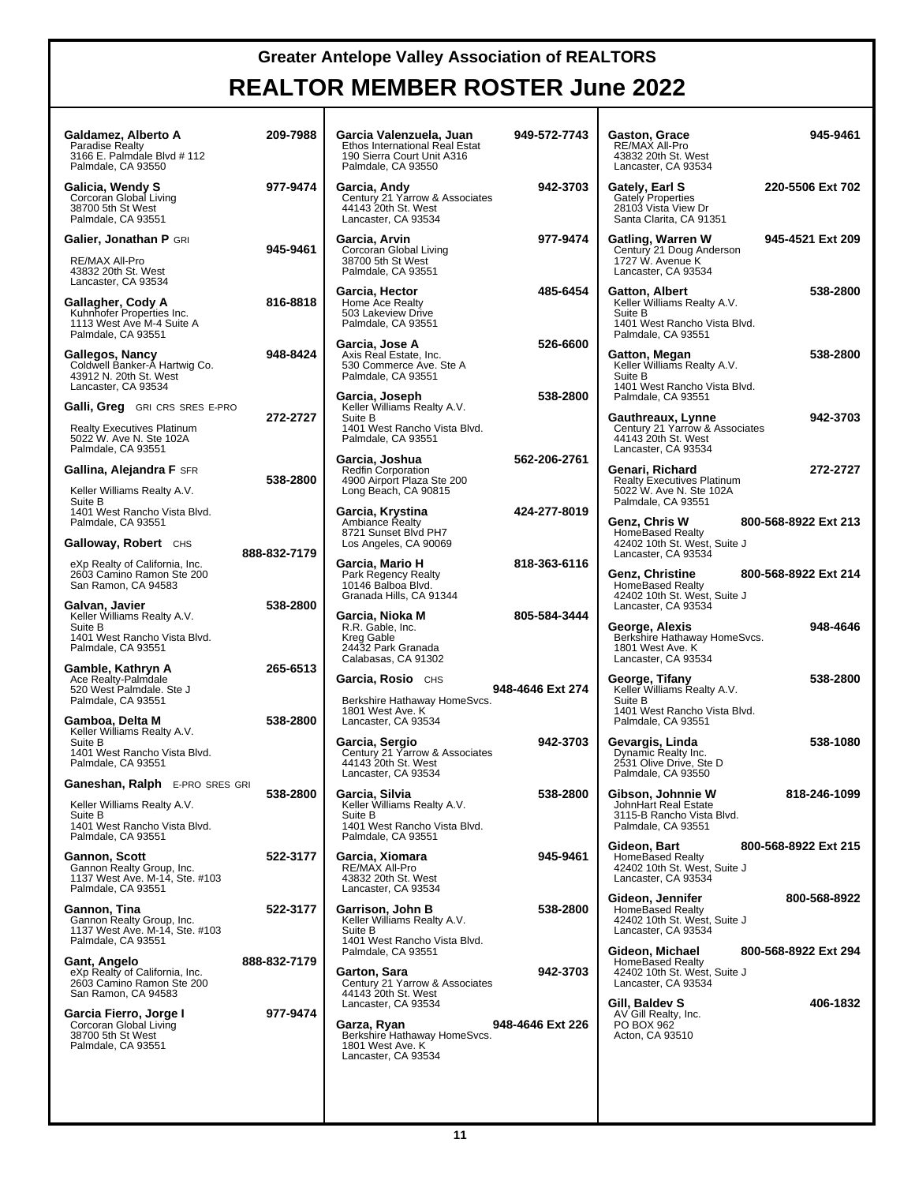# Greater Antelope Valley Association of REALTORS

## REALTOR MEMBER ROSTER June 2022

**Galdamez, Alberto A** 209-7988
Paradise Realty
3166 E. Palmdale Blvd # 112
Palmdale, CA 93550

**Galicia, Wendy S** 977-9474
Corcoran Global Living
38700 5th St West
Palmdale, CA 93551

**Galier, Jonathan P** GRI 945-9461
RE/MAX All-Pro
43832 20th St. West
Lancaster, CA 93534

**Gallagher, Cody A** 816-8818
Kuhnhofer Properties Inc.
1113 West Ave M-4 Suite A
Palmdale, CA 93551

**Gallegos, Nancy** 948-8424
Coldwell Banker-A Hartwig Co.
43912 N. 20th St. West
Lancaster, CA 93534

**Galli, Greg** GRI CRS SRES E-PRO 272-2727
Realty Executives Platinum
5022 W. Ave N. Ste 102A
Palmdale, CA 93551

**Gallina, Alejandra F** SFR 538-2800
Keller Williams Realty A.V.
Suite B
1401 West Rancho Vista Blvd.
Palmdale, CA 93551

**Galloway, Robert** CHS 888-832-7179
eXp Realty of California, Inc.
2603 Camino Ramon Ste 200
San Ramon, CA 94583

**Galvan, Javier** 538-2800
Keller Williams Realty A.V.
Suite B
1401 West Rancho Vista Blvd.
Palmdale, CA 93551

**Gamble, Kathryn A** 265-6513
Ace Realty-Palmdale
520 West Palmdale. Ste J
Palmdale, CA 93551

**Gamboa, Delta M** 538-2800
Keller Williams Realty A.V.
Suite B
1401 West Rancho Vista Blvd.
Palmdale, CA 93551

**Ganeshan, Ralph** E-PRO SRES GRI 538-2800
Keller Williams Realty A.V.
Suite B
1401 West Rancho Vista Blvd.
Palmdale, CA 93551

**Gannon, Scott** 522-3177
Gannon Realty Group, Inc.
1137 West Ave. M-14, Ste. #103
Palmdale, CA 93551

**Gannon, Tina** 522-3177
Gannon Realty Group, Inc.
1137 West Ave. M-14, Ste. #103
Palmdale, CA 93551

**Gant, Angelo** 888-832-7179
eXp Realty of California, Inc.
2603 Camino Ramon Ste 200
San Ramon, CA 94583

**Garcia Fierro, Jorge I** 977-9474
Corcoran Global Living
38700 5th St West
Palmdale, CA 93551

**Garcia Valenzuela, Juan** 949-572-7743
Ethos International Real Estat
190 Sierra Court Unit A316
Palmdale, CA 93550

**Garcia, Andy** 942-3703
Century 21 Yarrow & Associates
44143 20th St. West
Lancaster, CA 93534

**Garcia, Arvin** 977-9474
Corcoran Global Living
38700 5th St West
Palmdale, CA 93551

**Garcia, Hector** 485-6454
Home Ace Realty
503 Lakeview Drive
Palmdale, CA 93551

**Garcia, Jose A** 526-6600
Axis Real Estate, Inc.
530 Commerce Ave. Ste A
Palmdale, CA 93551

**Garcia, Joseph** 538-2800
Keller Williams Realty A.V.
Suite B
1401 West Rancho Vista Blvd.
Palmdale, CA 93551

**Garcia, Joshua** 562-206-2761
Redfin Corporation
4900 Airport Plaza Ste 200
Long Beach, CA 90815

**Garcia, Krystina** 424-277-8019
Ambiance Realty
8721 Sunset Blvd PH7
Los Angeles, CA 90069

**Garcia, Mario H** 818-363-6116
Park Regency Realty
10146 Balboa Blvd.
Granada Hills, CA 91344

**Garcia, Nioka M** 805-584-3444
R.R. Gable, Inc.
Kreg Gable
24432 Park Granada
Calabasas, CA 91302

**Garcia, Rosio** CHS 948-4646 Ext 274
Berkshire Hathaway HomeSvcs.
1801 West Ave. K
Lancaster, CA 93534

**Garcia, Sergio** 942-3703
Century 21 Yarrow & Associates
44143 20th St. West
Lancaster, CA 93534

**Garcia, Silvia** 538-2800
Keller Williams Realty A.V.
Suite B
1401 West Rancho Vista Blvd.
Palmdale, CA 93551

**Garcia, Xiomara** 945-9461
RE/MAX All-Pro
43832 20th St. West
Lancaster, CA 93534

**Garrison, John B** 538-2800
Keller Williams Realty A.V.
Suite B
1401 West Rancho Vista Blvd.
Palmdale, CA 93551

**Garton, Sara** 942-3703
Century 21 Yarrow & Associates
44143 20th St. West
Lancaster, CA 93534

**Garza, Ryan** 948-4646 Ext 226
Berkshire Hathaway HomeSvcs.
1801 West Ave. K
Lancaster, CA 93534

**Gaston, Grace** 945-9461
RE/MAX All-Pro
43832 20th St. West
Lancaster, CA 93534

**Gately, Earl S** 220-5506 Ext 702
Gately Properties
28103 Vista View Dr
Santa Clarita, CA 91351

**Gatling, Warren W** 945-4521 Ext 209
Century 21 Doug Anderson
1727 W. Avenue K
Lancaster, CA 93534

**Gatton, Albert** 538-2800
Keller Williams Realty A.V.
Suite B
1401 West Rancho Vista Blvd.
Palmdale, CA 93551

**Gatton, Megan** 538-2800
Keller Williams Realty A.V.
Suite B
1401 West Rancho Vista Blvd.
Palmdale, CA 93551

**Gauthreaux, Lynne** 942-3703
Century 21 Yarrow & Associates
44143 20th St. West
Lancaster, CA 93534

**Genari, Richard** 272-2727
Realty Executives Platinum
5022 W. Ave N. Ste 102A
Palmdale, CA 93551

**Genz, Chris W** 800-568-8922 Ext 213
HomeBased Realty
42402 10th St. West, Suite J
Lancaster, CA 93534

**Genz, Christine** 800-568-8922 Ext 214
HomeBased Realty
42402 10th St. West, Suite J
Lancaster, CA 93534

**George, Alexis** 948-4646
Berkshire Hathaway HomeSvcs.
1801 West Ave. K
Lancaster, CA 93534

**George, Tifany** 538-2800
Keller Williams Realty A.V.
Suite B
1401 West Rancho Vista Blvd.
Palmdale, CA 93551

**Gevargis, Linda** 538-1080
Dynamic Realty Inc.
2531 Olive Drive, Ste D
Palmdale, CA 93550

**Gibson, Johnnie W** 818-246-1099
JohnHart Real Estate
3115-B Rancho Vista Blvd.
Palmdale, CA 93551

**Gideon, Bart** 800-568-8922 Ext 215
HomeBased Realty
42402 10th St. West, Suite J
Lancaster, CA 93534

**Gideon, Jennifer** 800-568-8922
HomeBased Realty
42402 10th St. West, Suite J
Lancaster, CA 93534

**Gideon, Michael** 800-568-8922 Ext 294
HomeBased Realty
42402 10th St. West, Suite J
Lancaster, CA 93534

**Gill, Baldev S** 406-1832
AV Gill Realty, Inc.
PO BOX 962
Acton, CA 93510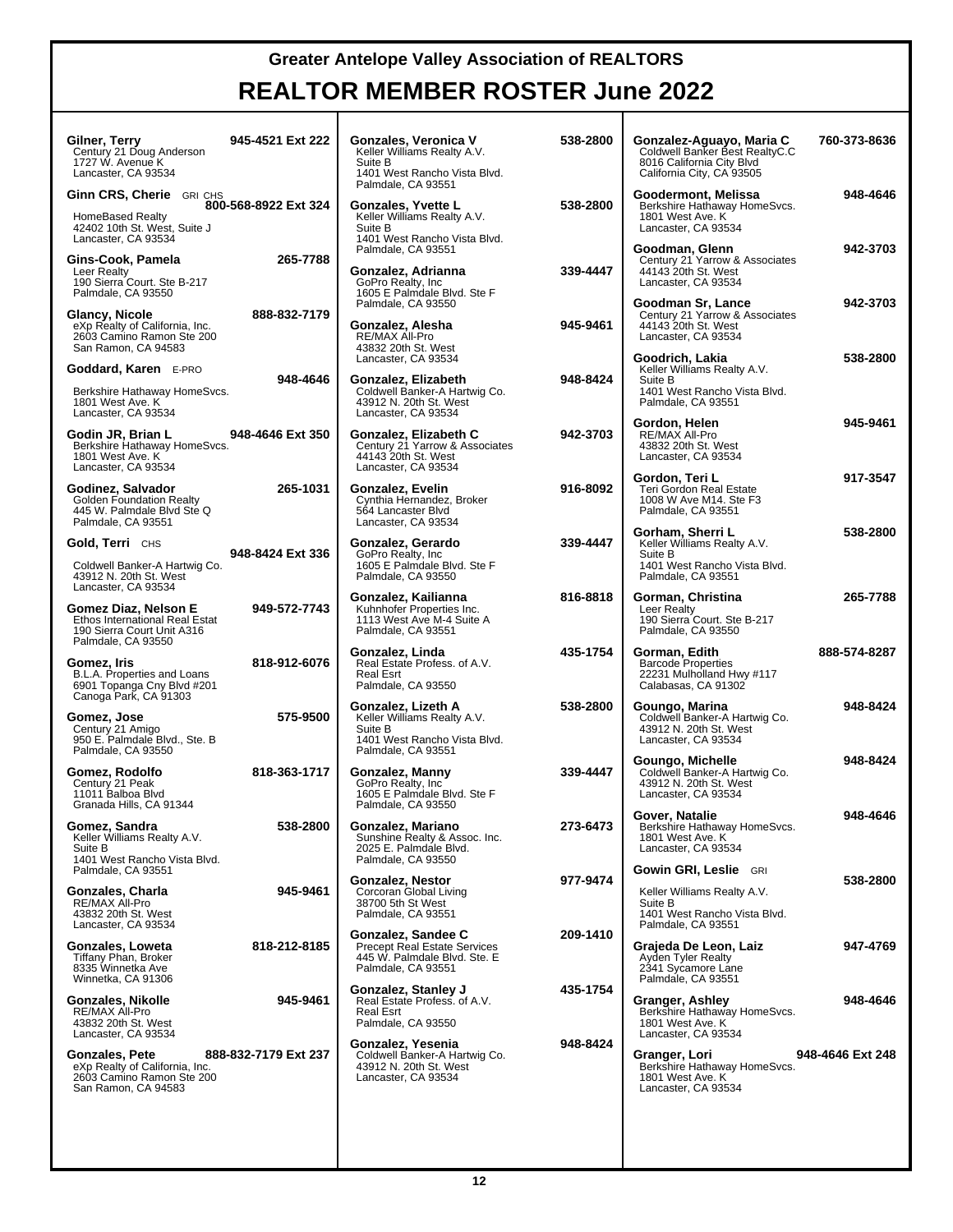# Greater Antelope Valley Association of REALTORS

# REALTOR MEMBER ROSTER June 2022

**Gilner, Terry** 945-4521 Ext 222
Century 21 Doug Anderson
1727 W. Avenue K
Lancaster, CA 93534

**Ginn CRS, Cherie** GRI CHS 800-568-8922 Ext 324
HomeBased Realty
42402 10th St. West, Suite J
Lancaster, CA 93534

**Gins-Cook, Pamela** 265-7788
Leer Realty
190 Sierra Court. Ste B-217
Palmdale, CA 93550

**Glancy, Nicole** 888-832-7179
eXp Realty of California, Inc.
2603 Camino Ramon Ste 200
San Ramon, CA 94583

**Goddard, Karen** E-PRO 948-4646
Berkshire Hathaway HomeSvcs.
1801 West Ave. K
Lancaster, CA 93534

**Godin JR, Brian L** 948-4646 Ext 350
Berkshire Hathaway HomeSvcs.
1801 West Ave. K
Lancaster, CA 93534

**Godinez, Salvador** 265-1031
Golden Foundation Realty
445 W. Palmdale Blvd Ste Q
Palmdale, CA 93551

**Gold, Terri** CHS 948-8424 Ext 336
Coldwell Banker-A Hartwig Co.
43912 N. 20th St. West
Lancaster, CA 93534

**Gomez Diaz, Nelson E** 949-572-7743
Ethos International Real Estat
190 Sierra Court Unit A316
Palmdale, CA 93550

**Gomez, Iris** 818-912-6076
B.L.A. Properties and Loans
6901 Topanga Cny Blvd #201
Canoga Park, CA 91303

**Gomez, Jose** 575-9500
Century 21 Amigo
950 E. Palmdale Blvd., Ste. B
Palmdale, CA 93550

**Gomez, Rodolfo** 818-363-1717
Century 21 Peak
11011 Balboa Blvd
Granada Hills, CA 91344

**Gomez, Sandra** 538-2800
Keller Williams Realty A.V.
Suite B
1401 West Rancho Vista Blvd.
Palmdale, CA 93551

**Gonzales, Charla** 945-9461
RE/MAX All-Pro
43832 20th St. West
Lancaster, CA 93534

**Gonzales, Loweta** 818-212-8185
Tiffany Phan, Broker
8335 Winnetka Ave
Winnetka, CA 91306

**Gonzales, Nikolle** 945-9461
RE/MAX All-Pro
43832 20th St. West
Lancaster, CA 93534

**Gonzales, Pete** 888-832-7179 Ext 237
eXp Realty of California, Inc.
2603 Camino Ramon Ste 200
San Ramon, CA 94583

**Gonzales, Veronica V** 538-2800
Keller Williams Realty A.V.
Suite B
1401 West Rancho Vista Blvd.
Palmdale, CA 93551

**Gonzales, Yvette L** 538-2800
Keller Williams Realty A.V.
Suite B
1401 West Rancho Vista Blvd.
Palmdale, CA 93551

**Gonzalez, Adrianna** 339-4447
GoPro Realty, Inc
1605 E Palmdale Blvd. Ste F
Palmdale, CA 93550

**Gonzalez, Alesha** 945-9461
RE/MAX All-Pro
43832 20th St. West
Lancaster, CA 93534

**Gonzalez, Elizabeth** 948-8424
Coldwell Banker-A Hartwig Co.
43912 N. 20th St. West
Lancaster, CA 93534

**Gonzalez, Elizabeth C** 942-3703
Century 21 Yarrow & Associates
44143 20th St. West
Lancaster, CA 93534

**Gonzalez, Evelin** 916-8092
Cynthia Hernandez, Broker
564 Lancaster Blvd
Lancaster, CA 93534

**Gonzalez, Gerardo** 339-4447
GoPro Realty, Inc
1605 E Palmdale Blvd. Ste F
Palmdale, CA 93550

**Gonzalez, Kailianna** 816-8818
Kuhnhofer Properties Inc.
1113 West Ave M-4 Suite A
Palmdale, CA 93551

**Gonzalez, Linda** 435-1754
Real Estate Profess. of A.V.
Real Esrt
Palmdale, CA 93550

**Gonzalez, Lizeth A** 538-2800
Keller Williams Realty A.V.
Suite B
1401 West Rancho Vista Blvd.
Palmdale, CA 93551

**Gonzalez, Manny** 339-4447
GoPro Realty, Inc
1605 E Palmdale Blvd. Ste F
Palmdale, CA 93550

**Gonzalez, Mariano** 273-6473
Sunshine Realty & Assoc. Inc.
2025 E. Palmdale Blvd.
Palmdale, CA 93550

**Gonzalez, Nestor** 977-9474
Corcoran Global Living
38700 5th St West
Palmdale, CA 93551

**Gonzalez, Sandee C** 209-1410
Precept Real Estate Services
445 W. Palmdale Blvd. Ste. E
Palmdale, CA 93551

**Gonzalez, Stanley J** 435-1754
Real Estate Profess. of A.V.
Real Esrt
Palmdale, CA 93550

**Gonzalez, Yesenia** 948-8424
Coldwell Banker-A Hartwig Co.
43912 N. 20th St. West
Lancaster, CA 93534

**Gonzalez-Aguayo, Maria C** 760-373-8636
Coldwell Banker Best RealtyC.C
8016 California City Blvd
California City, CA 93505

**Goodermont, Melissa** 948-4646
Berkshire Hathaway HomeSvcs.
1801 West Ave. K
Lancaster, CA 93534

**Goodman, Glenn** 942-3703
Century 21 Yarrow & Associates
44143 20th St. West
Lancaster, CA 93534

**Goodman Sr, Lance** 942-3703
Century 21 Yarrow & Associates
44143 20th St. West
Lancaster, CA 93534

**Goodrich, Lakia** 538-2800
Keller Williams Realty A.V.
Suite B
1401 West Rancho Vista Blvd.
Palmdale, CA 93551

**Gordon, Helen** 945-9461
RE/MAX All-Pro
43832 20th St. West
Lancaster, CA 93534

**Gordon, Teri L** 917-3547
Teri Gordon Real Estate
1008 W Ave M14. Ste F3
Palmdale, CA 93551

**Gorham, Sherri L** 538-2800
Keller Williams Realty A.V.
Suite B
1401 West Rancho Vista Blvd.
Palmdale, CA 93551

**Gorman, Christina** 265-7788
Leer Realty
190 Sierra Court. Ste B-217
Palmdale, CA 93550

**Gorman, Edith** 888-574-8287
Barcode Properties
22231 Mulholland Hwy #117
Calabasas, CA 91302

**Goungo, Marina** 948-8424
Coldwell Banker-A Hartwig Co.
43912 N. 20th St. West
Lancaster, CA 93534

**Goungo, Michelle** 948-8424
Coldwell Banker-A Hartwig Co.
43912 N. 20th St. West
Lancaster, CA 93534

**Gover, Natalie** 948-4646
Berkshire Hathaway HomeSvcs.
1801 West Ave. K
Lancaster, CA 93534

**Gowin GRI, Leslie** GRI 538-2800
Keller Williams Realty A.V.
Suite B
1401 West Rancho Vista Blvd.
Palmdale, CA 93551

**Grajeda De Leon, Laiz** 947-4769
Ayden Tyler Realty
2341 Sycamore Lane
Palmdale, CA 93551

**Granger, Ashley** 948-4646
Berkshire Hathaway HomeSvcs.
1801 West Ave. K
Lancaster, CA 93534

**Granger, Lori** 948-4646 Ext 248
Berkshire Hathaway HomeSvcs.
1801 West Ave. K
Lancaster, CA 93534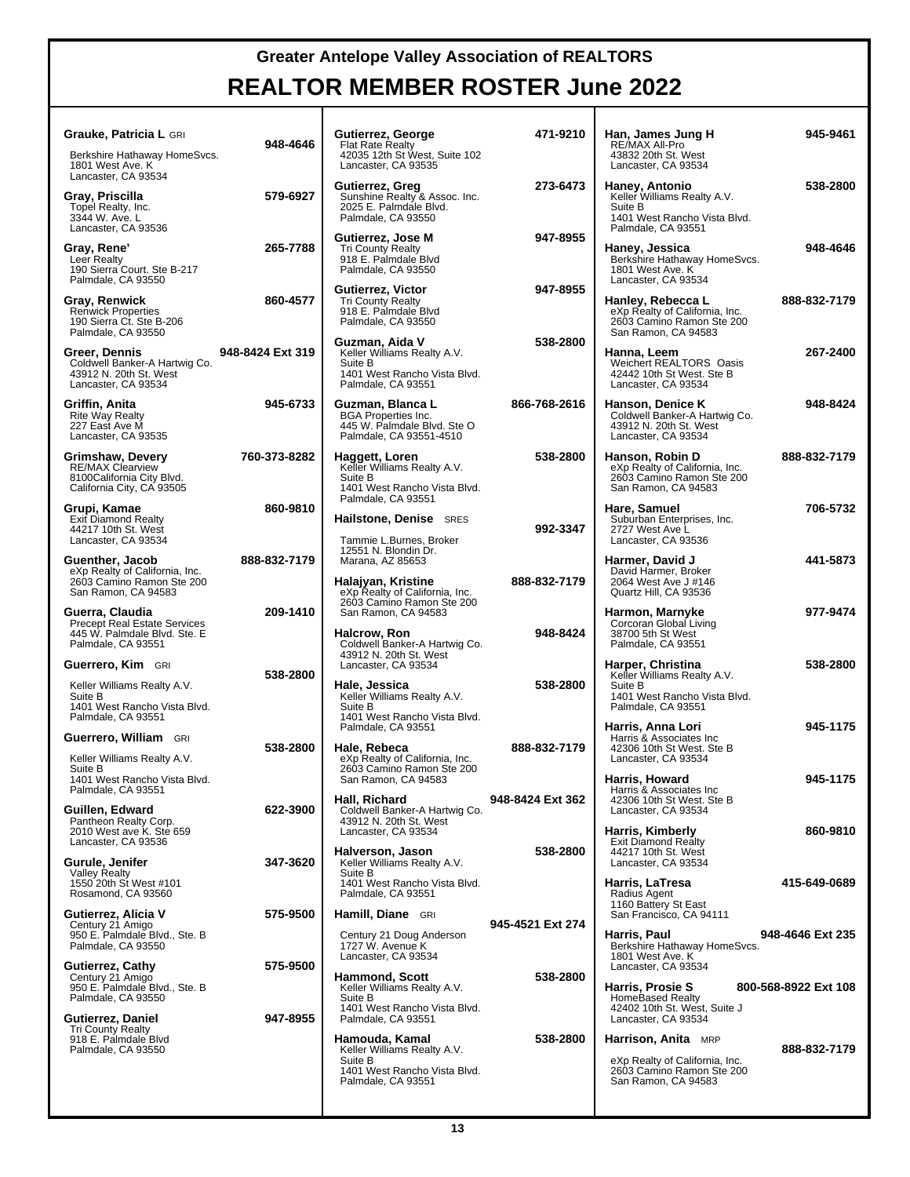# Greater Antelope Valley Association of REALTORS

# REALTOR MEMBER ROSTER June 2022

**Grauke, Patricia L** GRI — **948-4646**
Berkshire Hathaway HomeSvcs.
1801 West Ave. K
Lancaster, CA 93534

**Gray, Priscilla** — **579-6927**
Topel Realty, Inc.
3344 W. Ave. L
Lancaster, CA 93536

**Gray, Rene'** — **265-7788**
Leer Realty
190 Sierra Court. Ste B-217
Palmdale, CA 93550

**Gray, Renwick** — **860-4577**
Renwick Properties
190 Sierra Ct. Ste B-206
Palmdale, CA 93550

**Greer, Dennis** — **948-8424 Ext 319**
Coldwell Banker-A Hartwig Co.
43912 N. 20th St. West
Lancaster, CA 93534

**Griffin, Anita** — **945-6733**
Rite Way Realty
227 East Ave M
Lancaster, CA 93535

**Grimshaw, Devery** — **760-373-8282**
RE/MAX Clearview
8100California City Blvd.
California City, CA 93505

**Grupi, Kamae** — **860-9810**
Exit Diamond Realty
44217 10th St. West
Lancaster, CA 93534

**Guenther, Jacob** — **888-832-7179**
eXp Realty of California, Inc.
2603 Camino Ramon Ste 200
San Ramon, CA 94583

**Guerra, Claudia** — **209-1410**
Precept Real Estate Services
445 W. Palmdale Blvd. Ste. E
Palmdale, CA 93551

**Guerrero, Kim** GRI — **538-2800**
Keller Williams Realty A.V.
Suite B
1401 West Rancho Vista Blvd.
Palmdale, CA 93551

**Guerrero, William** GRI — **538-2800**
Keller Williams Realty A.V.
Suite B
1401 West Rancho Vista Blvd.
Palmdale, CA 93551

**Guillen, Edward** — **622-3900**
Pantheon Realty Corp.
2010 West ave K. Ste 659
Lancaster, CA 93536

**Gurule, Jenifer** — **347-3620**
Valley Realty
1550 20th St West #101
Rosamond, CA 93560

**Gutierrez, Alicia V** — **575-9500**
Century 21 Amigo
950 E. Palmdale Blvd., Ste. B
Palmdale, CA 93550

**Gutierrez, Cathy** — **575-9500**
Century 21 Amigo
950 E. Palmdale Blvd., Ste. B
Palmdale, CA 93550

**Gutierrez, Daniel** — **947-8955**
Tri County Realty
918 E. Palmdale Blvd
Palmdale, CA 93550

**Gutierrez, George** — **471-9210**
Flat Rate Realty
42035 12th St West, Suite 102
Lancaster, CA 93535

**Gutierrez, Greg** — **273-6473**
Sunshine Realty & Assoc. Inc.
2025 E. Palmdale Blvd.
Palmdale, CA 93550

**Gutierrez, Jose M** — **947-8955**
Tri County Realty
918 E. Palmdale Blvd
Palmdale, CA 93550

**Gutierrez, Victor** — **947-8955**
Tri County Realty
918 E. Palmdale Blvd
Palmdale, CA 93550

**Guzman, Aida V** — **538-2800**
Keller Williams Realty A.V.
Suite B
1401 West Rancho Vista Blvd.
Palmdale, CA 93551

**Guzman, Blanca L** — **866-768-2616**
BGA Properties Inc.
445 W. Palmdale Blvd. Ste O
Palmdale, CA 93551-4510

**Haggett, Loren** — **538-2800**
Keller Williams Realty A.V.
Suite B
1401 West Rancho Vista Blvd.
Palmdale, CA 93551

**Hailstone, Denise** SRES — **992-3347**
Tammie L.Burnes, Broker
12551 N. Blondin Dr.
Marana, AZ 85653

**Halajyan, Kristine** — **888-832-7179**
eXp Realty of California, Inc.
2603 Camino Ramon Ste 200
San Ramon, CA 94583

**Halcrow, Ron** — **948-8424**
Coldwell Banker-A Hartwig Co.
43912 N. 20th St. West
Lancaster, CA 93534

**Hale, Jessica** — **538-2800**
Keller Williams Realty A.V.
Suite B
1401 West Rancho Vista Blvd.
Palmdale, CA 93551

**Hale, Rebeca** — **888-832-7179**
eXp Realty of California, Inc.
2603 Camino Ramon Ste 200
San Ramon, CA 94583

**Hall, Richard** — **948-8424 Ext 362**
Coldwell Banker-A Hartwig Co.
43912 N. 20th St. West
Lancaster, CA 93534

**Halverson, Jason** — **538-2800**
Keller Williams Realty A.V.
Suite B
1401 West Rancho Vista Blvd.
Palmdale, CA 93551

**Hamill, Diane** GRI — **945-4521 Ext 274**
Century 21 Doug Anderson
1727 W. Avenue K
Lancaster, CA 93534

**Hammond, Scott** — **538-2800**
Keller Williams Realty A.V.
Suite B
1401 West Rancho Vista Blvd.
Palmdale, CA 93551

**Hamouda, Kamal** — **538-2800**
Keller Williams Realty A.V.
Suite B
1401 West Rancho Vista Blvd.
Palmdale, CA 93551

**Han, James Jung H** — **945-9461**
RE/MAX All-Pro
43832 20th St. West
Lancaster, CA 93534

**Haney, Antonio** — **538-2800**
Keller Williams Realty A.V.
Suite B
1401 West Rancho Vista Blvd.
Palmdale, CA 93551

**Haney, Jessica** — **948-4646**
Berkshire Hathaway HomeSvcs.
1801 West Ave. K
Lancaster, CA 93534

**Hanley, Rebecca L** — **888-832-7179**
eXp Realty of California, Inc.
2603 Camino Ramon Ste 200
San Ramon, CA 94583

**Hanna, Leem** — **267-2400**
Weichert REALTORS Oasis
42442 10th St West. Ste B
Lancaster, CA 93534

**Hanson, Denice K** — **948-8424**
Coldwell Banker-A Hartwig Co.
43912 N. 20th St. West
Lancaster, CA 93534

**Hanson, Robin D** — **888-832-7179**
eXp Realty of California, Inc.
2603 Camino Ramon Ste 200
San Ramon, CA 94583

**Hare, Samuel** — **706-5732**
Suburban Enterprises, Inc.
2727 West Ave L
Lancaster, CA 93536

**Harmer, David J** — **441-5873**
David Harmer, Broker
2064 West Ave J #146
Quartz Hill, CA 93536

**Harmon, Marnyke** — **977-9474**
Corcoran Global Living
38700 5th St West
Palmdale, CA 93551

**Harper, Christina** — **538-2800**
Keller Williams Realty A.V.
Suite B
1401 West Rancho Vista Blvd.
Palmdale, CA 93551

**Harris, Anna Lori** — **945-1175**
Harris & Associates Inc
42306 10th St West. Ste B
Lancaster, CA 93534

**Harris, Howard** — **945-1175**
Harris & Associates Inc
42306 10th St West. Ste B
Lancaster, CA 93534

**Harris, Kimberly** — **860-9810**
Exit Diamond Realty
44217 10th St. West
Lancaster, CA 93534

**Harris, LaTresa** — **415-649-0689**
Radius Agent
1160 Battery St East
San Francisco, CA 94111

**Harris, Paul** — **948-4646 Ext 235**
Berkshire Hathaway HomeSvcs.
1801 West Ave. K
Lancaster, CA 93534

**Harris, Prosie S** — **800-568-8922 Ext 108**
HomeBased Realty
42402 10th St. West, Suite J
Lancaster, CA 93534

**Harrison, Anita** MRP — **888-832-7179**
eXp Realty of California, Inc.
2603 Camino Ramon Ste 200
San Ramon, CA 94583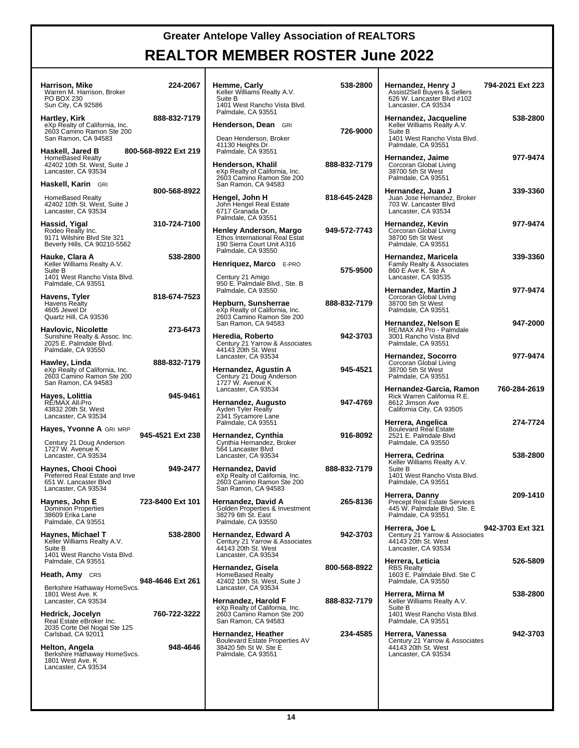# Greater Antelope Valley Association of REALTORS

# REALTOR MEMBER ROSTER June 2022

**Harrison, Mike** — **224-2067**
Warren M. Harrison, Broker
PO BOX 230
Sun City, CA 92586

**Hartley, Kirk** — **888-832-7179**
eXp Realty of California, Inc.
2603 Camino Ramon Ste 200
San Ramon, CA 94583

**Haskell, Jared B** — **800-568-8922 Ext 219**
HomeBased Realty
42402 10th St. West, Suite J
Lancaster, CA 93534

**Haskell, Karin** GRI — **800-568-8922**
HomeBased Realty
42402 10th St. West, Suite J
Lancaster, CA 93534

**Hassid, Yigal** — **310-724-7100**
Rodeo Realty Inc.
9171 Wilshire Blvd Ste 321
Beverly Hills, CA 90210-5562

**Hauke, Clara A** — **538-2800**
Keller Williams Realty A.V.
Suite B
1401 West Rancho Vista Blvd.
Palmdale, CA 93551

**Havens, Tyler** — **818-674-7523**
Havens Realty
4605 Jewel Dr
Quartz Hill, CA 93536

**Havlovic, Nicolette** — **273-6473**
Sunshine Realty & Assoc. Inc.
2025 E. Palmdale Blvd.
Palmdale, CA 93550

**Hawley, Linda** — **888-832-7179**
eXp Realty of California, Inc.
2603 Camino Ramon Ste 200
San Ramon, CA 94583

**Hayes, Lolittia** — **945-9461**
RE/MAX All-Pro
43832 20th St. West
Lancaster, CA 93534

**Hayes, Yvonne A** GRI MRP — **945-4521 Ext 238**
Century 21 Doug Anderson
1727 W. Avenue K
Lancaster, CA 93534

**Haynes, Chooi Chooi** — **949-2477**
Preferred Real Estate and Inve
651 W. Lancaster Blvd
Lancaster, CA 93534

**Haynes, John E** — **723-8400 Ext 101**
Dominion Properties
38609 Erika Lane
Palmdale, CA 93551

**Haynes, Michael T** — **538-2800**
Keller Williams Realty A.V.
Suite B
1401 West Rancho Vista Blvd.
Palmdale, CA 93551

**Heath, Amy** CRS — **948-4646 Ext 261**
Berkshire Hathaway HomeSvcs.
1801 West Ave. K
Lancaster, CA 93534

**Hedrick, Jocelyn** — **760-722-3222**
Real Estate eBroker Inc.
2035 Corte Del Nogal Ste 125
Carlsbad, CA 92011

**Helton, Angela** — **948-4646**
Berkshire Hathaway HomeSvcs.
1801 West Ave. K
Lancaster, CA 93534

**Hemme, Carly** — **538-2800**
Keller Williams Realty A.V.
Suite B
1401 West Rancho Vista Blvd.
Palmdale, CA 93551

**Henderson, Dean** GRI — **726-9000**
Dean Henderson, Broker
41130 Heights Dr.
Palmdale, CA 93551

**Henderson, Khalil** — **888-832-7179**
eXp Realty of California, Inc.
2603 Camino Ramon Ste 200
San Ramon, CA 94583

**Hengel, John H** — **818-645-2428**
John Hengel Real Estate
6717 Granada Dr.
Palmdale, CA 93551

**Henley Anderson, Margo** — **949-572-7743**
Ethos International Real Estat
190 Sierra Court Unit A316
Palmdale, CA 93550

**Henriquez, Marco** E-PRO — **575-9500**
Century 21 Amigo
950 E. Palmdale Blvd., Ste. B
Palmdale, CA 93550

**Hepburn, Sunsherrae** — **888-832-7179**
eXp Realty of California, Inc.
2603 Camino Ramon Ste 200
San Ramon, CA 94583

**Heredia, Roberto** — **942-3703**
Century 21 Yarrow & Associates
44143 20th St. West
Lancaster, CA 93534

**Hernandez, Agustin A** — **945-4521**
Century 21 Doug Anderson
1727 W. Avenue K
Lancaster, CA 93534

**Hernandez, Augusto** — **947-4769**
Ayden Tyler Realty
2341 Sycamore Lane
Palmdale, CA 93551

**Hernandez, Cynthia** — **916-8092**
Cynthia Hernandez, Broker
564 Lancaster Blvd
Lancaster, CA 93534

**Hernandez, David** — **888-832-7179**
eXp Realty of California, Inc.
2603 Camino Ramon Ste 200
San Ramon, CA 94583

**Hernandez, David A** — **265-8136**
Golden Properties & Investment
38279 6th St. East
Palmdale, CA 93550

**Hernandez, Edward A** — **942-3703**
Century 21 Yarrow & Associates
44143 20th St. West
Lancaster, CA 93534

**Hernandez, Gisela** — **800-568-8922**
HomeBased Realty
42402 10th St. West, Suite J
Lancaster, CA 93534

**Hernandez, Harold F** — **888-832-7179**
eXp Realty of California, Inc.
2603 Camino Ramon Ste 200
San Ramon, CA 94583

**Hernandez, Heather** — **234-4585**
Boulevard Estate Properties AV
38420 5th St W. Ste E
Palmdale, CA 93551

**Hernandez, Henry J** — **794-2021 Ext 223**
Assist2Sell Buyers & Sellers
626 W. Lancaster Blvd #102
Lancaster, CA 93534

**Hernandez, Jacqueline** — **538-2800**
Keller Williams Realty A.V.
Suite B
1401 West Rancho Vista Blvd.
Palmdale, CA 93551

**Hernandez, Jaime** — **977-9474**
Corcoran Global Living
38700 5th St West
Palmdale, CA 93551

**Hernandez, Juan J** — **339-3360**
Juan Jose Hernandez, Broker
703 W. Lancaster Blvd
Lancaster, CA 93534

**Hernandez, Kevin** — **977-9474**
Corcoran Global Living
38700 5th St West
Palmdale, CA 93551

**Hernandez, Maricela** — **339-3360**
Family Realty & Associates
860 E Ave K. Ste A
Lancaster, CA 93535

**Hernandez, Martin J** — **977-9474**
Corcoran Global Living
38700 5th St West
Palmdale, CA 93551

**Hernandez, Nelson E** — **947-2000**
RE/MAX All Pro - Palmdale
3001 Rancho Vista Blvd
Palmdale, CA 93551

**Hernandez, Socorro** — **977-9474**
Corcoran Global Living
38700 5th St West
Palmdale, CA 93551

**Hernandez-Garcia, Ramon** — **760-284-2619**
Rick Warren California R.E.
8612 Jimson Ave
California City, CA 93505

**Herrera, Angelica** — **274-7724**
Boulevard Real Estate
2521 E. Palmdale Blvd
Palmdale, CA 93550

**Herrera, Cedrina** — **538-2800**
Keller Williams Realty A.V.
Suite B
1401 West Rancho Vista Blvd.
Palmdale, CA 93551

**Herrera, Danny** — **209-1410**
Precept Real Estate Services
445 W. Palmdale Blvd. Ste. E
Palmdale, CA 93551

**Herrera, Joe L** — **942-3703 Ext 321**
Century 21 Yarrow & Associates
44143 20th St. West
Lancaster, CA 93534

**Herrera, Leticia** — **526-5809**
RBS Realty
1603 E. Palmdale Blvd. Ste C
Palmdale, CA 93550

**Herrera, Mirna M** — **538-2800**
Keller Williams Realty A.V.
Suite B
1401 West Rancho Vista Blvd.
Palmdale, CA 93551

**Herrera, Vanessa** — **942-3703**
Century 21 Yarrow & Associates
44143 20th St. West
Lancaster, CA 93534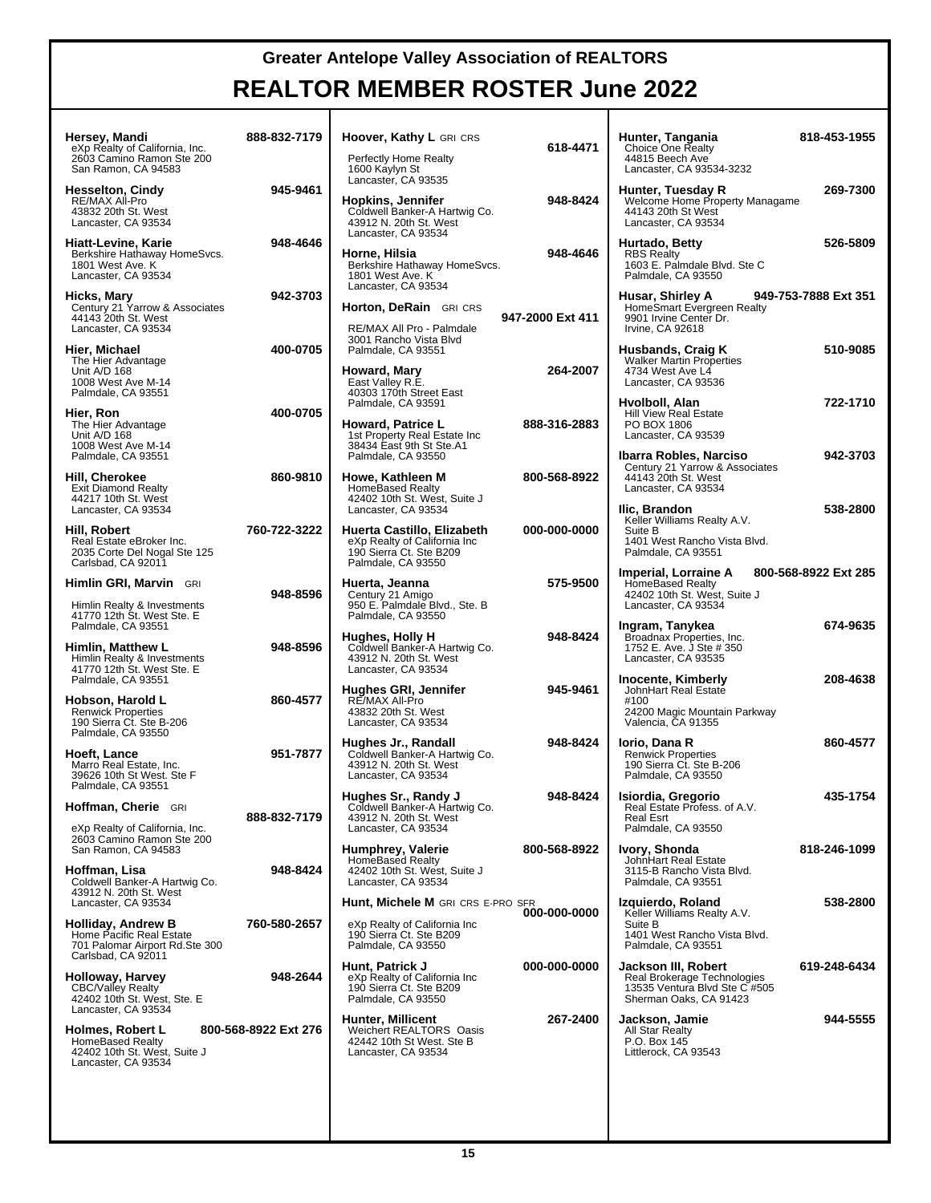# Greater Antelope Valley Association of REALTORS

# REALTOR MEMBER ROSTER June 2022

**Hersey, Mandi** 888-832-7179
eXp Realty of California, Inc.
2603 Camino Ramon Ste 200
San Ramon, CA 94583

**Hesselton, Cindy** 945-9461
RE/MAX All-Pro
43832 20th St. West
Lancaster, CA 93534

**Hiatt-Levine, Karie** 948-4646
Berkshire Hathaway HomeSvcs.
1801 West Ave. K
Lancaster, CA 93534

**Hicks, Mary** 942-3703
Century 21 Yarrow & Associates
44143 20th St. West
Lancaster, CA 93534

**Hier, Michael** 400-0705
The Hier Advantage
Unit A/D 168
1008 West Ave M-14
Palmdale, CA 93551

**Hier, Ron** 400-0705
The Hier Advantage
Unit A/D 168
1008 West Ave M-14
Palmdale, CA 93551

**Hill, Cherokee** 860-9810
Exit Diamond Realty
44217 10th St. West
Lancaster, CA 93534

**Hill, Robert** 760-722-3222
Real Estate eBroker Inc.
2035 Corte Del Nogal Ste 125
Carlsbad, CA 92011

**Himlin GRI, Marvin** GRI 948-8596
Himlin Realty & Investments
41770 12th St. West Ste. E
Palmdale, CA 93551

**Himlin, Matthew L** 948-8596
Himlin Realty & Investments
41770 12th St. West Ste. E
Palmdale, CA 93551

**Hobson, Harold L** 860-4577
Renwick Properties
190 Sierra Ct. Ste B-206
Palmdale, CA 93550

**Hoeft, Lance** 951-7877
Marro Real Estate, Inc.
39626 10th St West. Ste F
Palmdale, CA 93551

**Hoffman, Cherie** GRI 888-832-7179
eXp Realty of California, Inc.
2603 Camino Ramon Ste 200
San Ramon, CA 94583

**Hoffman, Lisa** 948-8424
Coldwell Banker-A Hartwig Co.
43912 N. 20th St. West
Lancaster, CA 93534

**Holliday, Andrew B** 760-580-2657
Home Pacific Real Estate
701 Palomar Airport Rd.Ste 300
Carlsbad, CA 92011

**Holloway, Harvey** 948-2644
CBC/Valley Realty
42402 10th St. West, Ste. E
Lancaster, CA 93534

**Holmes, Robert L** 800-568-8922 Ext 276
HomeBased Realty
42402 10th St. West, Suite J
Lancaster, CA 93534

**Hoover, Kathy L** GRI CRS 618-4471
Perfectly Home Realty
1600 Kaylyn St
Lancaster, CA 93535

**Hopkins, Jennifer** 948-8424
Coldwell Banker-A Hartwig Co.
43912 N. 20th St. West
Lancaster, CA 93534

**Horne, Hilsia** 948-4646
Berkshire Hathaway HomeSvcs.
1801 West Ave. K
Lancaster, CA 93534

**Horton, DeRain** GRI CRS 947-2000 Ext 411
RE/MAX All Pro - Palmdale
3001 Rancho Vista Blvd
Palmdale, CA 93551

**Howard, Mary** 264-2007
East Valley R.E.
40303 170th Street East
Palmdale, CA 93591

**Howard, Patrice L** 888-316-2883
1st Property Real Estate Inc
38434 East 9th St Ste.A1
Palmdale, CA 93550

**Howe, Kathleen M** 800-568-8922
HomeBased Realty
42402 10th St. West, Suite J
Lancaster, CA 93534

**Huerta Castillo, Elizabeth** 000-000-0000
eXp Realty of California Inc
190 Sierra Ct. Ste B209
Palmdale, CA 93550

**Huerta, Jeanna** 575-9500
Century 21 Amigo
950 E. Palmdale Blvd., Ste. B
Palmdale, CA 93550

**Hughes, Holly H** 948-8424
Coldwell Banker-A Hartwig Co.
43912 N. 20th St. West
Lancaster, CA 93534

**Hughes GRI, Jennifer** 945-9461
RE/MAX All-Pro
43832 20th St. West
Lancaster, CA 93534

**Hughes Jr., Randall** 948-8424
Coldwell Banker-A Hartwig Co.
43912 N. 20th St. West
Lancaster, CA 93534

**Hughes Sr., Randy J** 948-8424
Coldwell Banker-A Hartwig Co.
43912 N. 20th St. West
Lancaster, CA 93534

**Humphrey, Valerie** 800-568-8922
HomeBased Realty
42402 10th St. West, Suite J
Lancaster, CA 93534

**Hunt, Michele M** GRI CRS E-PRO SFR 000-000-0000
eXp Realty of California Inc
190 Sierra Ct. Ste B209
Palmdale, CA 93550

**Hunt, Patrick J** 000-000-0000
eXp Realty of California Inc
190 Sierra Ct. Ste B209
Palmdale, CA 93550

**Hunter, Millicent** 267-2400
Weichert REALTORS Oasis
42442 10th St West. Ste B
Lancaster, CA 93534

**Hunter, Tangania** 818-453-1955
Choice One Realty
44815 Beech Ave
Lancaster, CA 93534-3232

**Hunter, Tuesday R** 269-7300
Welcome Home Property Managame
44143 20th St West
Lancaster, CA 93534

**Hurtado, Betty** 526-5809
RBS Realty
1603 E. Palmdale Blvd. Ste C
Palmdale, CA 93550

**Husar, Shirley A** 949-753-7888 Ext 351
HomeSmart Evergreen Realty
9901 Irvine Center Dr.
Irvine, CA 92618

**Husbands, Craig K** 510-9085
Walker Martin Properties
4734 West Ave L4
Lancaster, CA 93536

**Hvolboll, Alan** 722-1710
Hill View Real Estate
PO BOX 1806
Lancaster, CA 93539

**Ibarra Robles, Narciso** 942-3703
Century 21 Yarrow & Associates
44143 20th St. West
Lancaster, CA 93534

**Ilic, Brandon** 538-2800
Keller Williams Realty A.V.
Suite B
1401 West Rancho Vista Blvd.
Palmdale, CA 93551

**Imperial, Lorraine A** 800-568-8922 Ext 285
HomeBased Realty
42402 10th St. West, Suite J
Lancaster, CA 93534

**Ingram, Tanykea** 674-9635
Broadnax Properties, Inc.
1752 E. Ave. J Ste # 350
Lancaster, CA 93535

**Inocente, Kimberly** 208-4638
JohnHart Real Estate
#100
24200 Magic Mountain Parkway
Valencia, CA 91355

**Iorio, Dana R** 860-4577
Renwick Properties
190 Sierra Ct. Ste B-206
Palmdale, CA 93550

**Isiordia, Gregorio** 435-1754
Real Estate Profess. of A.V.
Real Esrt
Palmdale, CA 93550

**Ivory, Shonda** 818-246-1099
JohnHart Real Estate
3115-B Rancho Vista Blvd.
Palmdale, CA 93551

**Izquierdo, Roland** 538-2800
Keller Williams Realty A.V.
Suite B
1401 West Rancho Vista Blvd.
Palmdale, CA 93551

**Jackson III, Robert** 619-248-6434
Real Brokerage Technologies
13535 Ventura Blvd Ste C #505
Sherman Oaks, CA 91423

**Jackson, Jamie** 944-5555
All Star Realty
P.O. Box 145
Littlerock, CA 93543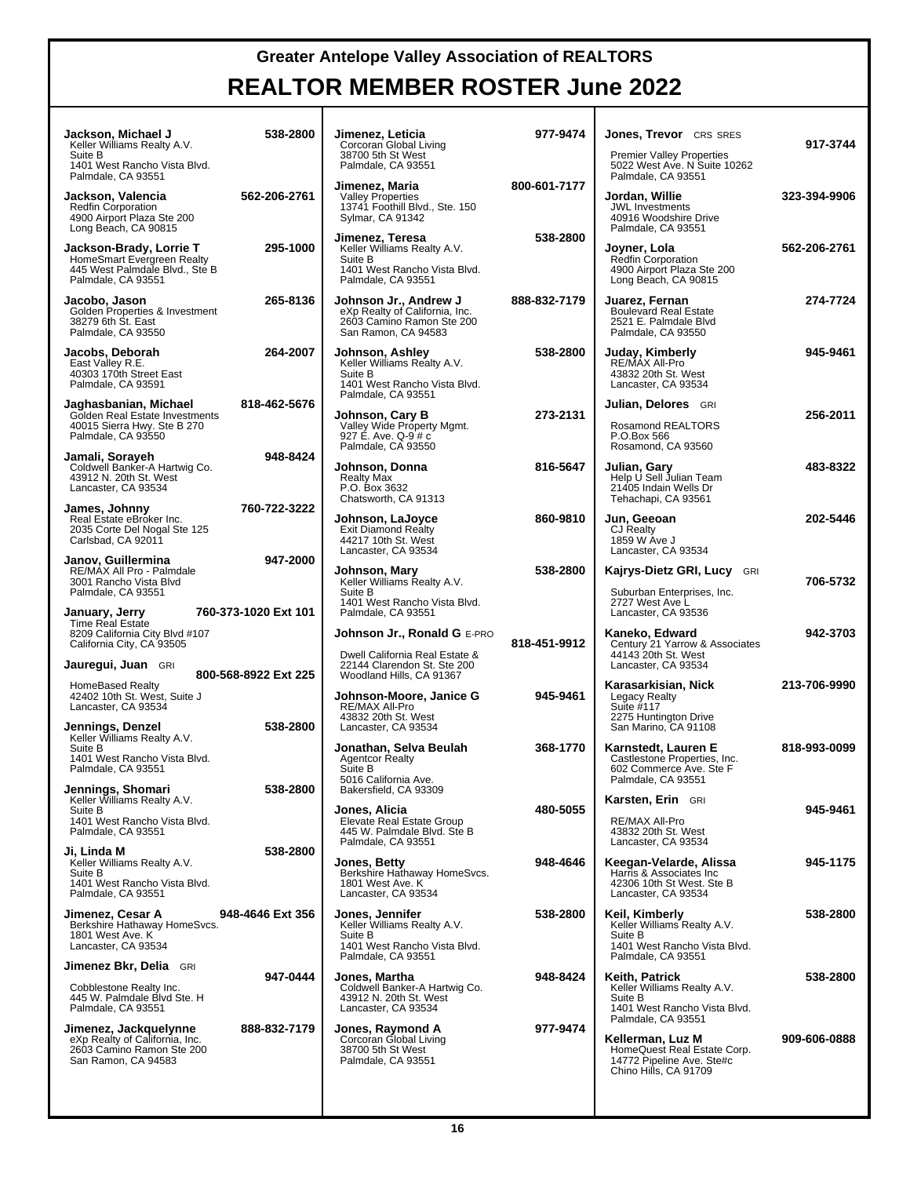# Greater Antelope Valley Association of REALTORS

# REALTOR MEMBER ROSTER June 2022

**Jackson, Michael J** — 538-2800
Keller Williams Realty A.V.
Suite B
1401 West Rancho Vista Blvd.
Palmdale, CA 93551

**Jackson, Valencia** — 562-206-2761
Redfin Corporation
4900 Airport Plaza Ste 200
Long Beach, CA 90815

**Jackson-Brady, Lorrie T** — 295-1000
HomeSmart Evergreen Realty
445 West Palmdale Blvd., Ste B
Palmdale, CA 93551

**Jacobo, Jason** — 265-8136
Golden Properties & Investment
38279 6th St. East
Palmdale, CA 93550

**Jacobs, Deborah** — 264-2007
East Valley R.E.
40303 170th Street East
Palmdale, CA 93591

**Jaghasbanian, Michael** — 818-462-5676
Golden Real Estate Investments
40015 Sierra Hwy. Ste B 270
Palmdale, CA 93550

**Jamali, Sorayeh** — 948-8424
Coldwell Banker-A Hartwig Co.
43912 N. 20th St. West
Lancaster, CA 93534

**James, Johnny** — 760-722-3222
Real Estate eBroker Inc.
2035 Corte Del Nogal Ste 125
Carlsbad, CA 92011

**Janov, Guillermina** — 947-2000
RE/MAX All Pro - Palmdale
3001 Rancho Vista Blvd
Palmdale, CA 93551

**January, Jerry** — 760-373-1020 Ext 101
Time Real Estate
8209 California City Blvd #107
California City, CA 93505

**Jauregui, Juan** GRI — 800-568-8922 Ext 225
HomeBased Realty
42402 10th St. West, Suite J
Lancaster, CA 93534

**Jennings, Denzel** — 538-2800
Keller Williams Realty A.V.
Suite B
1401 West Rancho Vista Blvd.
Palmdale, CA 93551

**Jennings, Shomari** — 538-2800
Keller Williams Realty A.V.
Suite B
1401 West Rancho Vista Blvd.
Palmdale, CA 93551

**Ji, Linda M** — 538-2800
Keller Williams Realty A.V.
Suite B
1401 West Rancho Vista Blvd.
Palmdale, CA 93551

**Jimenez, Cesar A** — 948-4646 Ext 356
Berkshire Hathaway HomeSvcs.
1801 West Ave. K
Lancaster, CA 93534

**Jimenez Bkr, Delia** GRI — 947-0444
Cobblestone Realty Inc.
445 W. Palmdale Blvd Ste. H
Palmdale, CA 93551

**Jimenez, Jackquelynne** — 888-832-7179
eXp Realty of California, Inc.
2603 Camino Ramon Ste 200
San Ramon, CA 94583

**Jimenez, Leticia** — 977-9474
Corcoran Global Living
38700 5th St West
Palmdale, CA 93551

**Jimenez, Maria** — 800-601-7177
Valley Properties
13741 Foothill Blvd., Ste. 150
Sylmar, CA 91342

**Jimenez, Teresa** — 538-2800
Keller Williams Realty A.V.
Suite B
1401 West Rancho Vista Blvd.
Palmdale, CA 93551

**Johnson Jr., Andrew J** — 888-832-7179
eXp Realty of California, Inc.
2603 Camino Ramon Ste 200
San Ramon, CA 94583

**Johnson, Ashley** — 538-2800
Keller Williams Realty A.V.
Suite B
1401 West Rancho Vista Blvd.
Palmdale, CA 93551

**Johnson, Cary B** — 273-2131
Valley Wide Property Mgmt.
927 E. Ave. Q-9 # c
Palmdale, CA 93550

**Johnson, Donna** — 816-5647
Realty Max
P.O. Box 3632
Chatsworth, CA 91313

**Johnson, LaJoyce** — 860-9810
Exit Diamond Realty
44217 10th St. West
Lancaster, CA 93534

**Johnson, Mary** — 538-2800
Keller Williams Realty A.V.
Suite B
1401 West Rancho Vista Blvd.
Palmdale, CA 93551

**Johnson Jr., Ronald G** E-PRO — 818-451-9912
Dwell California Real Estate &
22144 Clarendon St. Ste 200
Woodland Hills, CA 91367

**Johnson-Moore, Janice G** — 945-9461
RE/MAX All-Pro
43832 20th St. West
Lancaster, CA 93534

**Jonathan, Selva Beulah** — 368-1770
Agentcor Realty
Suite B
5016 California Ave.
Bakersfield, CA 93309

**Jones, Alicia** — 480-5055
Elevate Real Estate Group
445 W. Palmdale Blvd. Ste B
Palmdale, CA 93551

**Jones, Betty** — 948-4646
Berkshire Hathaway HomeSvcs.
1801 West Ave. K
Lancaster, CA 93534

**Jones, Jennifer** — 538-2800
Keller Williams Realty A.V.
Suite B
1401 West Rancho Vista Blvd.
Palmdale, CA 93551

**Jones, Martha** — 948-8424
Coldwell Banker-A Hartwig Co.
43912 N. 20th St. West
Lancaster, CA 93534

**Jones, Raymond A** — 977-9474
Corcoran Global Living
38700 5th St West
Palmdale, CA 93551

**Jones, Trevor** CRS SRES — 917-3744
Premier Valley Properties
5022 West Ave. N Suite 10262
Palmdale, CA 93551

**Jordan, Willie** — 323-394-9906
JWL Investments
40916 Woodshire Drive
Palmdale, CA 93551

**Joyner, Lola** — 562-206-2761
Redfin Corporation
4900 Airport Plaza Ste 200
Long Beach, CA 90815

**Juarez, Fernan** — 274-7724
Boulevard Real Estate
2521 E. Palmdale Blvd
Palmdale, CA 93550

**Juday, Kimberly** — 945-9461
RE/MAX All-Pro
43832 20th St. West
Lancaster, CA 93534

**Julian, Delores** GRI — 256-2011
Rosamond REALTORS
P.O.Box 566
Rosamond, CA 93560

**Julian, Gary** — 483-8322
Help U Sell Julian Team
21405 Indain Wells Dr
Tehachapi, CA 93561

**Jun, Geeoan** — 202-5446
CJ Realty
1859 W Ave J
Lancaster, CA 93534

**Kajrys-Dietz GRI, Lucy** GRI — 706-5732
Suburban Enterprises, Inc.
2727 West Ave L
Lancaster, CA 93536

**Kaneko, Edward** — 942-3703
Century 21 Yarrow & Associates
44143 20th St. West
Lancaster, CA 93534

**Karasarkisian, Nick** — 213-706-9990
Legacy Realty
Suite #117
2275 Huntington Drive
San Marino, CA 91108

**Karnstedt, Lauren E** — 818-993-0099
Castlestone Properties, Inc.
602 Commerce Ave. Ste F
Palmdale, CA 93551

**Karsten, Erin** GRI — 945-9461
RE/MAX All-Pro
43832 20th St. West
Lancaster, CA 93534

**Keegan-Velarde, Alissa** — 945-1175
Harris & Associates Inc
42306 10th St West. Ste B
Lancaster, CA 93534

**Keil, Kimberly** — 538-2800
Keller Williams Realty A.V.
Suite B
1401 West Rancho Vista Blvd.
Palmdale, CA 93551

**Keith, Patrick** — 538-2800
Keller Williams Realty A.V.
Suite B
1401 West Rancho Vista Blvd.
Palmdale, CA 93551

**Kellerman, Luz M** — 909-606-0888
HomeQuest Real Estate Corp.
14772 Pipeline Ave. Ste#c
Chino Hills, CA 91709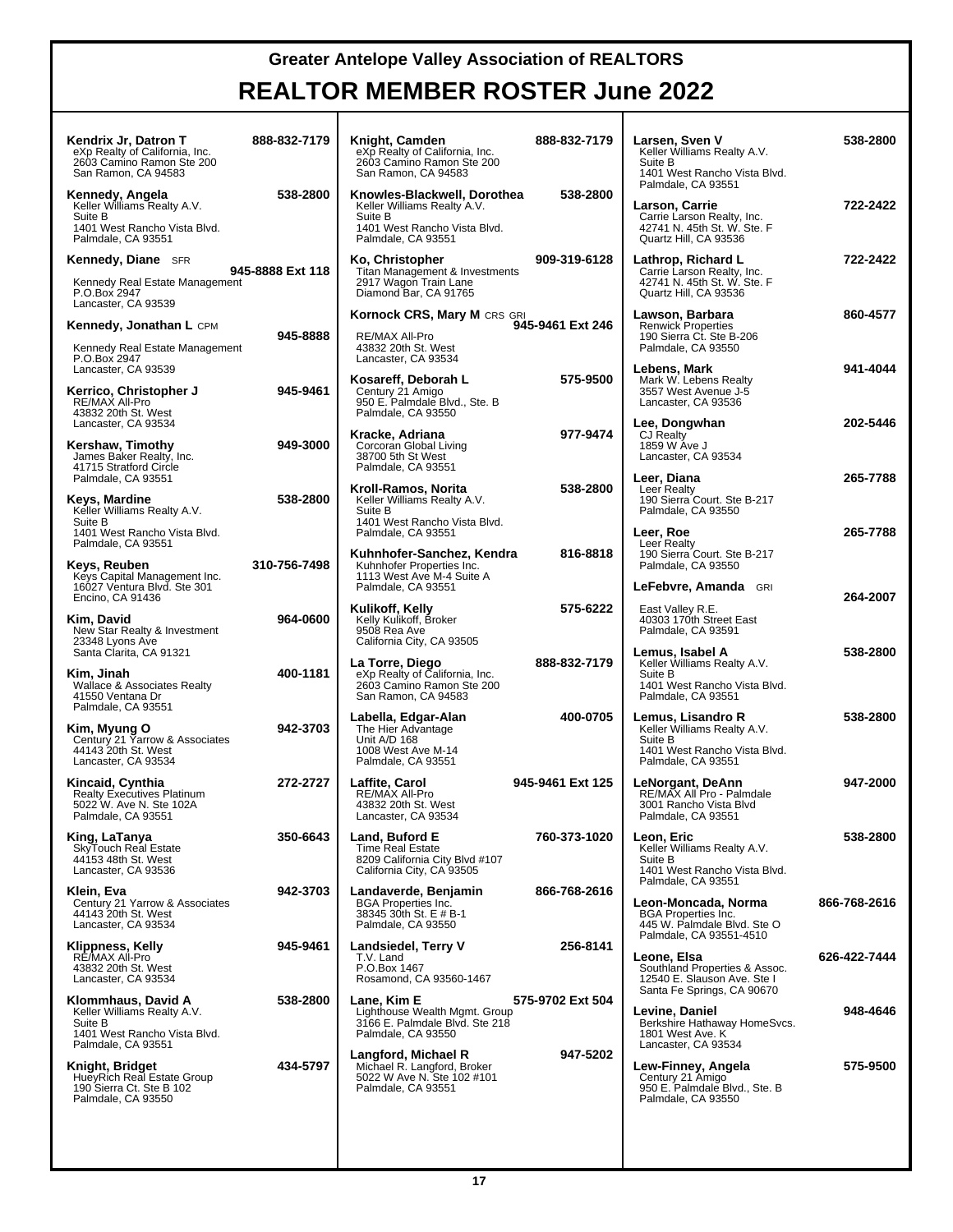# Greater Antelope Valley Association of REALTORS

## REALTOR MEMBER ROSTER June 2022

**Kendrix Jr, Datron T** 888-832-7179
eXp Realty of California, Inc.
2603 Camino Ramon Ste 200
San Ramon, CA 94583

**Kennedy, Angela** 538-2800
Keller Williams Realty A.V.
Suite B
1401 West Rancho Vista Blvd.
Palmdale, CA 93551

**Kennedy, Diane** SFR 945-8888 Ext 118
Kennedy Real Estate Management
P.O.Box 2947
Lancaster, CA 93539

**Kennedy, Jonathan L** CPM 945-8888
Kennedy Real Estate Management
P.O.Box 2947
Lancaster, CA 93539

**Kerrico, Christopher J** 945-9461
RE/MAX All-Pro
43832 20th St. West
Lancaster, CA 93534

**Kershaw, Timothy** 949-3000
James Baker Realty, Inc.
41715 Stratford Circle
Palmdale, CA 93551

**Keys, Mardine** 538-2800
Keller Williams Realty A.V.
Suite B
1401 West Rancho Vista Blvd.
Palmdale, CA 93551

**Keys, Reuben** 310-756-7498
Keys Capital Management Inc.
16027 Ventura Blvd. Ste 301
Encino, CA 91436

**Kim, David** 964-0600
New Star Realty & Investment
23348 Lyons Ave
Santa Clarita, CA 91321

**Kim, Jinah** 400-1181
Wallace & Associates Realty
41550 Ventana Dr
Palmdale, CA 93551

**Kim, Myung O** 942-3703
Century 21 Yarrow & Associates
44143 20th St. West
Lancaster, CA 93534

**Kincaid, Cynthia** 272-2727
Realty Executives Platinum
5022 W. Ave N. Ste 102A
Palmdale, CA 93551

**King, LaTanya** 350-6643
SkyTouch Real Estate
44153 48th St. West
Lancaster, CA 93536

**Klein, Eva** 942-3703
Century 21 Yarrow & Associates
44143 20th St. West
Lancaster, CA 93534

**Klippness, Kelly** 945-9461
RE/MAX All-Pro
43832 20th St. West
Lancaster, CA 93534

**Klommhaus, David A** 538-2800
Keller Williams Realty A.V.
Suite B
1401 West Rancho Vista Blvd.
Palmdale, CA 93551

**Knight, Bridget** 434-5797
HueyRich Real Estate Group
190 Sierra Ct. Ste B 102
Palmdale, CA 93550

**Knight, Camden** 888-832-7179
eXp Realty of California, Inc.
2603 Camino Ramon Ste 200
San Ramon, CA 94583

**Knowles-Blackwell, Dorothea** 538-2800
Keller Williams Realty A.V.
Suite B
1401 West Rancho Vista Blvd.
Palmdale, CA 93551

**Ko, Christopher** 909-319-6128
Titan Management & Investments
2917 Wagon Train Lane
Diamond Bar, CA 91765

**Kornock CRS, Mary M** CRS GRI 945-9461 Ext 246
RE/MAX All-Pro
43832 20th St. West
Lancaster, CA 93534

**Kosareff, Deborah L** 575-9500
Century 21 Amigo
950 E. Palmdale Blvd., Ste. B
Palmdale, CA 93550

**Kracke, Adriana** 977-9474
Corcoran Global Living
38700 5th St West
Palmdale, CA 93551

**Kroll-Ramos, Norita** 538-2800
Keller Williams Realty A.V.
Suite B
1401 West Rancho Vista Blvd.
Palmdale, CA 93551

**Kuhnhofer-Sanchez, Kendra** 816-8818
Kuhnhofer Properties Inc.
1113 West Ave M-4 Suite A
Palmdale, CA 93551

**Kulikoff, Kelly** 575-6222
Kelly Kulikoff, Broker
9508 Rea Ave
California City, CA 93505

**La Torre, Diego** 888-832-7179
eXp Realty of California, Inc.
2603 Camino Ramon Ste 200
San Ramon, CA 94583

**Labella, Edgar-Alan** 400-0705
The Hier Advantage
Unit A/D 168
1008 West Ave M-14
Palmdale, CA 93551

**Laffite, Carol** 945-9461 Ext 125
RE/MAX All-Pro
43832 20th St. West
Lancaster, CA 93534

**Land, Buford E** 760-373-1020
Time Real Estate
8209 California City Blvd #107
California City, CA 93505

**Landaverde, Benjamin** 866-768-2616
BGA Properties Inc.
38345 30th St. E # B-1
Palmdale, CA 93550

**Landsiedel, Terry V** 256-8141
T.V. Land
P.O.Box 1467
Rosamond, CA 93560-1467

**Lane, Kim E** 575-9702 Ext 504
Lighthouse Wealth Mgmt. Group
3166 E. Palmdale Blvd. Ste 218
Palmdale, CA 93550

**Langford, Michael R** 947-5202
Michael R. Langford, Broker
5022 W Ave N. Ste 102 #101
Palmdale, CA 93551

**Larsen, Sven V** 538-2800
Keller Williams Realty A.V.
Suite B
1401 West Rancho Vista Blvd.
Palmdale, CA 93551

**Larson, Carrie** 722-2422
Carrie Larson Realty, Inc.
42741 N. 45th St. W. Ste. F
Quartz Hill, CA 93536

**Lathrop, Richard L** 722-2422
Carrie Larson Realty, Inc.
42741 N. 45th St. W. Ste. F
Quartz Hill, CA 93536

**Lawson, Barbara** 860-4577
Renwick Properties
190 Sierra Ct. Ste B-206
Palmdale, CA 93550

**Lebens, Mark** 941-4044
Mark W. Lebens Realty
3557 West Avenue J-5
Lancaster, CA 93536

**Lee, Dongwhan** 202-5446
CJ Realty
1859 W Ave J
Lancaster, CA 93534

**Leer, Diana** 265-7788
Leer Realty
190 Sierra Court. Ste B-217
Palmdale, CA 93550

**Leer, Roe** 265-7788
Leer Realty
190 Sierra Court. Ste B-217
Palmdale, CA 93550

**LeFebvre, Amanda** GRI 264-2007
East Valley R.E.
40303 170th Street East
Palmdale, CA 93591

**Lemus, Isabel A** 538-2800
Keller Williams Realty A.V.
Suite B
1401 West Rancho Vista Blvd.
Palmdale, CA 93551

**Lemus, Lisandro R** 538-2800
Keller Williams Realty A.V.
Suite B
1401 West Rancho Vista Blvd.
Palmdale, CA 93551

**LeNorgant, DeAnn** 947-2000
RE/MAX All Pro - Palmdale
3001 Rancho Vista Blvd
Palmdale, CA 93551

**Leon, Eric** 538-2800
Keller Williams Realty A.V.
Suite B
1401 West Rancho Vista Blvd.
Palmdale, CA 93551

**Leon-Moncada, Norma** 866-768-2616
BGA Properties Inc.
445 W. Palmdale Blvd. Ste O
Palmdale, CA 93551-4510

**Leone, Elsa** 626-422-7444
Southland Properties & Assoc.
12540 E. Slauson Ave. Ste I
Santa Fe Springs, CA 90670

**Levine, Daniel** 948-4646
Berkshire Hathaway HomeSvcs.
1801 West Ave. K
Lancaster, CA 93534

**Lew-Finney, Angela** 575-9500
Century 21 Amigo
950 E. Palmdale Blvd., Ste. B
Palmdale, CA 93550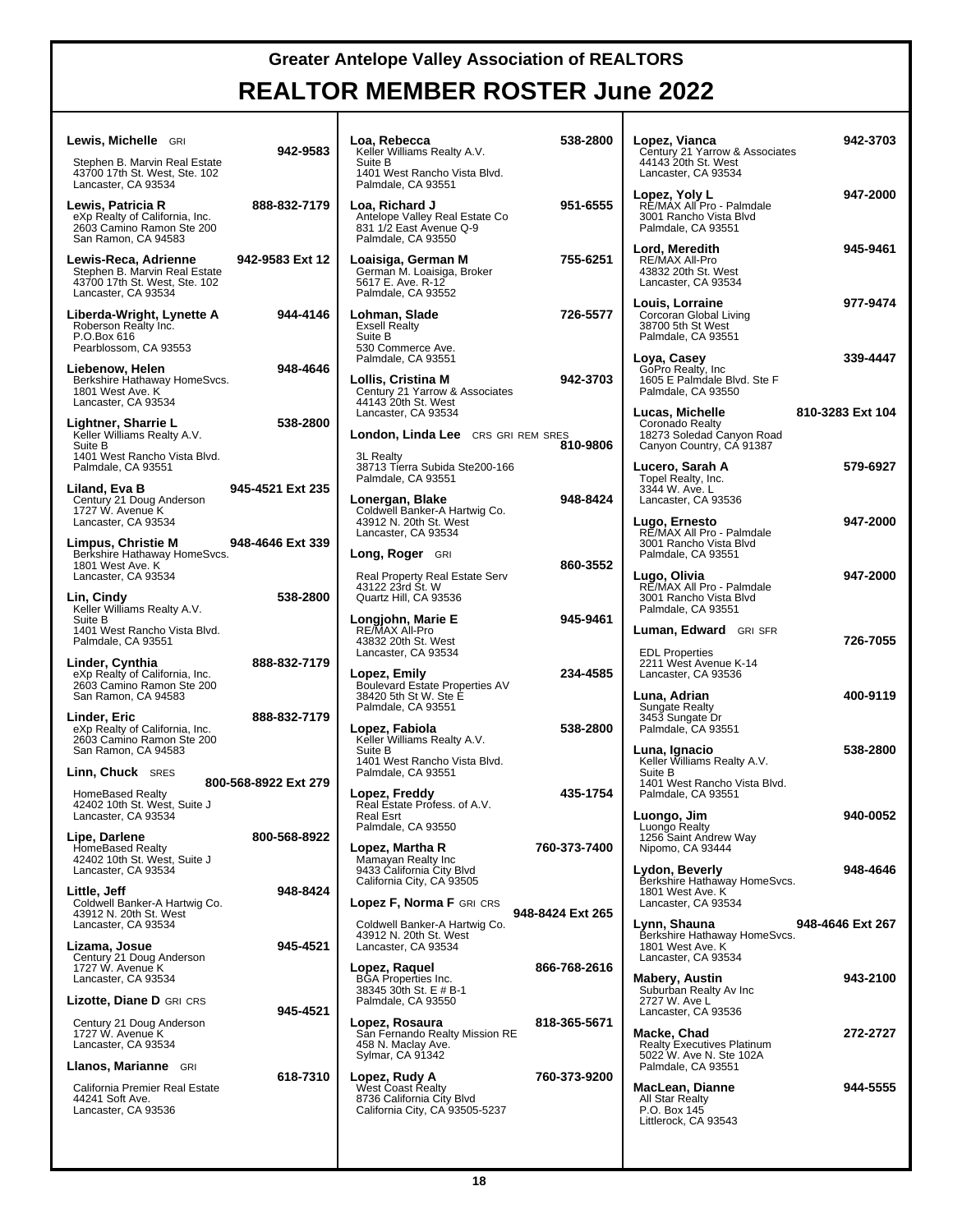# Greater Antelope Valley Association of REALTORS

## REALTOR MEMBER ROSTER June 2022

**Lewis, Michelle** GRI — **942-9583**
Stephen B. Marvin Real Estate
43700 17th St. West, Ste. 102
Lancaster, CA 93534

**Lewis, Patricia R** — **888-832-7179**
eXp Realty of California, Inc.
2603 Camino Ramon Ste 200
San Ramon, CA 94583

**Lewis-Reca, Adrienne** — **942-9583 Ext 12**
Stephen B. Marvin Real Estate
43700 17th St. West, Ste. 102
Lancaster, CA 93534

**Liberda-Wright, Lynette A** — **944-4146**
Roberson Realty Inc.
P.O.Box 616
Pearblossom, CA 93553

**Liebenow, Helen** — **948-4646**
Berkshire Hathaway HomeSvcs.
1801 West Ave. K
Lancaster, CA 93534

**Lightner, Sharrie L** — **538-2800**
Keller Williams Realty A.V.
Suite B
1401 West Rancho Vista Blvd.
Palmdale, CA 93551

**Liland, Eva B** — **945-4521 Ext 235**
Century 21 Doug Anderson
1727 W. Avenue K
Lancaster, CA 93534

**Limpus, Christie M** — **948-4646 Ext 339**
Berkshire Hathaway HomeSvcs.
1801 West Ave. K
Lancaster, CA 93534

**Lin, Cindy** — **538-2800**
Keller Williams Realty A.V.
Suite B
1401 West Rancho Vista Blvd.
Palmdale, CA 93551

**Linder, Cynthia** — **888-832-7179**
eXp Realty of California, Inc.
2603 Camino Ramon Ste 200
San Ramon, CA 94583

**Linder, Eric** — **888-832-7179**
eXp Realty of California, Inc.
2603 Camino Ramon Ste 200
San Ramon, CA 94583

**Linn, Chuck** SRES — **800-568-8922 Ext 279**
HomeBased Realty
42402 10th St. West, Suite J
Lancaster, CA 93534

**Lipe, Darlene** — **800-568-8922**
HomeBased Realty
42402 10th St. West, Suite J
Lancaster, CA 93534

**Little, Jeff** — **948-8424**
Coldwell Banker-A Hartwig Co.
43912 N. 20th St. West
Lancaster, CA 93534

**Lizama, Josue** — **945-4521**
Century 21 Doug Anderson
1727 W. Avenue K
Lancaster, CA 93534

**Lizotte, Diane D** GRI CRS — **945-4521**
Century 21 Doug Anderson
1727 W. Avenue K
Lancaster, CA 93534

**Llanos, Marianne** GRI — **618-7310**
California Premier Real Estate
44241 Soft Ave.
Lancaster, CA 93536

**Loa, Rebecca** — **538-2800**
Keller Williams Realty A.V.
Suite B
1401 West Rancho Vista Blvd.
Palmdale, CA 93551

**Loa, Richard J** — **951-6555**
Antelope Valley Real Estate Co
831 1/2 East Avenue Q-9
Palmdale, CA 93550

**Loaisiga, German M** — **755-6251**
German M. Loaisiga, Broker
5617 E. Ave. R-12
Palmdale, CA 93552

**Lohman, Slade** — **726-5577**
Exsell Realty
Suite B
530 Commerce Ave.
Palmdale, CA 93551

**Lollis, Cristina M** — **942-3703**
Century 21 Yarrow & Associates
44143 20th St. West
Lancaster, CA 93534

**London, Linda Lee** CRS GRI REM SRES — **810-9806**
3L Realty
38713 Tierra Subida Ste200-166
Palmdale, CA 93551

**Lonergan, Blake** — **948-8424**
Coldwell Banker-A Hartwig Co.
43912 N. 20th St. West
Lancaster, CA 93534

**Long, Roger** GRI — **860-3552**
Real Property Real Estate Serv
43122 23rd St. W
Quartz Hill, CA 93536

**Longjohn, Marie E** — **945-9461**
RE/MAX All-Pro
43832 20th St. West
Lancaster, CA 93534

**Lopez, Emily** — **234-4585**
Boulevard Estate Properties AV
38420 5th St W. Ste E
Palmdale, CA 93551

**Lopez, Fabiola** — **538-2800**
Keller Williams Realty A.V.
Suite B
1401 West Rancho Vista Blvd.
Palmdale, CA 93551

**Lopez, Freddy** — **435-1754**
Real Estate Profess. of A.V.
Real Esrt
Palmdale, CA 93550

**Lopez, Martha R** — **760-373-7400**
Mamayan Realty Inc
9433 California City Blvd
California City, CA 93505

**Lopez F, Norma F** GRI CRS — **948-8424 Ext 265**
Coldwell Banker-A Hartwig Co.
43912 N. 20th St. West
Lancaster, CA 93534

**Lopez, Raquel** — **866-768-2616**
BGA Properties Inc.
38345 30th St. E # B-1
Palmdale, CA 93550

**Lopez, Rosaura** — **818-365-5671**
San Fernando Realty Mission RE
458 N. Maclay Ave.
Sylmar, CA 91342

**Lopez, Rudy A** — **760-373-9200**
West Coast Realty
8736 California City Blvd
California City, CA 93505-5237

**Lopez, Vianca** — **942-3703**
Century 21 Yarrow & Associates
44143 20th St. West
Lancaster, CA 93534

**Lopez, Yoly L** — **947-2000**
RE/MAX All Pro - Palmdale
3001 Rancho Vista Blvd
Palmdale, CA 93551

**Lord, Meredith** — **945-9461**
RE/MAX All-Pro
43832 20th St. West
Lancaster, CA 93534

**Louis, Lorraine** — **977-9474**
Corcoran Global Living
38700 5th St West
Palmdale, CA 93551

**Loya, Casey** — **339-4447**
GoPro Realty, Inc
1605 E Palmdale Blvd. Ste F
Palmdale, CA 93550

**Lucas, Michelle** — **810-3283 Ext 104**
Coronado Realty
18273 Soledad Canyon Road
Canyon Country, CA 91387

**Lucero, Sarah A** — **579-6927**
Topel Realty, Inc.
3344 W. Ave. L
Lancaster, CA 93536

**Lugo, Ernesto** — **947-2000**
RE/MAX All Pro - Palmdale
3001 Rancho Vista Blvd
Palmdale, CA 93551

**Lugo, Olivia** — **947-2000**
RE/MAX All Pro - Palmdale
3001 Rancho Vista Blvd
Palmdale, CA 93551

**Luman, Edward** GRI SFR — **726-7055**
EDL Properties
2211 West Avenue K-14
Lancaster, CA 93536

**Luna, Adrian** — **400-9119**
Sungate Realty
3453 Sungate Dr
Palmdale, CA 93551

**Luna, Ignacio** — **538-2800**
Keller Williams Realty A.V.
Suite B
1401 West Rancho Vista Blvd.
Palmdale, CA 93551

**Luongo, Jim** — **940-0052**
Luongo Realty
1256 Saint Andrew Way
Nipomo, CA 93444

**Lydon, Beverly** — **948-4646**
Berkshire Hathaway HomeSvcs.
1801 West Ave. K
Lancaster, CA 93534

**Lynn, Shauna** — **948-4646 Ext 267**
Berkshire Hathaway HomeSvcs.
1801 West Ave. K
Lancaster, CA 93534

**Mabery, Austin** — **943-2100**
Suburban Realty Av Inc
2727 W. Ave L
Lancaster, CA 93536

**Macke, Chad** — **272-2727**
Realty Executives Platinum
5022 W. Ave N. Ste 102A
Palmdale, CA 93551

**MacLean, Dianne** — **944-5555**
All Star Realty
P.O. Box 145
Littlerock, CA 93543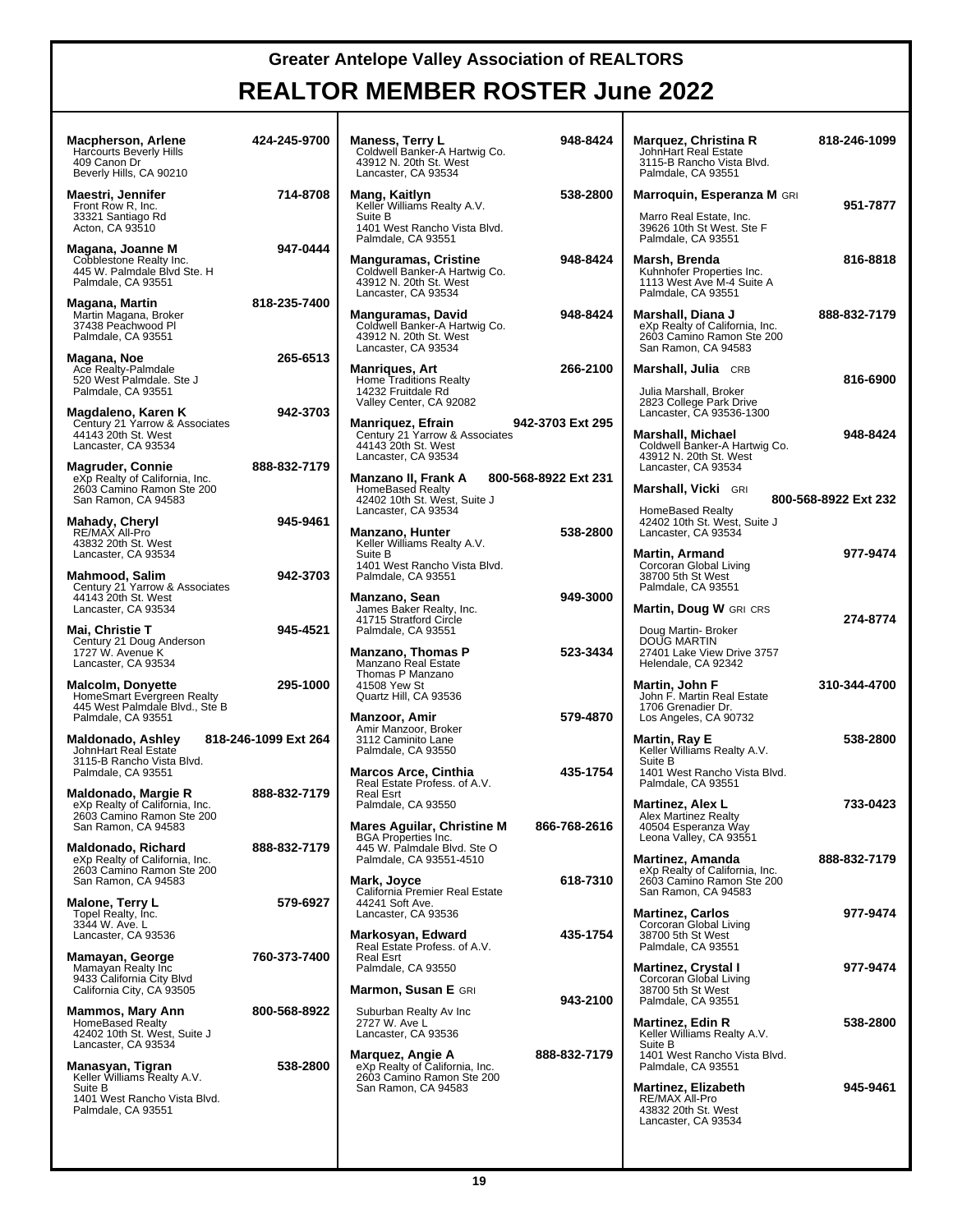# Greater Antelope Valley Association of REALTORS

# REALTOR MEMBER ROSTER June 2022

**Macpherson, Arlene** 424-245-9700
Harcourts Beverly Hills
409 Canon Dr
Beverly Hills, CA 90210

**Maestri, Jennifer** 714-8708
Front Row R, Inc.
33321 Santiago Rd
Acton, CA 93510

**Magana, Joanne M** 947-0444
Cobblestone Realty Inc.
445 W. Palmdale Blvd Ste. H
Palmdale, CA 93551

**Magana, Martin** 818-235-7400
Martin Magana, Broker
37438 Peachwood Pl
Palmdale, CA 93551

**Magana, Noe** 265-6513
Ace Realty-Palmdale
520 West Palmdale. Ste J
Palmdale, CA 93551

**Magdaleno, Karen K** 942-3703
Century 21 Yarrow & Associates
44143 20th St. West
Lancaster, CA 93534

**Magruder, Connie** 888-832-7179
eXp Realty of California, Inc.
2603 Camino Ramon Ste 200
San Ramon, CA 94583

**Mahady, Cheryl** 945-9461
RE/MAX All-Pro
43832 20th St. West
Lancaster, CA 93534

**Mahmood, Salim** 942-3703
Century 21 Yarrow & Associates
44143 20th St. West
Lancaster, CA 93534

**Mai, Christie T** 945-4521
Century 21 Doug Anderson
1727 W. Avenue K
Lancaster, CA 93534

**Malcolm, Donyette** 295-1000
HomeSmart Evergreen Realty
445 West Palmdale Blvd., Ste B
Palmdale, CA 93551

**Maldonado, Ashley** 818-246-1099 Ext 264
JohnHart Real Estate
3115-B Rancho Vista Blvd.
Palmdale, CA 93551

**Maldonado, Margie R** 888-832-7179
eXp Realty of California, Inc.
2603 Camino Ramon Ste 200
San Ramon, CA 94583

**Maldonado, Richard** 888-832-7179
eXp Realty of California, Inc.
2603 Camino Ramon Ste 200
San Ramon, CA 94583

**Malone, Terry L** 579-6927
Topel Realty, Inc.
3344 W. Ave. L
Lancaster, CA 93536

**Mamayan, George** 760-373-7400
Mamayan Realty Inc
9433 California City Blvd
California City, CA 93505

**Mammos, Mary Ann** 800-568-8922
HomeBased Realty
42402 10th St. West, Suite J
Lancaster, CA 93534

**Manasyan, Tigran** 538-2800
Keller Williams Realty A.V.
Suite B
1401 West Rancho Vista Blvd.
Palmdale, CA 93551

**Maness, Terry L** 948-8424
Coldwell Banker-A Hartwig Co.
43912 N. 20th St. West
Lancaster, CA 93534

**Mang, Kaitlyn** 538-2800
Keller Williams Realty A.V.
Suite B
1401 West Rancho Vista Blvd.
Palmdale, CA 93551

**Manguramas, Cristine** 948-8424
Coldwell Banker-A Hartwig Co.
43912 N. 20th St. West
Lancaster, CA 93534

**Manguramas, David** 948-8424
Coldwell Banker-A Hartwig Co.
43912 N. 20th St. West
Lancaster, CA 93534

**Manriques, Art** 266-2100
Home Traditions Realty
14232 Fruitdale Rd
Valley Center, CA 92082

**Manriquez, Efrain** 942-3703 Ext 295
Century 21 Yarrow & Associates
44143 20th St. West
Lancaster, CA 93534

**Manzano II, Frank A** 800-568-8922 Ext 231
HomeBased Realty
42402 10th St. West, Suite J
Lancaster, CA 93534

**Manzano, Hunter** 538-2800
Keller Williams Realty A.V.
Suite B
1401 West Rancho Vista Blvd.
Palmdale, CA 93551

**Manzano, Sean** 949-3000
James Baker Realty, Inc.
41715 Stratford Circle
Palmdale, CA 93551

**Manzano, Thomas P** 523-3434
Manzano Real Estate
Thomas P Manzano
41508 Yew St
Quartz Hill, CA 93536

**Manzoor, Amir** 579-4870
Amir Manzoor, Broker
3112 Caminito Lane
Palmdale, CA 93550

**Marcos Arce, Cinthia** 435-1754
Real Estate Profess. of A.V.
Real Esrt
Palmdale, CA 93550

**Mares Aguilar, Christine M** 866-768-2616
BGA Properties Inc.
445 W. Palmdale Blvd. Ste O
Palmdale, CA 93551-4510

**Mark, Joyce** 618-7310
California Premier Real Estate
44241 Soft Ave.
Lancaster, CA 93536

**Markosyan, Edward** 435-1754
Real Estate Profess. of A.V.
Real Esrt
Palmdale, CA 93550

**Marmon, Susan E** GRI 943-2100
Suburban Realty Av Inc
2727 W. Ave L
Lancaster, CA 93536

**Marquez, Angie A** 888-832-7179
eXp Realty of California, Inc.
2603 Camino Ramon Ste 200
San Ramon, CA 94583

**Marquez, Christina R** 818-246-1099
JohnHart Real Estate
3115-B Rancho Vista Blvd.
Palmdale, CA 93551

**Marroquin, Esperanza M** GRI 951-7877
Marro Real Estate, Inc.
39626 10th St West. Ste F
Palmdale, CA 93551

**Marsh, Brenda** 816-8818
Kuhnhofer Properties Inc.
1113 West Ave M-4 Suite A
Palmdale, CA 93551

**Marshall, Diana J** 888-832-7179
eXp Realty of California, Inc.
2603 Camino Ramon Ste 200
San Ramon, CA 94583

**Marshall, Julia** CRB 816-6900
Julia Marshall, Broker
2823 College Park Drive
Lancaster, CA 93536-1300

**Marshall, Michael** 948-8424
Coldwell Banker-A Hartwig Co.
43912 N. 20th St. West
Lancaster, CA 93534

**Marshall, Vicki** GRI 800-568-8922 Ext 232
HomeBased Realty
42402 10th St. West, Suite J
Lancaster, CA 93534

**Martin, Armand** 977-9474
Corcoran Global Living
38700 5th St West
Palmdale, CA 93551

**Martin, Doug W** GRI CRS 274-8774
Doug Martin- Broker
DOUG MARTIN
27401 Lake View Drive 3757
Helendale, CA 92342

**Martin, John F** 310-344-4700
John F. Martin Real Estate
1706 Grenadier Dr.
Los Angeles, CA 90732

**Martin, Ray E** 538-2800
Keller Williams Realty A.V.
Suite B
1401 West Rancho Vista Blvd.
Palmdale, CA 93551

**Martinez, Alex L** 733-0423
Alex Martinez Realty
40504 Esperanza Way
Leona Valley, CA 93551

**Martinez, Amanda** 888-832-7179
eXp Realty of California, Inc.
2603 Camino Ramon Ste 200
San Ramon, CA 94583

**Martinez, Carlos** 977-9474
Corcoran Global Living
38700 5th St West
Palmdale, CA 93551

**Martinez, Crystal I** 977-9474
Corcoran Global Living
38700 5th St West
Palmdale, CA 93551

**Martinez, Edin R** 538-2800
Keller Williams Realty A.V.
Suite B
1401 West Rancho Vista Blvd.
Palmdale, CA 93551

**Martinez, Elizabeth** 945-9461
RE/MAX All-Pro
43832 20th St. West
Lancaster, CA 93534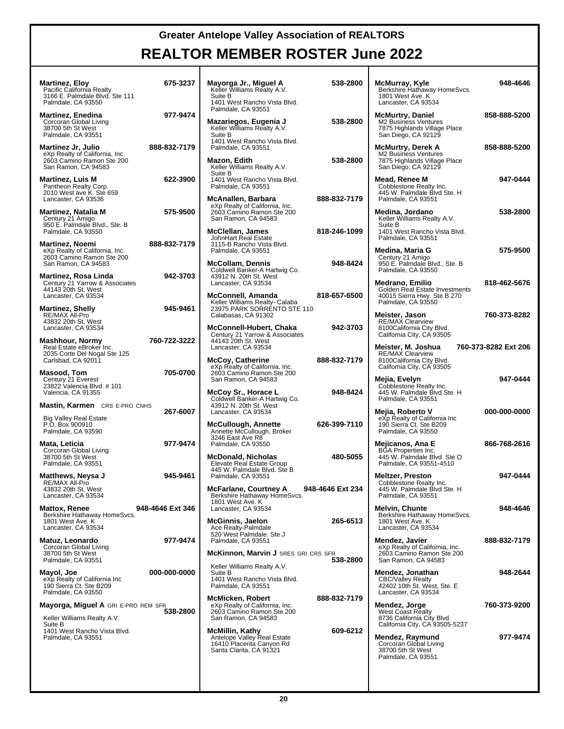# Greater Antelope Valley Association of REALTORS

## REALTOR MEMBER ROSTER June 2022

**Martinez, Eloy** 675-3237
Pacific California Realty
3166 E. Palmdale Blvd. Ste 111
Palmdale, CA 93550

**Martinez, Enedina** 977-9474
Corcoran Global Living
38700 5th St West
Palmdale, CA 93551

**Martinez Jr, Julio** 888-832-7179
eXp Realty of California, Inc.
2603 Camino Ramon Ste 200
San Ramon, CA 94583

**Martinez, Luis M** 622-3900
Pantheon Realty Corp.
2010 West ave K. Ste 659
Lancaster, CA 93536

**Martinez, Natalia M** 575-9500
Century 21 Amigo
950 E. Palmdale Blvd., Ste. B
Palmdale, CA 93550

**Martinez, Noemi** 888-832-7179
eXp Realty of California, Inc.
2603 Camino Ramon Ste 200
San Ramon, CA 94583

**Martinez, Rosa Linda** 942-3703
Century 21 Yarrow & Associates
44143 20th St. West
Lancaster, CA 93534

**Martinez, Shelly** 945-9461
RE/MAX All-Pro
43832 20th St. West
Lancaster, CA 93534

**Mashhour, Normy** 760-722-3222
Real Estate eBroker Inc.
2035 Corte Del Nogal Ste 125
Carlsbad, CA 92011

**Masood, Tom** 705-0700
Century 21 Everest
23822 Valencia Blvd. # 101
Valencia, CA 91355

**Mastin, Karmen** CRS E-PRO CNHS 267-6007
Big Valley Real Estate
P.O. Box 900910
Palmdale, CA 93590

**Mata, Leticia** 977-9474
Corcoran Global Living
38700 5th St West
Palmdale, CA 93551

**Matthews, Neysa J** 945-9461
RE/MAX All-Pro
43832 20th St. West
Lancaster, CA 93534

**Mattox, Renee** 948-4646 Ext 346
Berkshire Hathaway HomeSvcs.
1801 West Ave. K
Lancaster, CA 93534

**Matuz, Leonardo** 977-9474
Corcoran Global Living
38700 5th St West
Palmdale, CA 93551

**Mayol, Joe** 000-000-0000
eXp Realty of California Inc
190 Sierra Ct. Ste B209
Palmdale, CA 93550

**Mayorga, Miguel A** GRI E-PRO REM SFR 538-2800
Keller Williams Realty A.V.
Suite B
1401 West Rancho Vista Blvd.
Palmdale, CA 93551

**Mayorga Jr., Miguel A** 538-2800
Keller Williams Realty A.V.
Suite B
1401 West Rancho Vista Blvd.
Palmdale, CA 93551

**Mazariegos, Eugenia J** 538-2800
Keller Williams Realty A.V.
Suite B
1401 West Rancho Vista Blvd.
Palmdale, CA 93551

**Mazon, Edith** 538-2800
Keller Williams Realty A.V.
Suite B
1401 West Rancho Vista Blvd.
Palmdale, CA 93551

**McAnallen, Barbara** 888-832-7179
eXp Realty of California, Inc.
2603 Camino Ramon Ste 200
San Ramon, CA 94583

**McClellan, James** 818-246-1099
JohnHart Real Estate
3115-B Rancho Vista Blvd.
Palmdale, CA 93551

**McCollam, Dennis** 948-8424
Coldwell Banker-A Hartwig Co.
43912 N. 20th St. West
Lancaster, CA 93534

**McConnell, Amanda** 818-657-6500
Keller Williams Realty- Calaba
23975 PARK SORRENTO STE 110
Calabasas, CA 91302

**McConnell-Hubert, Chaka** 942-3703
Century 21 Yarrow & Associates
44143 20th St. West
Lancaster, CA 93534

**McCoy, Catherine** 888-832-7179
eXp Realty of California, Inc.
2603 Camino Ramon Ste 200
San Ramon, CA 94583

**McCoy Sr., Horace L** 948-8424
Coldwell Banker-A Hartwig Co.
43912 N. 20th St. West
Lancaster, CA 93534

**McCullough, Annette** 626-399-7110
Annette McCullough, Broker
3246 East Ave R8
Palmdale, CA 93550

**McDonald, Nicholas** 480-5055
Elevate Real Estate Group
445 W. Palmdale Blvd. Ste B
Palmdale, CA 93551

**McFarlane, Courtney A** 948-4646 Ext 234
Berkshire Hathaway HomeSvcs.
1801 West Ave. K
Lancaster, CA 93534

**McGinnis, Jaelon** 265-6513
Ace Realty-Palmdale
520 West Palmdale. Ste J
Palmdale, CA 93551

**McKinnon, Marvin J** SRES GRI CRS SFR 538-2800
Keller Williams Realty A.V.
Suite B
1401 West Rancho Vista Blvd.
Palmdale, CA 93551

**McMicken, Robert** 888-832-7179
eXp Realty of California, Inc.
2603 Camino Ramon Ste 200
San Ramon, CA 94583

**McMillin, Kathy** 609-6212
Antelope Valley Real Estate
16410 Placerita Canyon Rd
Santa Clarita, CA 91321

**McMurray, Kyle** 948-4646
Berkshire Hathaway HomeSvcs.
1801 West Ave. K
Lancaster, CA 93534

**McMurtry, Daniel** 858-888-5200
M2 Business Ventures
7875 Highlands Village Place
San Diego, CA 92129

**McMurtry, Derek A** 858-888-5200
M2 Business Ventures
7875 Highlands Village Place
San Diego, CA 92129

**Mead, Renee M** 947-0444
Cobblestone Realty Inc.
445 W. Palmdale Blvd Ste. H
Palmdale, CA 93551

**Medina, Jordano** 538-2800
Keller Williams Realty A.V.
Suite B
1401 West Rancho Vista Blvd.
Palmdale, CA 93551

**Medina, Maria G** 575-9500
Century 21 Amigo
950 E. Palmdale Blvd., Ste. B
Palmdale, CA 93550

**Medrano, Emilio** 818-462-5676
Golden Real Estate Investments
40015 Sierra Hwy. Ste B 270
Palmdale, CA 93550

**Meister, Jason** 760-373-8282
RE/MAX Clearview
8100California City Blvd.
California City, CA 93505

**Meister, M. Joshua** 760-373-8282 Ext 206
RE/MAX Clearview
8100California City Blvd.
California City, CA 93505

**Mejia, Evelyn** 947-0444
Cobblestone Realty Inc.
445 W. Palmdale Blvd Ste. H
Palmdale, CA 93551

**Mejia, Roberto V** 000-000-0000
eXp Realty of California Inc
190 Sierra Ct. Ste B209
Palmdale, CA 93550

**Mejicanos, Ana E** 866-768-2616
BGA Properties Inc.
445 W. Palmdale Blvd. Ste O
Palmdale, CA 93551-4510

**Meltzer, Preston** 947-0444
Cobblestone Realty Inc.
445 W. Palmdale Blvd Ste. H
Palmdale, CA 93551

**Melvin, Chunte** 948-4646
Berkshire Hathaway HomeSvcs.
1801 West Ave. K
Lancaster, CA 93534

**Mendez, Javier** 888-832-7179
eXp Realty of California, Inc.
2603 Camino Ramon Ste 200
San Ramon, CA 94583

**Mendez, Jonathan** 948-2644
CBC/Valley Realty
42402 10th St. West, Ste. E
Lancaster, CA 93534

**Mendez, Jorge** 760-373-9200
West Coast Realty
8736 California City Blvd
California City, CA 93505-5237

**Mendez, Raymund** 977-9474
Corcoran Global Living
38700 5th St West
Palmdale, CA 93551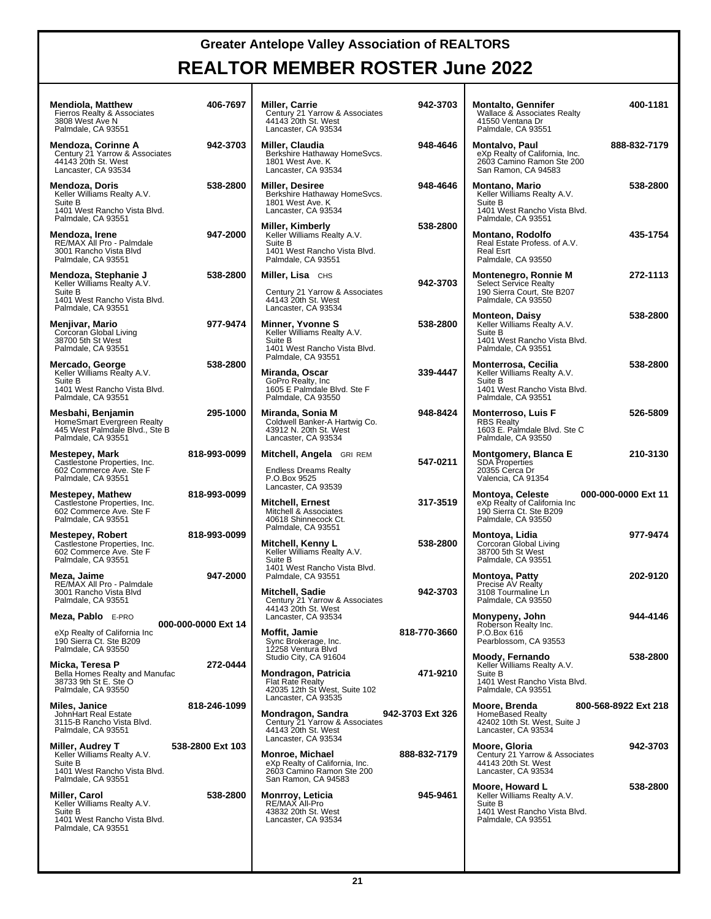# Greater Antelope Valley Association of REALTORS

## REALTOR MEMBER ROSTER June 2022

**Mendiola, Matthew** 406-7697
Fierros Realty & Associates
3808 West Ave N
Palmdale, CA 93551

**Mendoza, Corinne A** 942-3703
Century 21 Yarrow & Associates
44143 20th St. West
Lancaster, CA 93534

**Mendoza, Doris** 538-2800
Keller Williams Realty A.V.
Suite B
1401 West Rancho Vista Blvd.
Palmdale, CA 93551

**Mendoza, Irene** 947-2000
RE/MAX All Pro - Palmdale
3001 Rancho Vista Blvd
Palmdale, CA 93551

**Mendoza, Stephanie J** 538-2800
Keller Williams Realty A.V.
Suite B
1401 West Rancho Vista Blvd.
Palmdale, CA 93551

**Menjivar, Mario** 977-9474
Corcoran Global Living
38700 5th St West
Palmdale, CA 93551

**Mercado, George** 538-2800
Keller Williams Realty A.V.
Suite B
1401 West Rancho Vista Blvd.
Palmdale, CA 93551

**Mesbahi, Benjamin** 295-1000
HomeSmart Evergreen Realty
445 West Palmdale Blvd., Ste B
Palmdale, CA 93551

**Mestepey, Mark** 818-993-0099
Castlestone Properties, Inc.
602 Commerce Ave. Ste F
Palmdale, CA 93551

**Mestepey, Mathew** 818-993-0099
Castlestone Properties, Inc.
602 Commerce Ave. Ste F
Palmdale, CA 93551

**Mestepey, Robert** 818-993-0099
Castlestone Properties, Inc.
602 Commerce Ave. Ste F
Palmdale, CA 93551

**Meza, Jaime** 947-2000
RE/MAX All Pro - Palmdale
3001 Rancho Vista Blvd
Palmdale, CA 93551

**Meza, Pablo** E-PRO 000-000-0000 Ext 14
eXp Realty of California Inc
190 Sierra Ct. Ste B209
Palmdale, CA 93550

**Micka, Teresa P** 272-0444
Bella Homes Realty and Manufac
38733 9th St E. Ste O
Palmdale, CA 93550

**Miles, Janice** 818-246-1099
JohnHart Real Estate
3115-B Rancho Vista Blvd.
Palmdale, CA 93551

**Miller, Audrey T** 538-2800 Ext 103
Keller Williams Realty A.V.
Suite B
1401 West Rancho Vista Blvd.
Palmdale, CA 93551

**Miller, Carol** 538-2800
Keller Williams Realty A.V.
Suite B
1401 West Rancho Vista Blvd.
Palmdale, CA 93551

**Miller, Carricia** 942-3703
Century 21 Yarrow & Associates
44143 20th St. West
Lancaster, CA 93534

**Miller, Claudia** 948-4646
Berkshire Hathaway HomeSvcs.
1801 West Ave. K
Lancaster, CA 93534

**Miller, Desiree** 948-4646
Berkshire Hathaway HomeSvcs.
1801 West Ave. K
Lancaster, CA 93534

**Miller, Kimberly** 538-2800
Keller Williams Realty A.V.
Suite B
1401 West Rancho Vista Blvd.
Palmdale, CA 93551

**Miller, Lisa** CHS 942-3703
Century 21 Yarrow & Associates
44143 20th St. West
Lancaster, CA 93534

**Minner, Yvonne S** 538-2800
Keller Williams Realty A.V.
Suite B
1401 West Rancho Vista Blvd.
Palmdale, CA 93551

**Miranda, Oscar** 339-4447
GoPro Realty, Inc
1605 E Palmdale Blvd. Ste F
Palmdale, CA 93550

**Miranda, Sonia M** 948-8424
Coldwell Banker-A Hartwig Co.
43912 N. 20th St. West
Lancaster, CA 93534

**Mitchell, Angela** GRI REM 547-0211
Endless Dreams Realty
P.O.Box 9525
Lancaster, CA 93539

**Mitchell, Ernest** 317-3519
Mitchell & Associates
40618 Shinnecock Ct.
Palmdale, CA 93551

**Mitchell, Kenny L** 538-2800
Keller Williams Realty A.V.
Suite B
1401 West Rancho Vista Blvd.
Palmdale, CA 93551

**Mitchell, Sadie** 942-3703
Century 21 Yarrow & Associates
44143 20th St. West
Lancaster, CA 93534

**Moffit, Jamie** 818-770-3660
Sync Brokerage, Inc.
12258 Ventura Blvd
Studio City, CA 91604

**Mondragon, Patricia** 471-9210
Flat Rate Realty
42035 12th St West, Suite 102
Lancaster, CA 93535

**Mondragon, Sandra** 942-3703 Ext 326
Century 21 Yarrow & Associates
44143 20th St. West
Lancaster, CA 93534

**Monroe, Michael** 888-832-7179
eXp Realty of California, Inc.
2603 Camino Ramon Ste 200
San Ramon, CA 94583

**Monrroy, Leticia** 945-9461
RE/MAX All-Pro
43832 20th St. West
Lancaster, CA 93534

**Montalto, Gennifer** 400-1181
Wallace & Associates Realty
41550 Ventana Dr
Palmdale, CA 93551

**Montalvo, Paul** 888-832-7179
eXp Realty of California, Inc.
2603 Camino Ramon Ste 200
San Ramon, CA 94583

**Montano, Mario** 538-2800
Keller Williams Realty A.V.
Suite B
1401 West Rancho Vista Blvd.
Palmdale, CA 93551

**Montano, Rodolfo** 435-1754
Real Estate Profess. of A.V.
Real Esrt
Palmdale, CA 93550

**Montenegro, Ronnie M** 272-1113
Select Service Realty
190 Sierra Court, Ste B207
Palmdale, CA 93550

**Monteon, Daisy** 538-2800
Keller Williams Realty A.V.
Suite B
1401 West Rancho Vista Blvd.
Palmdale, CA 93551

**Monterrosa, Cecilia** 538-2800
Keller Williams Realty A.V.
Suite B
1401 West Rancho Vista Blvd.
Palmdale, CA 93551

**Monterroso, Luis F** 526-5809
RBS Realty
1603 E. Palmdale Blvd. Ste C
Palmdale, CA 93550

**Montgomery, Blanca E** 210-3130
SDA Properties
20355 Cerca Dr
Valencia, CA 91354

**Montoya, Celeste** 000-000-0000 Ext 11
eXp Realty of California Inc
190 Sierra Ct. Ste B209
Palmdale, CA 93550

**Montoya, Lidia** 977-9474
Corcoran Global Living
38700 5th St West
Palmdale, CA 93551

**Montoya, Patty** 202-9120
Precise AV Realty
3108 Tourmaline Ln
Palmdale, CA 93550

**Monypeny, John** 944-4146
Roberson Realty Inc.
P.O.Box 616
Pearblossom, CA 93553

**Moody, Fernando** 538-2800
Keller Williams Realty A.V.
Suite B
1401 West Rancho Vista Blvd.
Palmdale, CA 93551

**Moore, Brenda** 800-568-8922 Ext 218
HomeBased Realty
42402 10th St. West, Suite J
Lancaster, CA 93534

**Moore, Gloria** 942-3703
Century 21 Yarrow & Associates
44143 20th St. West
Lancaster, CA 93534

**Moore, Howard L** 538-2800
Keller Williams Realty A.V.
Suite B
1401 West Rancho Vista Blvd.
Palmdale, CA 93551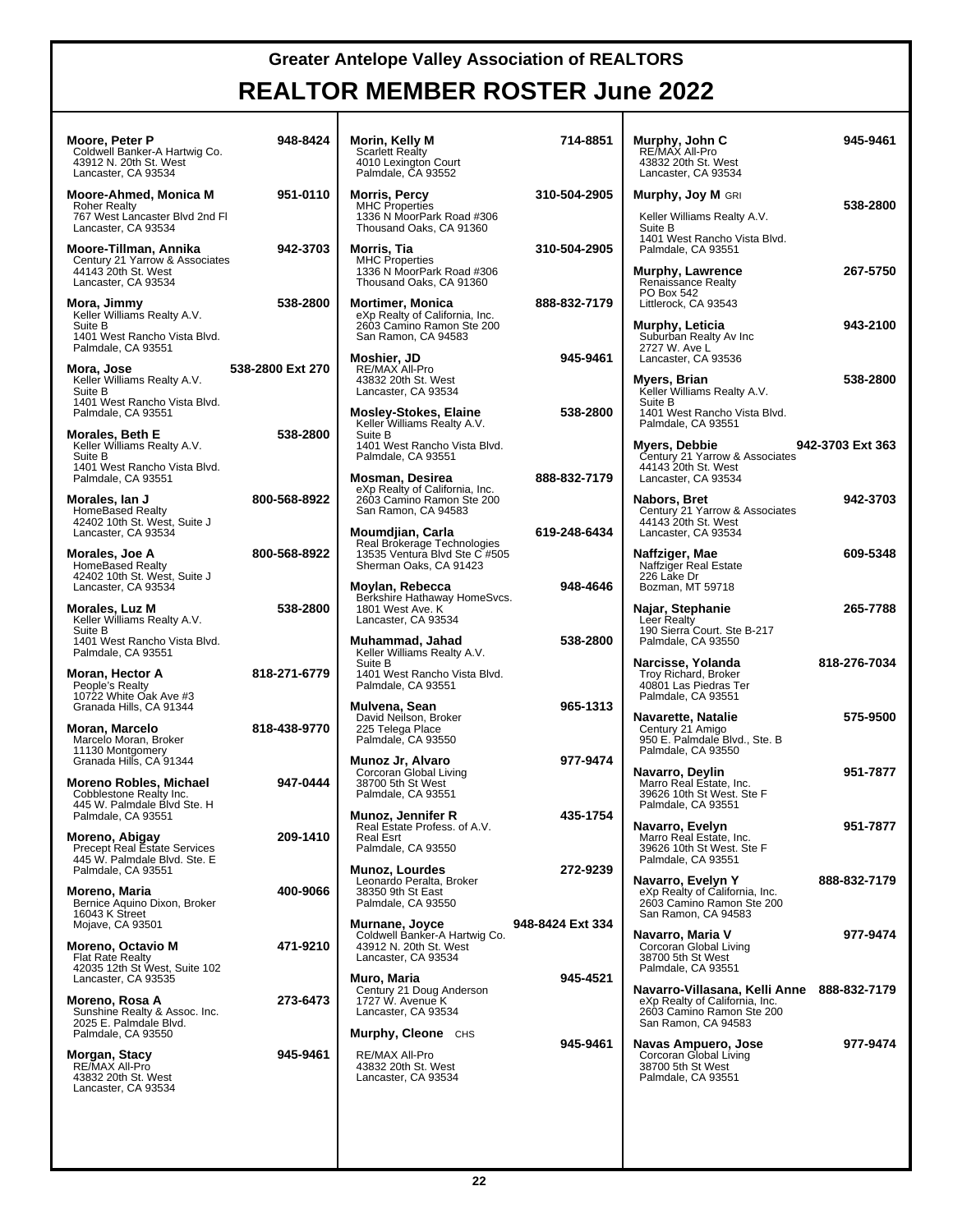# Greater Antelope Valley Association of REALTORS

# REALTOR MEMBER ROSTER June 2022

**Moore, Peter P** — 948-8424
Coldwell Banker-A Hartwig Co.
43912 N. 20th St. West
Lancaster, CA 93534

**Moore-Ahmed, Monica M** — 951-0110
Roher Realty
767 West Lancaster Blvd 2nd Fl
Lancaster, CA 93534

**Moore-Tillman, Annika** — 942-3703
Century 21 Yarrow & Associates
44143 20th St. West
Lancaster, CA 93534

**Mora, Jimmy** — 538-2800
Keller Williams Realty A.V.
Suite B
1401 West Rancho Vista Blvd.
Palmdale, CA 93551

**Mora, Jose** — 538-2800 Ext 270
Keller Williams Realty A.V.
Suite B
1401 West Rancho Vista Blvd.
Palmdale, CA 93551

**Morales, Beth E** — 538-2800
Keller Williams Realty A.V.
Suite B
1401 West Rancho Vista Blvd.
Palmdale, CA 93551

**Morales, Ian J** — 800-568-8922
HomeBased Realty
42402 10th St. West, Suite J
Lancaster, CA 93534

**Morales, Joe A** — 800-568-8922
HomeBased Realty
42402 10th St. West, Suite J
Lancaster, CA 93534

**Morales, Luz M** — 538-2800
Keller Williams Realty A.V.
Suite B
1401 West Rancho Vista Blvd.
Palmdale, CA 93551

**Moran, Hector A** — 818-271-6779
People's Realty
10722 White Oak Ave #3
Granada Hills, CA 91344

**Moran, Marcelo** — 818-438-9770
Marcelo Moran, Broker
11130 Montgomery
Granada Hills, CA 91344

**Moreno Robles, Michael** — 947-0444
Cobblestone Realty Inc.
445 W. Palmdale Blvd Ste. H
Palmdale, CA 93551

**Moreno, Abigay** — 209-1410
Precept Real Estate Services
445 W. Palmdale Blvd. Ste. E
Palmdale, CA 93551

**Moreno, Maria** — 400-9066
Bernice Aquino Dixon, Broker
16043 K Street
Mojave, CA 93501

**Moreno, Octavio M** — 471-9210
Flat Rate Realty
42035 12th St West, Suite 102
Lancaster, CA 93535

**Moreno, Rosa A** — 273-6473
Sunshine Realty & Assoc. Inc.
2025 E. Palmdale Blvd.
Palmdale, CA 93550

**Morgan, Stacy** — 945-9461
RE/MAX All-Pro
43832 20th St. West
Lancaster, CA 93534

**Morin, Kelly M** — 714-8851
Scarlett Realty
4010 Lexington Court
Palmdale, CA 93552

**Morris, Percy** — 310-504-2905
MHC Properties
1336 N MoorPark Road #306
Thousand Oaks, CA 91360

**Morris, Tia** — 310-504-2905
MHC Properties
1336 N MoorPark Road #306
Thousand Oaks, CA 91360

**Mortimer, Monica** — 888-832-7179
eXp Realty of California, Inc.
2603 Camino Ramon Ste 200
San Ramon, CA 94583

**Moshier, JD** — 945-9461
RE/MAX All-Pro
43832 20th St. West
Lancaster, CA 93534

**Mosley-Stokes, Elaine** — 538-2800
Keller Williams Realty A.V.
Suite B
1401 West Rancho Vista Blvd.
Palmdale, CA 93551

**Mosman, Desirea** — 888-832-7179
eXp Realty of California, Inc.
2603 Camino Ramon Ste 200
San Ramon, CA 94583

**Moumdjian, Carla** — 619-248-6434
Real Brokerage Technologies
13535 Ventura Blvd Ste C #505
Sherman Oaks, CA 91423

**Moylan, Rebecca** — 948-4646
Berkshire Hathaway HomeSvcs.
1801 West Ave. K
Lancaster, CA 93534

**Muhammad, Jahad** — 538-2800
Keller Williams Realty A.V.
Suite B
1401 West Rancho Vista Blvd.
Palmdale, CA 93551

**Mulvena, Sean** — 965-1313
David Neilson, Broker
225 Telega Place
Palmdale, CA 93550

**Munoz Jr, Alvaro** — 977-9474
Corcoran Global Living
38700 5th St West
Palmdale, CA 93551

**Munoz, Jennifer R** — 435-1754
Real Estate Profess. of A.V.
Real Esrt
Palmdale, CA 93550

**Munoz, Lourdes** — 272-9239
Leonardo Peralta, Broker
38350 9th St East
Palmdale, CA 93550

**Murnane, Joyce** — 948-8424 Ext 334
Coldwell Banker-A Hartwig Co.
43912 N. 20th St. West
Lancaster, CA 93534

**Muro, Maria** — 945-4521
Century 21 Doug Anderson
1727 W. Avenue K
Lancaster, CA 93534

**Murphy, Cleone** CHS — 945-9461
RE/MAX All-Pro
43832 20th St. West
Lancaster, CA 93534

**Murphy, John C** — 945-9461
RE/MAX All-Pro
43832 20th St. West
Lancaster, CA 93534

**Murphy, Joy M** GRI — 538-2800
Keller Williams Realty A.V.
Suite B
1401 West Rancho Vista Blvd.
Palmdale, CA 93551

**Murphy, Lawrence** — 267-5750
Renaissance Realty
PO Box 542
Littlerock, CA 93543

**Murphy, Leticia** — 943-2100
Suburban Realty Av Inc
2727 W. Ave L
Lancaster, CA 93536

**Myers, Brian** — 538-2800
Keller Williams Realty A.V.
Suite B
1401 West Rancho Vista Blvd.
Palmdale, CA 93551

**Myers, Debbie** — 942-3703 Ext 363
Century 21 Yarrow & Associates
44143 20th St. West
Lancaster, CA 93534

**Nabors, Bret** — 942-3703
Century 21 Yarrow & Associates
44143 20th St. West
Lancaster, CA 93534

**Naffziger, Mae** — 609-5348
Naffziger Real Estate
226 Lake Dr
Bozman, MT 59718

**Najar, Stephanie** — 265-7788
Leer Realty
190 Sierra Court. Ste B-217
Palmdale, CA 93550

**Narcisse, Yolanda** — 818-276-7034
Troy Richard, Broker
40801 Las Piedras Ter
Palmdale, CA 93551

**Navarette, Natalie** — 575-9500
Century 21 Amigo
950 E. Palmdale Blvd., Ste. B
Palmdale, CA 93550

**Navarro, Deylin** — 951-7877
Marro Real Estate, Inc.
39626 10th St West. Ste F
Palmdale, CA 93551

**Navarro, Evelyn** — 951-7877
Marro Real Estate, Inc.
39626 10th St West. Ste F
Palmdale, CA 93551

**Navarro, Evelyn Y** — 888-832-7179
eXp Realty of California, Inc.
2603 Camino Ramon Ste 200
San Ramon, CA 94583

**Navarro, Maria V** — 977-9474
Corcoran Global Living
38700 5th St West
Palmdale, CA 93551

**Navarro-Villasana, Kelli Anne** — 888-832-7179
eXp Realty of California, Inc.
2603 Camino Ramon Ste 200
San Ramon, CA 94583

**Navas Ampuero, Jose** — 977-9474
Corcoran Global Living
38700 5th St West
Palmdale, CA 93551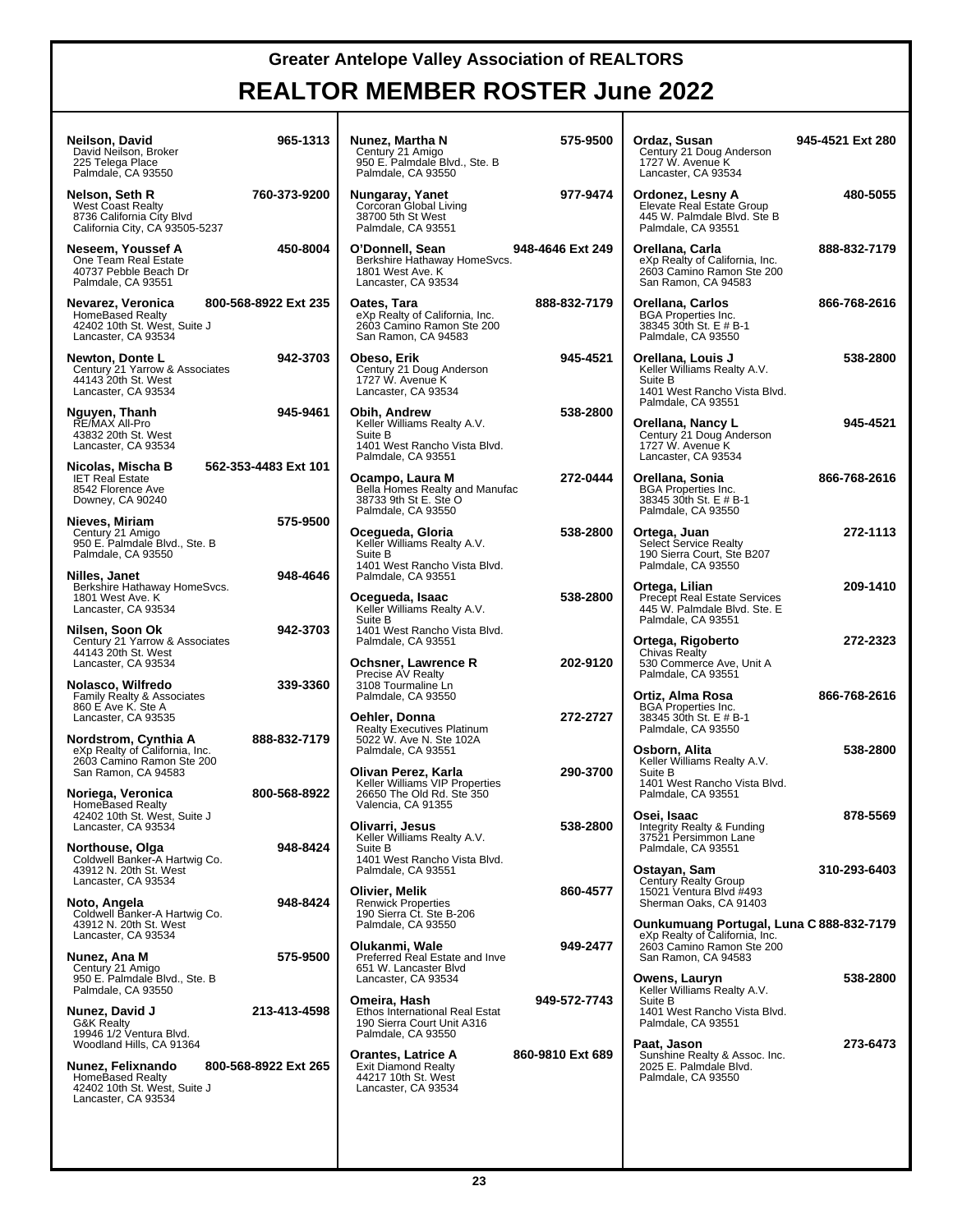# Greater Antelope Valley Association of REALTORS

## REALTOR MEMBER ROSTER June 2022

**Neilson, David** 965-1313
David Neilson, Broker
225 Telega Place
Palmdale, CA 93550

**Nelson, Seth R** 760-373-9200
West Coast Realty
8736 California City Blvd
California City, CA 93505-5237

**Neseem, Youssef A** 450-8004
One Team Real Estate
40737 Pebble Beach Dr
Palmdale, CA 93551

**Nevarez, Veronica** 800-568-8922 Ext 235
HomeBased Realty
42402 10th St. West, Suite J
Lancaster, CA 93534

**Newton, Donte L** 942-3703
Century 21 Yarrow & Associates
44143 20th St. West
Lancaster, CA 93534

**Nguyen, Thanh** 945-9461
RE/MAX All-Pro
43832 20th St. West
Lancaster, CA 93534

**Nicolas, Mischa B** 562-353-4483 Ext 101
IET Real Estate
8542 Florence Ave
Downey, CA 90240

**Nieves, Miriam** 575-9500
Century 21 Amigo
950 E. Palmdale Blvd., Ste. B
Palmdale, CA 93550

**Nilles, Janet** 948-4646
Berkshire Hathaway HomeSvcs.
1801 West Ave. K
Lancaster, CA 93534

**Nilsen, Soon Ok** 942-3703
Century 21 Yarrow & Associates
44143 20th St. West
Lancaster, CA 93534

**Nolasco, Wilfredo** 339-3360
Family Realty & Associates
860 E Ave K. Ste A
Lancaster, CA 93535

**Nordstrom, Cynthia A** 888-832-7179
eXp Realty of California, Inc.
2603 Camino Ramon Ste 200
San Ramon, CA 94583

**Noriega, Veronica** 800-568-8922
HomeBased Realty
42402 10th St. West, Suite J
Lancaster, CA 93534

**Northouse, Olga** 948-8424
Coldwell Banker-A Hartwig Co.
43912 N. 20th St. West
Lancaster, CA 93534

**Noto, Angela** 948-8424
Coldwell Banker-A Hartwig Co.
43912 N. 20th St. West
Lancaster, CA 93534

**Nunez, Ana M** 575-9500
Century 21 Amigo
950 E. Palmdale Blvd., Ste. B
Palmdale, CA 93550

**Nunez, David J** 213-413-4598
G&K Realty
19946 1/2 Ventura Blvd.
Woodland Hills, CA 91364

**Nunez, Felixnando** 800-568-8922 Ext 265
HomeBased Realty
42402 10th St. West, Suite J
Lancaster, CA 93534

**Nunez, Martha N** 575-9500
Century 21 Amigo
950 E. Palmdale Blvd., Ste. B
Palmdale, CA 93550

**Nungaray, Yanet** 977-9474
Corcoran Global Living
38700 5th St West
Palmdale, CA 93551

**O'Donnell, Sean** 948-4646 Ext 249
Berkshire Hathaway HomeSvcs.
1801 West Ave. K
Lancaster, CA 93534

**Oates, Tara** 888-832-7179
eXp Realty of California, Inc.
2603 Camino Ramon Ste 200
San Ramon, CA 94583

**Obeso, Erik** 945-4521
Century 21 Doug Anderson
1727 W. Avenue K
Lancaster, CA 93534

**Obih, Andrew** 538-2800
Keller Williams Realty A.V.
Suite B
1401 West Rancho Vista Blvd.
Palmdale, CA 93551

**Ocampo, Laura M** 272-0444
Bella Homes Realty and Manufac
38733 9th St E. Ste O
Palmdale, CA 93550

**Ocegueda, Gloria** 538-2800
Keller Williams Realty A.V.
Suite B
1401 West Rancho Vista Blvd.
Palmdale, CA 93551

**Ocegueda, Isaac** 538-2800
Keller Williams Realty A.V.
Suite B
1401 West Rancho Vista Blvd.
Palmdale, CA 93551

**Ochsner, Lawrence R** 202-9120
Precise AV Realty
3108 Tourmaline Ln
Palmdale, CA 93550

**Oehler, Donna** 272-2727
Realty Executives Platinum
5022 W. Ave N. Ste 102A
Palmdale, CA 93551

**Olivan Perez, Karla** 290-3700
Keller Williams VIP Properties
26650 The Old Rd. Ste 350
Valencia, CA 91355

**Olivarri, Jesus** 538-2800
Keller Williams Realty A.V.
Suite B
1401 West Rancho Vista Blvd.
Palmdale, CA 93551

**Olivier, Melik** 860-4577
Renwick Properties
190 Sierra Ct. Ste B-206
Palmdale, CA 93550

**Olukanmi, Wale** 949-2477
Preferred Real Estate and Inve
651 W. Lancaster Blvd
Lancaster, CA 93534

**Omeira, Hash** 949-572-7743
Ethos International Real Estat
190 Sierra Court Unit A316
Palmdale, CA 93550

**Orantes, Latrice A** 860-9810 Ext 689
Exit Diamond Realty
44217 10th St. West
Lancaster, CA 93534

**Ordaz, Susan** 945-4521 Ext 280
Century 21 Doug Anderson
1727 W. Avenue K
Lancaster, CA 93534

**Ordonez, Lesny A** 480-5055
Elevate Real Estate Group
445 W. Palmdale Blvd. Ste B
Palmdale, CA 93551

**Orellana, Carla** 888-832-7179
eXp Realty of California, Inc.
2603 Camino Ramon Ste 200
San Ramon, CA 94583

**Orellana, Carlos** 866-768-2616
BGA Properties Inc.
38345 30th St. E # B-1
Palmdale, CA 93550

**Orellana, Louis J** 538-2800
Keller Williams Realty A.V.
Suite B
1401 West Rancho Vista Blvd.
Palmdale, CA 93551

**Orellana, Nancy L** 945-4521
Century 21 Doug Anderson
1727 W. Avenue K
Lancaster, CA 93534

**Orellana, Sonia** 866-768-2616
BGA Properties Inc.
38345 30th St. E # B-1
Palmdale, CA 93550

**Ortega, Juan** 272-1113
Select Service Realty
190 Sierra Court, Ste B207
Palmdale, CA 93550

**Ortega, Lilian** 209-1410
Precept Real Estate Services
445 W. Palmdale Blvd. Ste. E
Palmdale, CA 93551

**Ortega, Rigoberto** 272-2323
Chivas Realty
530 Commerce Ave, Unit A
Palmdale, CA 93551

**Ortiz, Alma Rosa** 866-768-2616
BGA Properties Inc.
38345 30th St. E # B-1
Palmdale, CA 93550

**Osborn, Alita** 538-2800
Keller Williams Realty A.V.
Suite B
1401 West Rancho Vista Blvd.
Palmdale, CA 93551

**Osei, Isaac** 878-5569
Integrity Realty & Funding
37521 Persimmon Lane
Palmdale, CA 93551

**Ostayan, Sam** 310-293-6403
Century Realty Group
15021 Ventura Blvd #493
Sherman Oaks, CA 91403

**Ounkumuang Portugal, Luna C** 888-832-7179
eXp Realty of California, Inc.
2603 Camino Ramon Ste 200
San Ramon, CA 94583

**Owens, Lauryn** 538-2800
Keller Williams Realty A.V.
Suite B
1401 West Rancho Vista Blvd.
Palmdale, CA 93551

**Paat, Jason** 273-6473
Sunshine Realty & Assoc. Inc.
2025 E. Palmdale Blvd.
Palmdale, CA 93550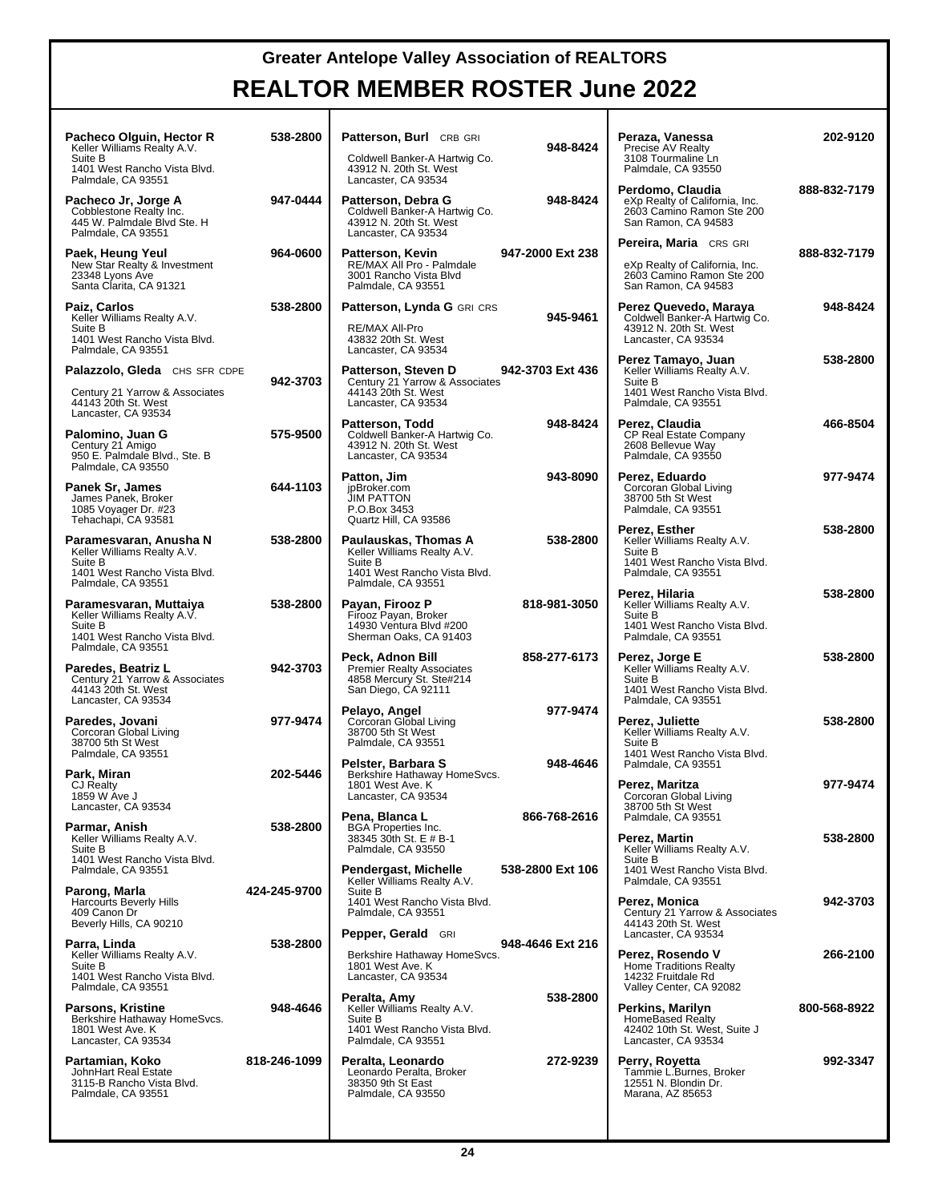# Greater Antelope Valley Association of REALTORS

## REALTOR MEMBER ROSTER June 2022

**Pacheco Olguin, Hector R** — 538-2800
Keller Williams Realty A.V.
Suite B
1401 West Rancho Vista Blvd.
Palmdale, CA 93551

**Pacheco Jr, Jorge A** — 947-0444
Cobblestone Realty Inc.
445 W. Palmdale Blvd Ste. H
Palmdale, CA 93551

**Paek, Heung Yeul** — 964-0600
New Star Realty & Investment
23348 Lyons Ave
Santa Clarita, CA 91321

**Paiz, Carlos** — 538-2800
Keller Williams Realty A.V.
Suite B
1401 West Rancho Vista Blvd.
Palmdale, CA 93551

**Palazzolo, Gleda** CHS SFR CDPE — 942-3703
Century 21 Yarrow & Associates
44143 20th St. West
Lancaster, CA 93534

**Palomino, Juan G** — 575-9500
Century 21 Amigo
950 E. Palmdale Blvd., Ste. B
Palmdale, CA 93550

**Panek Sr, James** — 644-1103
James Panek, Broker
1085 Voyager Dr. #23
Tehachapi, CA 93581

**Paramesvaran, Anusha N** — 538-2800
Keller Williams Realty A.V.
Suite B
1401 West Rancho Vista Blvd.
Palmdale, CA 93551

**Paramesvaran, Muttaiya** — 538-2800
Keller Williams Realty A.V.
Suite B
1401 West Rancho Vista Blvd.
Palmdale, CA 93551

**Paredes, Beatriz L** — 942-3703
Century 21 Yarrow & Associates
44143 20th St. West
Lancaster, CA 93534

**Paredes, Jovani** — 977-9474
Corcoran Global Living
38700 5th St West
Palmdale, CA 93551

**Park, Miran** — 202-5446
CJ Realty
1859 W Ave J
Lancaster, CA 93534

**Parmar, Anish** — 538-2800
Keller Williams Realty A.V.
Suite B
1401 West Rancho Vista Blvd.
Palmdale, CA 93551

**Parong, Marla** — 424-245-9700
Harcourts Beverly Hills
409 Canon Dr
Beverly Hills, CA 90210

**Parra, Linda** — 538-2800
Keller Williams Realty A.V.
Suite B
1401 West Rancho Vista Blvd.
Palmdale, CA 93551

**Parsons, Kristine** — 948-4646
Berkshire Hathaway HomeSvcs.
1801 West Ave. K
Lancaster, CA 93534

**Partamian, Koko** — 818-246-1099
JohnHart Real Estate
3115-B Rancho Vista Blvd.
Palmdale, CA 93551

**Patterson, Burl** CRB GRI — 948-8424
Coldwell Banker-A Hartwig Co.
43912 N. 20th St. West
Lancaster, CA 93534

**Patterson, Debra G** — 948-8424
Coldwell Banker-A Hartwig Co.
43912 N. 20th St. West
Lancaster, CA 93534

**Patterson, Kevin** — 947-2000 Ext 238
RE/MAX All Pro - Palmdale
3001 Rancho Vista Blvd
Palmdale, CA 93551

**Patterson, Lynda G** GRI CRS — 945-9461
RE/MAX All-Pro
43832 20th St. West
Lancaster, CA 93534

**Patterson, Steven D** — 942-3703 Ext 436
Century 21 Yarrow & Associates
44143 20th St. West
Lancaster, CA 93534

**Patterson, Todd** — 948-8424
Coldwell Banker-A Hartwig Co.
43912 N. 20th St. West
Lancaster, CA 93534

**Patton, Jim** — 943-8090
jpBroker.com
JIM PATTON
P.O.Box 3453
Quartz Hill, CA 93586

**Paulauskas, Thomas A** — 538-2800
Keller Williams Realty A.V.
Suite B
1401 West Rancho Vista Blvd.
Palmdale, CA 93551

**Payan, Firooz P** — 818-981-3050
Firooz Payan, Broker
14930 Ventura Blvd #200
Sherman Oaks, CA 91403

**Peck, Adnon Bill** — 858-277-6173
Premier Realty Associates
4858 Mercury St. Ste#214
San Diego, CA 92111

**Pelayo, Angel** — 977-9474
Corcoran Global Living
38700 5th St West
Palmdale, CA 93551

**Pelster, Barbara S** — 948-4646
Berkshire Hathaway HomeSvcs.
1801 West Ave. K
Lancaster, CA 93534

**Pena, Blanca L** — 866-768-2616
BGA Properties Inc.
38345 30th St. E # B-1
Palmdale, CA 93550

**Pendergast, Michelle** — 538-2800 Ext 106
Keller Williams Realty A.V.
Suite B
1401 West Rancho Vista Blvd.
Palmdale, CA 93551

**Pepper, Gerald** GRI — 948-4646 Ext 216
Berkshire Hathaway HomeSvcs.
1801 West Ave. K
Lancaster, CA 93534

**Peralta, Amy** — 538-2800
Keller Williams Realty A.V.
Suite B
1401 West Rancho Vista Blvd.
Palmdale, CA 93551

**Peralta, Leonardo** — 272-9239
Leonardo Peralta, Broker
38350 9th St East
Palmdale, CA 93550

**Peraza, Vanessa** — 202-9120
Precise AV Realty
3108 Tourmaline Ln
Palmdale, CA 93550

**Perdomo, Claudia** — 888-832-7179
eXp Realty of California, Inc.
2603 Camino Ramon Ste 200
San Ramon, CA 94583

**Pereira, Maria** CRS GRI — 888-832-7179
eXp Realty of California, Inc.
2603 Camino Ramon Ste 200
San Ramon, CA 94583

**Perez Quevedo, Maraya** — 948-8424
Coldwell Banker-A Hartwig Co.
43912 N. 20th St. West
Lancaster, CA 93534

**Perez Tamayo, Juan** — 538-2800
Keller Williams Realty A.V.
Suite B
1401 West Rancho Vista Blvd.
Palmdale, CA 93551

**Perez, Claudia** — 466-8504
CP Real Estate Company
2608 Bellevue Way
Palmdale, CA 93550

**Perez, Eduardo** — 977-9474
Corcoran Global Living
38700 5th St West
Palmdale, CA 93551

**Perez, Esther** — 538-2800
Keller Williams Realty A.V.
Suite B
1401 West Rancho Vista Blvd.
Palmdale, CA 93551

**Perez, Hilaria** — 538-2800
Keller Williams Realty A.V.
Suite B
1401 West Rancho Vista Blvd.
Palmdale, CA 93551

**Perez, Jorge E** — 538-2800
Keller Williams Realty A.V.
Suite B
1401 West Rancho Vista Blvd.
Palmdale, CA 93551

**Perez, Juliette** — 538-2800
Keller Williams Realty A.V.
Suite B
1401 West Rancho Vista Blvd.
Palmdale, CA 93551

**Perez, Maritza** — 977-9474
Corcoran Global Living
38700 5th St West
Palmdale, CA 93551

**Perez, Martin** — 538-2800
Keller Williams Realty A.V.
Suite B
1401 West Rancho Vista Blvd.
Palmdale, CA 93551

**Perez, Monica** — 942-3703
Century 21 Yarrow & Associates
44143 20th St. West
Lancaster, CA 93534

**Perez, Rosendo V** — 266-2100
Home Traditions Realty
14232 Fruitdale Rd
Valley Center, CA 92082

**Perkins, Marilyn** — 800-568-8922
HomeBased Realty
42402 10th St. West, Suite J
Lancaster, CA 93534

**Perry, Royetta** — 992-3347
Tammie L.Burnes, Broker
12551 N. Blondin Dr.
Marana, AZ 85653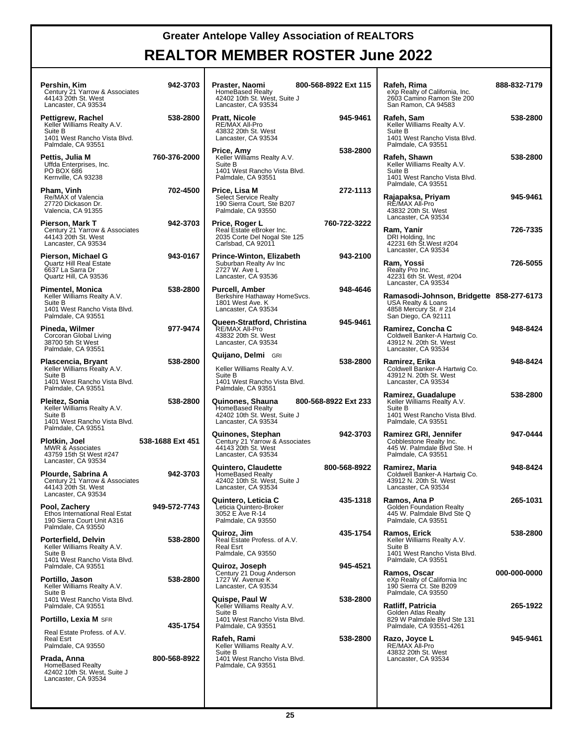# Greater Antelope Valley Association of REALTORS

## REALTOR MEMBER ROSTER June 2022

**Pershin, Kim** — 942-3703
Century 21 Yarrow & Associates
44143 20th St. West
Lancaster, CA 93534

**Pettigrew, Rachel** — 538-2800
Keller Williams Realty A.V.
Suite B
1401 West Rancho Vista Blvd.
Palmdale, CA 93551

**Pettis, Julia M** — 760-376-2000
Uffda Enterprises, Inc.
PO BOX 686
Kernville, CA 93238

**Pham, Vinh** — 702-4500
Re/MAX of Valencia
27720 Dickason Dr.
Valencia, CA 91355

**Pierson, Mark T** — 942-3703
Century 21 Yarrow & Associates
44143 20th St. West
Lancaster, CA 93534

**Pierson, Michael G** — 943-0167
Quartz Hill Real Estate
6637 La Sarra Dr
Quartz Hill, CA 93536

**Pimentel, Monica** — 538-2800
Keller Williams Realty A.V.
Suite B
1401 West Rancho Vista Blvd.
Palmdale, CA 93551

**Pineda, Wilmer** — 977-9474
Corcoran Global Living
38700 5th St West
Palmdale, CA 93551

**Plascencia, Bryant** — 538-2800
Keller Williams Realty A.V.
Suite B
1401 West Rancho Vista Blvd.
Palmdale, CA 93551

**Pleitez, Sonia** — 538-2800
Keller Williams Realty A.V.
Suite B
1401 West Rancho Vista Blvd.
Palmdale, CA 93551

**Plotkin, Joel** — 538-1688 Ext 451
MWR & Associates
43759 15th St West #247
Lancaster, CA 93534

**Plourde, Sabrina A** — 942-3703
Century 21 Yarrow & Associates
44143 20th St. West
Lancaster, CA 93534

**Pool, Zachery** — 949-572-7743
Ethos International Real Estat
190 Sierra Court Unit A316
Palmdale, CA 93550

**Porterfield, Delvin** — 538-2800
Keller Williams Realty A.V.
Suite B
1401 West Rancho Vista Blvd.
Palmdale, CA 93551

**Portillo, Jason** — 538-2800
Keller Williams Realty A.V.
Suite B
1401 West Rancho Vista Blvd.
Palmdale, CA 93551

**Portillo, Lexia M** SFR — 435-1754
Real Estate Profess. of A.V.
Real Esrt
Palmdale, CA 93550

**Prada, Anna** — 800-568-8922
HomeBased Realty
42402 10th St. West, Suite J
Lancaster, CA 93534

**Praster, Naomi** — 800-568-8922 Ext 115
HomeBased Realty
42402 10th St. West, Suite J
Lancaster, CA 93534

**Pratt, Nicole** — 945-9461
RE/MAX All-Pro
43832 20th St. West
Lancaster, CA 93534

**Price, Amy** — 538-2800
Keller Williams Realty A.V.
Suite B
1401 West Rancho Vista Blvd.
Palmdale, CA 93551

**Price, Lisa M** — 272-1113
Select Service Realty
190 Sierra Court, Ste B207
Palmdale, CA 93550

**Price, Roger L** — 760-722-3222
Real Estate eBroker Inc.
2035 Corte Del Nogal Ste 125
Carlsbad, CA 92011

**Prince-Winton, Elizabeth** — 943-2100
Suburban Realty Av Inc
2727 W. Ave L
Lancaster, CA 93536

**Purcell, Amber** — 948-4646
Berkshire Hathaway HomeSvcs.
1801 West Ave. K
Lancaster, CA 93534

**Queen-Stratford, Christina** — 945-9461
RE/MAX All-Pro
43832 20th St. West
Lancaster, CA 93534

**Quijano, Delmi** GRI — 538-2800
Keller Williams Realty A.V.
Suite B
1401 West Rancho Vista Blvd.
Palmdale, CA 93551

**Quinones, Shauna** — 800-568-8922 Ext 233
HomeBased Realty
42402 10th St. West, Suite J
Lancaster, CA 93534

**Quinones, Stephan** — 942-3703
Century 21 Yarrow & Associates
44143 20th St. West
Lancaster, CA 93534

**Quintero, Claudette** — 800-568-8922
HomeBased Realty
42402 10th St. West, Suite J
Lancaster, CA 93534

**Quintero, Leticia C** — 435-1318
Leticia Quintero-Broker
3052 E Ave R-14
Palmdale, CA 93550

**Quiroz, Jim** — 435-1754
Real Estate Profess. of A.V.
Real Esrt
Palmdale, CA 93550

**Quiroz, Joseph** — 945-4521
Century 21 Doug Anderson
1727 W. Avenue K
Lancaster, CA 93534

**Quispe, Paul W** — 538-2800
Keller Williams Realty A.V.
Suite B
1401 West Rancho Vista Blvd.
Palmdale, CA 93551

**Rafeh, Rami** — 538-2800
Keller Williams Realty A.V.
Suite B
1401 West Rancho Vista Blvd.
Palmdale, CA 93551

**Rafeh, Rima** — 888-832-7179
eXp Realty of California, Inc.
2603 Camino Ramon Ste 200
San Ramon, CA 94583

**Rafeh, Sam** — 538-2800
Keller Williams Realty A.V.
Suite B
1401 West Rancho Vista Blvd.
Palmdale, CA 93551

**Rafeh, Shawn** — 538-2800
Keller Williams Realty A.V.
Suite B
1401 West Rancho Vista Blvd.
Palmdale, CA 93551

**Rajapaksa, Priyam** — 945-9461
RE/MAX All-Pro
43832 20th St. West
Lancaster, CA 93534

**Ram, Yanir** — 726-7335
DRI Holding, Inc
42231 6th St.West #204
Lancaster, CA 93534

**Ram, Yossi** — 726-5055
Realty Pro Inc.
42231 6th St. West, #204
Lancaster, CA 93534

**Ramasodi-Johnson, Bridgette** — 858-277-6173
USA Realty & Loans
4858 Mercury St. # 214
San Diego, CA 92111

**Ramirez, Concha C** — 948-8424
Coldwell Banker-A Hartwig Co.
43912 N. 20th St. West
Lancaster, CA 93534

**Ramirez, Erika** — 948-8424
Coldwell Banker-A Hartwig Co.
43912 N. 20th St. West
Lancaster, CA 93534

**Ramirez, Guadalupe** — 538-2800
Keller Williams Realty A.V.
Suite B
1401 West Rancho Vista Blvd.
Palmdale, CA 93551

**Ramirez GRI, Jennifer** — 947-0444
Cobblestone Realty Inc.
445 W. Palmdale Blvd Ste. H
Palmdale, CA 93551

**Ramirez, Maria** — 948-8424
Coldwell Banker-A Hartwig Co.
43912 N. 20th St. West
Lancaster, CA 93534

**Ramos, Ana P** — 265-1031
Golden Foundation Realty
445 W. Palmdale Blvd Ste Q
Palmdale, CA 93551

**Ramos, Erick** — 538-2800
Keller Williams Realty A.V.
Suite B
1401 West Rancho Vista Blvd.
Palmdale, CA 93551

**Ramos, Oscar** — 000-000-0000
eXp Realty of California Inc
190 Sierra Ct. Ste B209
Palmdale, CA 93550

**Ratliff, Patricia** — 265-1922
Golden Atlas Realty
829 W Palmdale Blvd Ste 131
Palmdale, CA 93551-4261

**Razo, Joyce L** — 945-9461
RE/MAX All-Pro
43832 20th St. West
Lancaster, CA 93534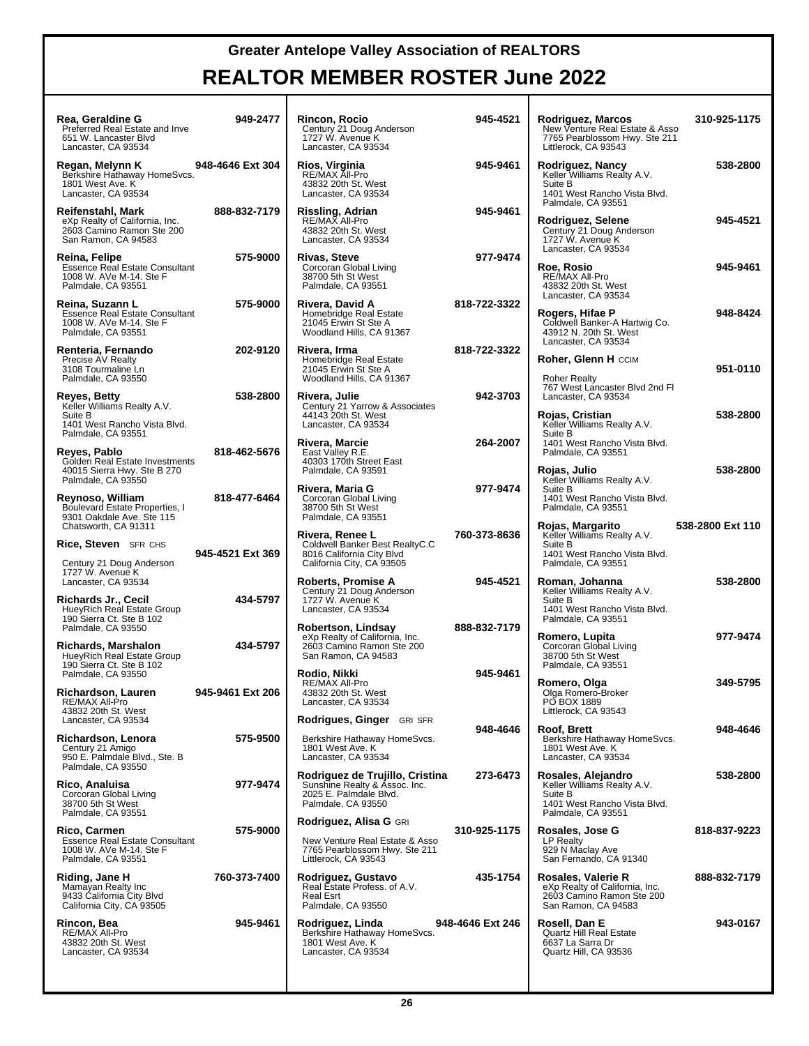# Greater Antelope Valley Association of REALTORS

## REALTOR MEMBER ROSTER June 2022

**Rea, Geraldine G** — 949-2477
Preferred Real Estate and Inve
651 W. Lancaster Blvd
Lancaster, CA 93534

**Regan, Melynn K** — 948-4646 Ext 304
Berkshire Hathaway HomeSvcs.
1801 West Ave. K
Lancaster, CA 93534

**Reifenstahl, Mark** — 888-832-7179
eXp Realty of California, Inc.
2603 Camino Ramon Ste 200
San Ramon, CA 94583

**Reina, Felipe** — 575-9000
Essence Real Estate Consultant
1008 W. AVe M-14. Ste F
Palmdale, CA 93551

**Reina, Suzann L** — 575-9000
Essence Real Estate Consultant
1008 W. AVe M-14. Ste F
Palmdale, CA 93551

**Renteria, Fernando** — 202-9120
Precise AV Realty
3108 Tourmaline Ln
Palmdale, CA 93550

**Reyes, Betty** — 538-2800
Keller Williams Realty A.V.
Suite B
1401 West Rancho Vista Blvd.
Palmdale, CA 93551

**Reyes, Pablo** — 818-462-5676
Golden Real Estate Investments
40015 Sierra Hwy. Ste B 270
Palmdale, CA 93550

**Reynoso, William** — 818-477-6464
Boulevard Estate Properties, I
9301 Oakdale Ave. Ste 115
Chatsworth, CA 91311

**Rice, Steven** SFR CHS — 945-4521 Ext 369
Century 21 Doug Anderson
1727 W. Avenue K
Lancaster, CA 93534

**Richards Jr., Cecil** — 434-5797
HueyRich Real Estate Group
190 Sierra Ct. Ste B 102
Palmdale, CA 93550

**Richards, Marshalon** — 434-5797
HueyRich Real Estate Group
190 Sierra Ct. Ste B 102
Palmdale, CA 93550

**Richardson, Lauren** — 945-9461 Ext 206
RE/MAX All-Pro
43832 20th St. West
Lancaster, CA 93534

**Richardson, Lenora** — 575-9500
Century 21 Amigo
950 E. Palmdale Blvd., Ste. B
Palmdale, CA 93550

**Rico, Analuisa** — 977-9474
Corcoran Global Living
38700 5th St West
Palmdale, CA 93551

**Rico, Carmen** — 575-9000
Essence Real Estate Consultant
1008 W. AVe M-14. Ste F
Palmdale, CA 93551

**Riding, Jane H** — 760-373-7400
Mamayan Realty Inc
9433 California City Blvd
California City, CA 93505

**Rincon, Bea** — 945-9461
RE/MAX All-Pro
43832 20th St. West
Lancaster, CA 93534

**Rincon, Rocio** — 945-4521
Century 21 Doug Anderson
1727 W. Avenue K
Lancaster, CA 93534

**Rios, Virginia** — 945-9461
RE/MAX All-Pro
43832 20th St. West
Lancaster, CA 93534

**Rissling, Adrian** — 945-9461
RE/MAX All-Pro
43832 20th St. West
Lancaster, CA 93534

**Rivas, Steve** — 977-9474
Corcoran Global Living
38700 5th St West
Palmdale, CA 93551

**Rivera, David A** — 818-722-3322
Homebridge Real Estate
21045 Erwin St Ste A
Woodland Hills, CA 91367

**Rivera, Irma** — 818-722-3322
Homebridge Real Estate
21045 Erwin St Ste A
Woodland Hills, CA 91367

**Rivera, Julie** — 942-3703
Century 21 Yarrow & Associates
44143 20th St. West
Lancaster, CA 93534

**Rivera, Marcie** — 264-2007
East Valley R.E.
40303 170th Street East
Palmdale, CA 93591

**Rivera, Maria G** — 977-9474
Corcoran Global Living
38700 5th St West
Palmdale, CA 93551

**Rivera, Renee L** — 760-373-8636
Coldwell Banker Best RealtyC.C
8016 California City Blvd
California City, CA 93505

**Roberts, Promise A** — 945-4521
Century 21 Doug Anderson
1727 W. Avenue K
Lancaster, CA 93534

**Robertson, Lindsay** — 888-832-7179
eXp Realty of California, Inc.
2603 Camino Ramon Ste 200
San Ramon, CA 94583

**Rodio, Nikki** — 945-9461
RE/MAX All-Pro
43832 20th St. West
Lancaster, CA 93534

**Rodrigues, Ginger** GRI SFR — 948-4646
Berkshire Hathaway HomeSvcs.
1801 West Ave. K
Lancaster, CA 93534

**Rodriguez de Trujillo, Cristina** — 273-6473
Sunshine Realty & Assoc. Inc.
2025 E. Palmdale Blvd.
Palmdale, CA 93550

**Rodriguez, Alisa G** GRI — 310-925-1175
New Venture Real Estate & Asso
7765 Pearblossom Hwy. Ste 211
Littlerock, CA 93543

**Rodriguez, Gustavo** — 435-1754
Real Estate Profess. of A.V.
Real Esrt
Palmdale, CA 93550

**Rodriguez, Linda** — 948-4646 Ext 246
Berkshire Hathaway HomeSvcs.
1801 West Ave. K
Lancaster, CA 93534

**Rodriguez, Marcos** — 310-925-1175
New Venture Real Estate & Asso
7765 Pearblossom Hwy. Ste 211
Littlerock, CA 93543

**Rodriguez, Nancy** — 538-2800
Keller Williams Realty A.V.
Suite B
1401 West Rancho Vista Blvd.
Palmdale, CA 93551

**Rodriguez, Selene** — 945-4521
Century 21 Doug Anderson
1727 W. Avenue K
Lancaster, CA 93534

**Roe, Rosio** — 945-9461
RE/MAX All-Pro
43832 20th St. West
Lancaster, CA 93534

**Rogers, Hifae P** — 948-8424
Coldwell Banker-A Hartwig Co.
43912 N. 20th St. West
Lancaster, CA 93534

**Roher, Glenn H** CCIM — 951-0110
Roher Realty
767 West Lancaster Blvd 2nd Fl
Lancaster, CA 93534

**Rojas, Cristian** — 538-2800
Keller Williams Realty A.V.
Suite B
1401 West Rancho Vista Blvd.
Palmdale, CA 93551

**Rojas, Julio** — 538-2800
Keller Williams Realty A.V.
Suite B
1401 West Rancho Vista Blvd.
Palmdale, CA 93551

**Rojas, Margarito** — 538-2800 Ext 110
Keller Williams Realty A.V.
Suite B
1401 West Rancho Vista Blvd.
Palmdale, CA 93551

**Roman, Johanna** — 538-2800
Keller Williams Realty A.V.
Suite B
1401 West Rancho Vista Blvd.
Palmdale, CA 93551

**Romero, Lupita** — 977-9474
Corcoran Global Living
38700 5th St West
Palmdale, CA 93551

**Romero, Olga** — 349-5795
Olga Romero-Broker
PO BOX 1889
Littlerock, CA 93543

**Roof, Brett** — 948-4646
Berkshire Hathaway HomeSvcs.
1801 West Ave. K
Lancaster, CA 93534

**Rosales, Alejandro** — 538-2800
Keller Williams Realty A.V.
Suite B
1401 West Rancho Vista Blvd.
Palmdale, CA 93551

**Rosales, Jose G** — 818-837-9223
LP Realty
929 N Maclay Ave
San Fernando, CA 91340

**Rosales, Valerie R** — 888-832-7179
eXp Realty of California, Inc.
2603 Camino Ramon Ste 200
San Ramon, CA 94583

**Rosell, Dan E** — 943-0167
Quartz Hill Real Estate
6637 La Sarra Dr
Quartz Hill, CA 93536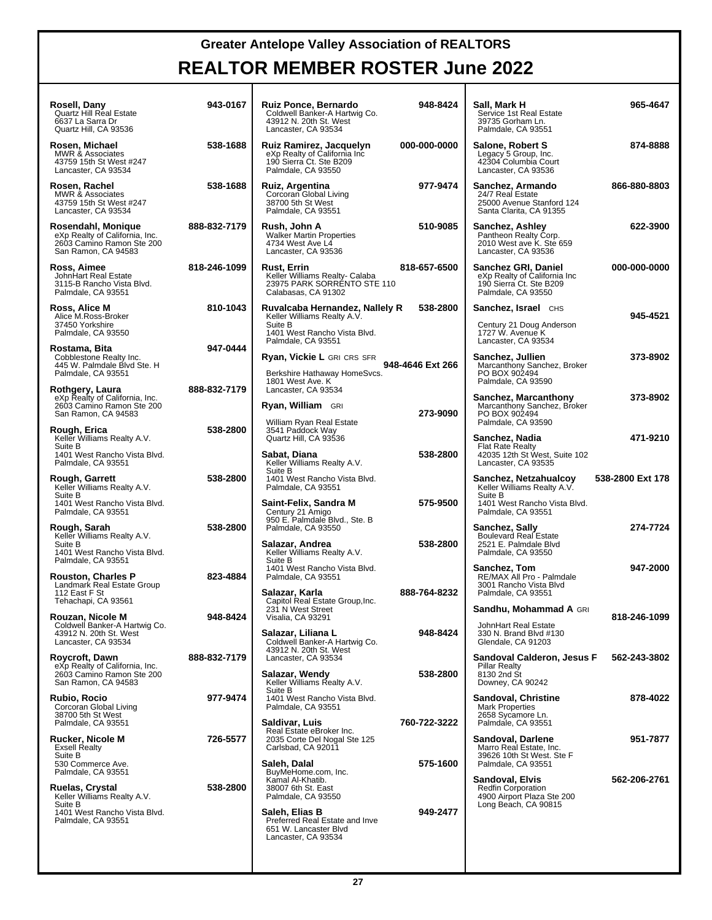# Greater Antelope Valley Association of REALTORS

## REALTOR MEMBER ROSTER June 2022

**Rosell, Dany** 943-0167
Quartz Hill Real Estate
6637 La Sarra Dr
Quartz Hill, CA 93536

**Rosen, Michael** 538-1688
MWR & Associates
43759 15th St West #247
Lancaster, CA 93534

**Rosen, Rachel** 538-1688
MWR & Associates
43759 15th St West #247
Lancaster, CA 93534

**Rosendahl, Monique** 888-832-7179
eXp Realty of California, Inc.
2603 Camino Ramon Ste 200
San Ramon, CA 94583

**Ross, Aimee** 818-246-1099
JohnHart Real Estate
3115-B Rancho Vista Blvd.
Palmdale, CA 93551

**Ross, Alice M** 810-1043
Alice M.Ross-Broker
37450 Yorkshire
Palmdale, CA 93550

**Rostama, Bita** 947-0444
Cobblestone Realty Inc.
445 W. Palmdale Blvd Ste. H
Palmdale, CA 93551

**Rothgery, Laura** 888-832-7179
eXp Realty of California, Inc.
2603 Camino Ramon Ste 200
San Ramon, CA 94583

**Rough, Erica** 538-2800
Keller Williams Realty A.V.
Suite B
1401 West Rancho Vista Blvd.
Palmdale, CA 93551

**Rough, Garrett** 538-2800
Keller Williams Realty A.V.
Suite B
1401 West Rancho Vista Blvd.
Palmdale, CA 93551

**Rough, Sarah** 538-2800
Keller Williams Realty A.V.
Suite B
1401 West Rancho Vista Blvd.
Palmdale, CA 93551

**Rouston, Charles P** 823-4884
Landmark Real Estate Group
112 East F St
Tehachapi, CA 93561

**Rouzan, Nicole M** 948-8424
Coldwell Banker-A Hartwig Co.
43912 N. 20th St. West
Lancaster, CA 93534

**Roycroft, Dawn** 888-832-7179
eXp Realty of California, Inc.
2603 Camino Ramon Ste 200
San Ramon, CA 94583

**Rubio, Rocio** 977-9474
Corcoran Global Living
38700 5th St West
Palmdale, CA 93551

**Rucker, Nicole M** 726-5577
Exsell Realty
Suite B
530 Commerce Ave.
Palmdale, CA 93551

**Ruelas, Crystal** 538-2800
Keller Williams Realty A.V.
Suite B
1401 West Rancho Vista Blvd.
Palmdale, CA 93551

**Ruiz Ponce, Bernardo** 948-8424
Coldwell Banker-A Hartwig Co.
43912 N. 20th St. West
Lancaster, CA 93534

**Ruiz Ramirez, Jacquelyn** 000-000-0000
eXp Realty of California Inc
190 Sierra Ct. Ste B209
Palmdale, CA 93550

**Ruiz, Argentina** 977-9474
Corcoran Global Living
38700 5th St West
Palmdale, CA 93551

**Rush, John A** 510-9085
Walker Martin Properties
4734 West Ave L4
Lancaster, CA 93536

**Rust, Errin** 818-657-6500
Keller Williams Realty- Calaba
23975 PARK SORRENTO STE 110
Calabasas, CA 91302

**Ruvalcaba Hernandez, Nallely R** 538-2800
Keller Williams Realty A.V.
Suite B
1401 West Rancho Vista Blvd.
Palmdale, CA 93551

**Ryan, Vickie L** GRI CRS SFR 948-4646 Ext 266
Berkshire Hathaway HomeSvcs.
1801 West Ave. K
Lancaster, CA 93534

**Ryan, William** GRI 273-9090
William Ryan Real Estate
3541 Paddock Way
Quartz Hill, CA 93536

**Sabat, Diana** 538-2800
Keller Williams Realty A.V.
Suite B
1401 West Rancho Vista Blvd.
Palmdale, CA 93551

**Saint-Felix, Sandra M** 575-9500
Century 21 Amigo
950 E. Palmdale Blvd., Ste. B
Palmdale, CA 93550

**Salazar, Andrea** 538-2800
Keller Williams Realty A.V.
Suite B
1401 West Rancho Vista Blvd.
Palmdale, CA 93551

**Salazar, Karla** 888-764-8232
Capitol Real Estate Group,Inc.
231 N West Street
Visalia, CA 93291

**Salazar, Liliana L** 948-8424
Coldwell Banker-A Hartwig Co.
43912 N. 20th St. West
Lancaster, CA 93534

**Salazar, Wendy** 538-2800
Keller Williams Realty A.V.
Suite B
1401 West Rancho Vista Blvd.
Palmdale, CA 93551

**Saldivar, Luis** 760-722-3222
Real Estate eBroker Inc.
2035 Corte Del Nogal Ste 125
Carlsbad, CA 92011

**Saleh, Dalal** 575-1600
BuyMeHome.com, Inc.
Kamal Al-Khatib.
38007 6th St. East
Palmdale, CA 93550

**Saleh, Elias B** 949-2477
Preferred Real Estate and Inve
651 W. Lancaster Blvd
Lancaster, CA 93534

**Sall, Mark H** 965-4647
Service 1st Real Estate
39735 Gorham Ln.
Palmdale, CA 93551

**Salone, Robert S** 874-8888
Legacy 5 Group, Inc.
42304 Columbia Court
Lancaster, CA 93536

**Sanchez, Armando** 866-880-8803
24/7 Real Estate
25000 Avenue Stanford 124
Santa Clarita, CA 91355

**Sanchez, Ashley** 622-3900
Pantheon Realty Corp.
2010 West ave K. Ste 659
Lancaster, CA 93536

**Sanchez GRI, Daniel** 000-000-0000
eXp Realty of California Inc
190 Sierra Ct. Ste B209
Palmdale, CA 93550

**Sanchez, Israel** CHS 945-4521
Century 21 Doug Anderson
1727 W. Avenue K
Lancaster, CA 93534

**Sanchez, Jullien** 373-8902
Marcanthony Sanchez, Broker
PO BOX 902494
Palmdale, CA 93590

**Sanchez, Marcanthony** 373-8902
Marcanthony Sanchez, Broker
PO BOX 902494
Palmdale, CA 93590

**Sanchez, Nadia** 471-9210
Flat Rate Realty
42035 12th St West, Suite 102
Lancaster, CA 93535

**Sanchez, Netzahualcoy** 538-2800 Ext 178
Keller Williams Realty A.V.
Suite B
1401 West Rancho Vista Blvd.
Palmdale, CA 93551

**Sanchez, Sally** 274-7724
Boulevard Real Estate
2521 E. Palmdale Blvd
Palmdale, CA 93550

**Sanchez, Tom** 947-2000
RE/MAX All Pro - Palmdale
3001 Rancho Vista Blvd
Palmdale, CA 93551

**Sandhu, Mohammad A** GRI 818-246-1099
JohnHart Real Estate
330 N. Brand Blvd #130
Glendale, CA 91203

**Sandoval Calderon, Jesus F** 562-243-3802
Pillar Realty
8130 2nd St
Downey, CA 90242

**Sandoval, Christine** 878-4022
Mark Properties
2658 Sycamore Ln.
Palmdale, CA 93551

**Sandoval, Darlene** 951-7877
Marro Real Estate, Inc.
39626 10th St West. Ste F
Palmdale, CA 93551

**Sandoval, Elvis** 562-206-2761
Redfin Corporation
4900 Airport Plaza Ste 200
Long Beach, CA 90815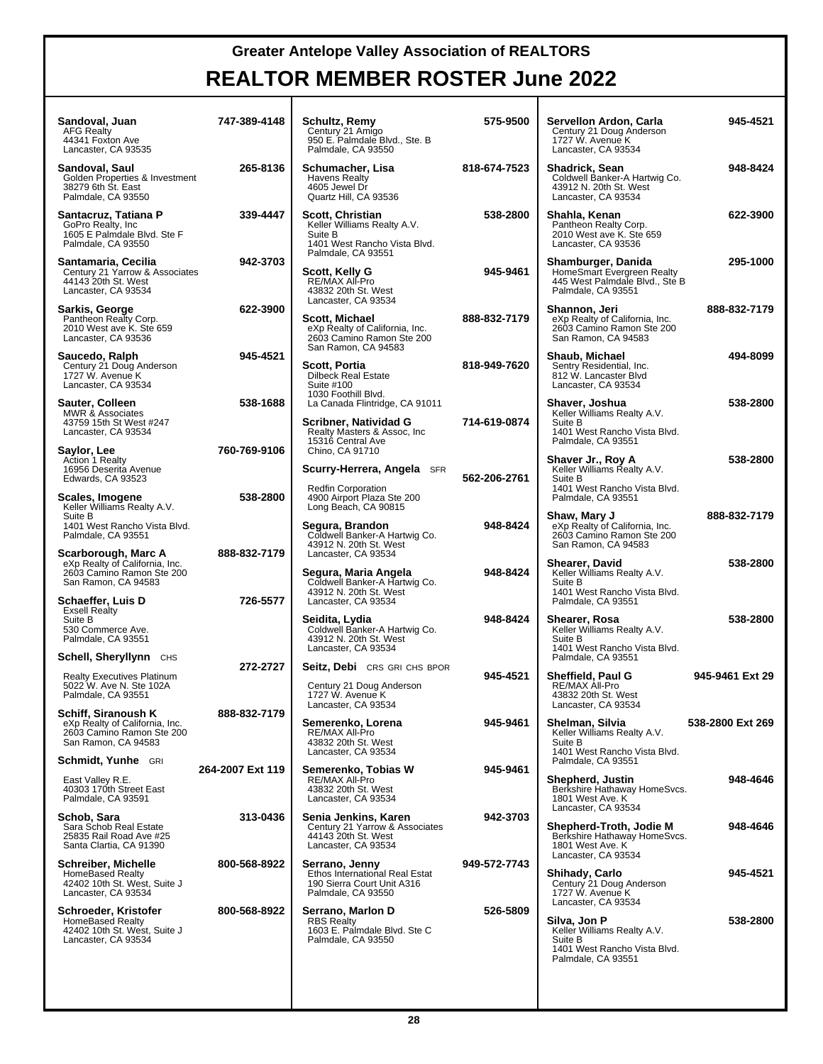# Greater Antelope Valley Association of REALTORS

# REALTOR MEMBER ROSTER June 2022

**Sandoval, Juan** 747-389-4148
AFG Realty
44341 Foxton Ave
Lancaster, CA 93535

**Sandoval, Saul** 265-8136
Golden Properties & Investment
38279 6th St. East
Palmdale, CA 93550

**Santacruz, Tatiana P** 339-4447
GoPro Realty, Inc
1605 E Palmdale Blvd. Ste F
Palmdale, CA 93550

**Santamaria, Cecilia** 942-3703
Century 21 Yarrow & Associates
44143 20th St. West
Lancaster, CA 93534

**Sarkis, George** 622-3900
Pantheon Realty Corp.
2010 West ave K. Ste 659
Lancaster, CA 93536

**Saucedo, Ralph** 945-4521
Century 21 Doug Anderson
1727 W. Avenue K
Lancaster, CA 93534

**Sauter, Colleen** 538-1688
MWR & Associates
43759 15th St West #247
Lancaster, CA 93534

**Saylor, Lee** 760-769-9106
Action 1 Realty
16956 Deserita Avenue
Edwards, CA 93523

**Scales, Imogene** 538-2800
Keller Williams Realty A.V.
Suite B
1401 West Rancho Vista Blvd.
Palmdale, CA 93551

**Scarborough, Marc A** 888-832-7179
eXp Realty of California, Inc.
2603 Camino Ramon Ste 200
San Ramon, CA 94583

**Schaeffer, Luis D** 726-5577
Exsell Realty
Suite B
530 Commerce Ave.
Palmdale, CA 93551

**Schell, Sheryllynn** CHS 272-2727
Realty Executives Platinum
5022 W. Ave N. Ste 102A
Palmdale, CA 93551

**Schiff, Siranoush K** 888-832-7179
eXp Realty of California, Inc.
2603 Camino Ramon Ste 200
San Ramon, CA 94583

**Schmidt, Yunhe** GRI 264-2007 Ext 119
East Valley R.E.
40303 170th Street East
Palmdale, CA 93591

**Schob, Sara** 313-0436
Sara Schob Real Estate
25835 Rail Road Ave #25
Santa Clartia, CA 91390

**Schreiber, Michelle** 800-568-8922
HomeBased Realty
42402 10th St. West, Suite J
Lancaster, CA 93534

**Schroeder, Kristofer** 800-568-8922
HomeBased Realty
42402 10th St. West, Suite J
Lancaster, CA 93534

**Schultz, Remy** 575-9500
Century 21 Amigo
950 E. Palmdale Blvd., Ste. B
Palmdale, CA 93550

**Schumacher, Lisa** 818-674-7523
Havens Realty
4605 Jewel Dr
Quartz Hill, CA 93536

**Scott, Christian** 538-2800
Keller Williams Realty A.V.
Suite B
1401 West Rancho Vista Blvd.
Palmdale, CA 93551

**Scott, Kelly G** 945-9461
RE/MAX All-Pro
43832 20th St. West
Lancaster, CA 93534

**Scott, Michael** 888-832-7179
eXp Realty of California, Inc.
2603 Camino Ramon Ste 200
San Ramon, CA 94583

**Scott, Portia** 818-949-7620
Dilbeck Real Estate
Suite #100
1030 Foothill Blvd.
La Canada Flintridge, CA 91011

**Scribner, Natividad G** 714-619-0874
Realty Masters & Assoc, Inc
15316 Central Ave
Chino, CA 91710

**Scurry-Herrera, Angela** SFR 562-206-2761
Redfin Corporation
4900 Airport Plaza Ste 200
Long Beach, CA 90815

**Segura, Brandon** 948-8424
Coldwell Banker-A Hartwig Co.
43912 N. 20th St. West
Lancaster, CA 93534

**Segura, Maria Angela** 948-8424
Coldwell Banker-A Hartwig Co.
43912 N. 20th St. West
Lancaster, CA 93534

**Seidita, Lydia** 948-8424
Coldwell Banker-A Hartwig Co.
43912 N. 20th St. West
Lancaster, CA 93534

**Seitz, Debi** CRS GRI CHS BPOR 945-4521
Century 21 Doug Anderson
1727 W. Avenue K
Lancaster, CA 93534

**Semerenko, Lorena** 945-9461
RE/MAX All-Pro
43832 20th St. West
Lancaster, CA 93534

**Semerenko, Tobias W** 945-9461
RE/MAX All-Pro
43832 20th St. West
Lancaster, CA 93534

**Senia Jenkins, Karen** 942-3703
Century 21 Yarrow & Associates
44143 20th St. West
Lancaster, CA 93534

**Serrano, Jenny** 949-572-7743
Ethos International Real Estat
190 Sierra Court Unit A316
Palmdale, CA 93550

**Serrano, Marlon D** 526-5809
RBS Realty
1603 E. Palmdale Blvd. Ste C
Palmdale, CA 93550

**Servellon Ardon, Carla** 945-4521
Century 21 Doug Anderson
1727 W. Avenue K
Lancaster, CA 93534

**Shadrick, Sean** 948-8424
Coldwell Banker-A Hartwig Co.
43912 N. 20th St. West
Lancaster, CA 93534

**Shahla, Kenan** 622-3900
Pantheon Realty Corp.
2010 West ave K. Ste 659
Lancaster, CA 93536

**Shamburger, Danida** 295-1000
HomeSmart Evergreen Realty
445 West Palmdale Blvd., Ste B
Palmdale, CA 93551

**Shannon, Jeri** 888-832-7179
eXp Realty of California, Inc.
2603 Camino Ramon Ste 200
San Ramon, CA 94583

**Shaub, Michael** 494-8099
Sentry Residential, Inc.
812 W. Lancaster Blvd
Lancaster, CA 93534

**Shaver, Joshua** 538-2800
Keller Williams Realty A.V.
Suite B
1401 West Rancho Vista Blvd.
Palmdale, CA 93551

**Shaver Jr., Roy A** 538-2800
Keller Williams Realty A.V.
Suite B
1401 West Rancho Vista Blvd.
Palmdale, CA 93551

**Shaw, Mary J** 888-832-7179
eXp Realty of California, Inc.
2603 Camino Ramon Ste 200
San Ramon, CA 94583

**Shearer, David** 538-2800
Keller Williams Realty A.V.
Suite B
1401 West Rancho Vista Blvd.
Palmdale, CA 93551

**Shearer, Rosa** 538-2800
Keller Williams Realty A.V.
Suite B
1401 West Rancho Vista Blvd.
Palmdale, CA 93551

**Sheffield, Paul G** 945-9461 Ext 29
RE/MAX All-Pro
43832 20th St. West
Lancaster, CA 93534

**Shelman, Silvia** 538-2800 Ext 269
Keller Williams Realty A.V.
Suite B
1401 West Rancho Vista Blvd.
Palmdale, CA 93551

**Shepherd, Justin** 948-4646
Berkshire Hathaway HomeSvcs.
1801 West Ave. K
Lancaster, CA 93534

**Shepherd-Troth, Jodie M** 948-4646
Berkshire Hathaway HomeSvcs.
1801 West Ave. K
Lancaster, CA 93534

**Shihady, Carlo** 945-4521
Century 21 Doug Anderson
1727 W. Avenue K
Lancaster, CA 93534

**Silva, Jon P** 538-2800
Keller Williams Realty A.V.
Suite B
1401 West Rancho Vista Blvd.
Palmdale, CA 93551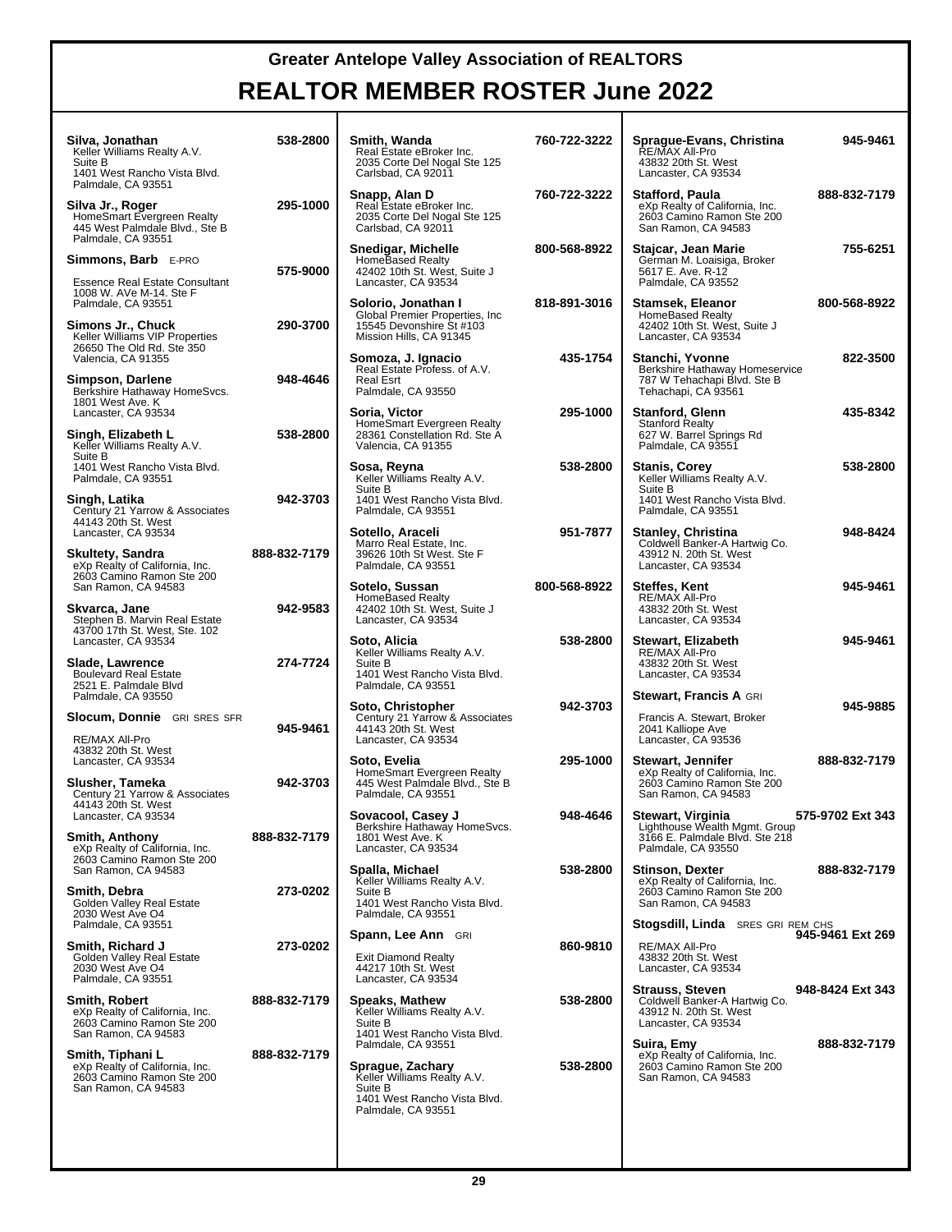# Greater Antelope Valley Association of REALTORS

# REALTOR MEMBER ROSTER June 2022

**Silva, Jonathan** 538-2800
Keller Williams Realty A.V.
Suite B
1401 West Rancho Vista Blvd.
Palmdale, CA 93551

**Silva Jr., Roger** 295-1000
HomeSmart Evergreen Realty
445 West Palmdale Blvd., Ste B
Palmdale, CA 93551

**Simmons, Barb** E-PRO 575-9000
Essence Real Estate Consultant
1008 W. AVe M-14. Ste F
Palmdale, CA 93551

**Simons Jr., Chuck** 290-3700
Keller Williams VIP Properties
26650 The Old Rd. Ste 350
Valencia, CA 91355

**Simpson, Darlene** 948-4646
Berkshire Hathaway HomeSvcs.
1801 West Ave. K
Lancaster, CA 93534

**Singh, Elizabeth L** 538-2800
Keller Williams Realty A.V.
Suite B
1401 West Rancho Vista Blvd.
Palmdale, CA 93551

**Singh, Latika** 942-3703
Century 21 Yarrow & Associates
44143 20th St. West
Lancaster, CA 93534

**Skultety, Sandra** 888-832-7179
eXp Realty of California, Inc.
2603 Camino Ramon Ste 200
San Ramon, CA 94583

**Skvarca, Jane** 942-9583
Stephen B. Marvin Real Estate
43700 17th St. West, Ste. 102
Lancaster, CA 93534

**Slade, Lawrence** 274-7724
Boulevard Real Estate
2521 E. Palmdale Blvd
Palmdale, CA 93550

**Slocum, Donnie** GRI SRES SFR 945-9461
RE/MAX All-Pro
43832 20th St. West
Lancaster, CA 93534

**Slusher, Tameka** 942-3703
Century 21 Yarrow & Associates
44143 20th St. West
Lancaster, CA 93534

**Smith, Anthony** 888-832-7179
eXp Realty of California, Inc.
2603 Camino Ramon Ste 200
San Ramon, CA 94583

**Smith, Debra** 273-0202
Golden Valley Real Estate
2030 West Ave O4
Palmdale, CA 93551

**Smith, Richard J** 273-0202
Golden Valley Real Estate
2030 West Ave O4
Palmdale, CA 93551

**Smith, Robert** 888-832-7179
eXp Realty of California, Inc.
2603 Camino Ramon Ste 200
San Ramon, CA 94583

**Smith, Tiphani L** 888-832-7179
eXp Realty of California, Inc.
2603 Camino Ramon Ste 200
San Ramon, CA 94583

**Smith, Wanda** 760-722-3222
Real Estate eBroker Inc.
2035 Corte Del Nogal Ste 125
Carlsbad, CA 92011

**Snapp, Alan D** 760-722-3222
Real Estate eBroker Inc.
2035 Corte Del Nogal Ste 125
Carlsbad, CA 92011

**Snedigar, Michelle** 800-568-8922
HomeBased Realty
42402 10th St. West, Suite J
Lancaster, CA 93534

**Solorio, Jonathan I** 818-891-3016
Global Premier Properties, Inc
15545 Devonshire St #103
Mission Hills, CA 91345

**Somoza, J. Ignacio** 435-1754
Real Estate Profess. of A.V.
Real Esrt
Palmdale, CA 93550

**Soria, Victor** 295-1000
HomeSmart Evergreen Realty
28361 Constellation Rd. Ste A
Valencia, CA 91355

**Sosa, Reyna** 538-2800
Keller Williams Realty A.V.
Suite B
1401 West Rancho Vista Blvd.
Palmdale, CA 93551

**Sotello, Araceli** 951-7877
Marro Real Estate, Inc.
39626 10th St West. Ste F
Palmdale, CA 93551

**Sotelo, Sussan** 800-568-8922
HomeBased Realty
42402 10th St. West, Suite J
Lancaster, CA 93534

**Soto, Alicia** 538-2800
Keller Williams Realty A.V.
Suite B
1401 West Rancho Vista Blvd.
Palmdale, CA 93551

**Soto, Christopher** 942-3703
Century 21 Yarrow & Associates
44143 20th St. West
Lancaster, CA 93534

**Soto, Evelia** 295-1000
HomeSmart Evergreen Realty
445 West Palmdale Blvd., Ste B
Palmdale, CA 93551

**Sovacool, Casey J** 948-4646
Berkshire Hathaway HomeSvcs.
1801 West Ave. K
Lancaster, CA 93534

**Spalla, Michael** 538-2800
Keller Williams Realty A.V.
Suite B
1401 West Rancho Vista Blvd.
Palmdale, CA 93551

**Spann, Lee Ann** GRI 860-9810
Exit Diamond Realty
44217 10th St. West
Lancaster, CA 93534

**Speaks, Mathew** 538-2800
Keller Williams Realty A.V.
Suite B
1401 West Rancho Vista Blvd.
Palmdale, CA 93551

**Sprague, Zachary** 538-2800
Keller Williams Realty A.V.
Suite B
1401 West Rancho Vista Blvd.
Palmdale, CA 93551

**Sprague-Evans, Christina** 945-9461
RE/MAX All-Pro
43832 20th St. West
Lancaster, CA 93534

**Stafford, Paula** 888-832-7179
eXp Realty of California, Inc.
2603 Camino Ramon Ste 200
San Ramon, CA 94583

**Stajcar, Jean Marie** 755-6251
German M. Loaisiga, Broker
5617 E. Ave. R-12
Palmdale, CA 93552

**Stamsek, Eleanor** 800-568-8922
HomeBased Realty
42402 10th St. West, Suite J
Lancaster, CA 93534

**Stanchi, Yvonne** 822-3500
Berkshire Hathaway Homeservice
787 W Tehachapi Blvd. Ste B
Tehachapi, CA 93561

**Stanford, Glenn** 435-8342
Stanford Realty
627 W. Barrel Springs Rd
Palmdale, CA 93551

**Stanis, Corey** 538-2800
Keller Williams Realty A.V.
Suite B
1401 West Rancho Vista Blvd.
Palmdale, CA 93551

**Stanley, Christina** 948-8424
Coldwell Banker-A Hartwig Co.
43912 N. 20th St. West
Lancaster, CA 93534

**Steffes, Kent** 945-9461
RE/MAX All-Pro
43832 20th St. West
Lancaster, CA 93534

**Stewart, Elizabeth** 945-9461
RE/MAX All-Pro
43832 20th St. West
Lancaster, CA 93534

**Stewart, Francis A** GRI 945-9885
Francis A. Stewart, Broker
2041 Kalliope Ave
Lancaster, CA 93536

**Stewart, Jennifer** 888-832-7179
eXp Realty of California, Inc.
2603 Camino Ramon Ste 200
San Ramon, CA 94583

**Stewart, Virginia** 575-9702 Ext 343
Lighthouse Wealth Mgmt. Group
3166 E. Palmdale Blvd. Ste 218
Palmdale, CA 93550

**Stinson, Dexter** 888-832-7179
eXp Realty of California, Inc.
2603 Camino Ramon Ste 200
San Ramon, CA 94583

**Stogsdill, Linda** SRES GRI REM CHS 945-9461 Ext 269
RE/MAX All-Pro
43832 20th St. West
Lancaster, CA 93534

**Strauss, Steven** 948-8424 Ext 343
Coldwell Banker-A Hartwig Co.
43912 N. 20th St. West
Lancaster, CA 93534

**Suira, Emy** 888-832-7179
eXp Realty of California, Inc.
2603 Camino Ramon Ste 200
San Ramon, CA 94583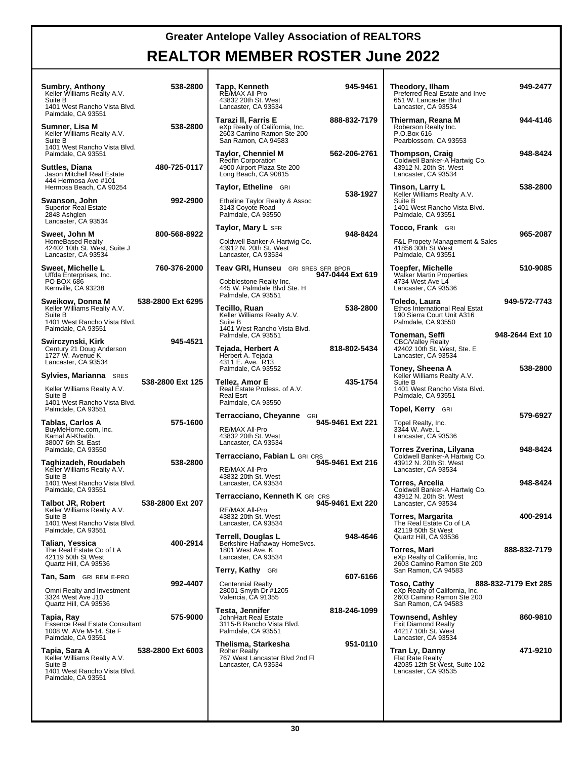# Greater Antelope Valley Association of REALTORS

## REALTOR MEMBER ROSTER June 2022

**Sumbry, Anthony** — 538-2800
Keller Williams Realty A.V.
Suite B
1401 West Rancho Vista Blvd.
Palmdale, CA 93551

**Sumner, Lisa M** — 538-2800
Keller Williams Realty A.V.
Suite B
1401 West Rancho Vista Blvd.
Palmdale, CA 93551

**Suttles, Diana** — 480-725-0117
Jason Mitchell Real Estate
444 Hermosa Ave #101
Hermosa Beach, CA 90254

**Swanson, John** — 992-2900
Superior Real Estate
2848 Ashglen
Lancaster, CA 93534

**Sweet, John M** — 800-568-8922
HomeBased Realty
42402 10th St. West, Suite J
Lancaster, CA 93534

**Sweet, Michelle L** — 760-376-2000
Uffda Enterprises, Inc.
PO BOX 686
Kernville, CA 93238

**Sweikow, Donna M** — 538-2800 Ext 6295
Keller Williams Realty A.V.
Suite B
1401 West Rancho Vista Blvd.
Palmdale, CA 93551

**Swirczynski, Kirk** — 945-4521
Century 21 Doug Anderson
1727 W. Avenue K
Lancaster, CA 93534

**Sylvies, Marianna** SRES — 538-2800 Ext 125
Keller Williams Realty A.V.
Suite B
1401 West Rancho Vista Blvd.
Palmdale, CA 93551

**Tablas, Carlos A** — 575-1600
BuyMeHome.com, Inc.
Kamal Al-Khatib.
38007 6th St. East
Palmdale, CA 93550

**Taghizadeh, Roudabeh** — 538-2800
Keller Williams Realty A.V.
Suite B
1401 West Rancho Vista Blvd.
Palmdale, CA 93551

**Talbot JR, Robert** — 538-2800 Ext 207
Keller Williams Realty A.V.
Suite B
1401 West Rancho Vista Blvd.
Palmdale, CA 93551

**Talian, Yessica** — 400-2914
The Real Estate Co of LA
42119 50th St West
Quartz Hill, CA 93536

**Tan, Sam** GRI REM E-PRO — 992-4407
Omni Realty and Investment
3324 West Ave J10
Quartz Hill, CA 93536

**Tapia, Ray** — 575-9000
Essence Real Estate Consultant
1008 W. AVe M-14. Ste F
Palmdale, CA 93551

**Tapia, Sara A** — 538-2800 Ext 6003
Keller Williams Realty A.V.
Suite B
1401 West Rancho Vista Blvd.
Palmdale, CA 93551

**Tapp, Kenneth** — 945-9461
RE/MAX All-Pro
43832 20th St. West
Lancaster, CA 93534

**Tarazi II, Farris E** — 888-832-7179
eXp Realty of California, Inc.
2603 Camino Ramon Ste 200
San Ramon, CA 94583

**Taylor, Chenniel M** — 562-206-2761
Redfin Corporation
4900 Airport Plaza Ste 200
Long Beach, CA 90815

**Taylor, Etheline** GRI — 538-1927
Etheline Taylor Realty & Assoc
3143 Coyote Road
Palmdale, CA 93550

**Taylor, Mary L** SFR — 948-8424
Coldwell Banker-A Hartwig Co.
43912 N. 20th St. West
Lancaster, CA 93534

**Teav GRI, Hunseu** GRI SRES SFR BPOR — 947-0444 Ext 619
Cobblestone Realty Inc.
445 W. Palmdale Blvd Ste. H
Palmdale, CA 93551

**Tecillo, Ruan** — 538-2800
Keller Williams Realty A.V.
Suite B
1401 West Rancho Vista Blvd.
Palmdale, CA 93551

**Tejada, Herbert A** — 818-802-5434
Herbert A. Tejada
4311 E. Ave. R13
Palmdale, CA 93552

**Tellez, Amor E** — 435-1754
Real Estate Profess. of A.V.
Real Esrt
Palmdale, CA 93550

**Terracciano, Cheyanne** GRI — 945-9461 Ext 221
RE/MAX All-Pro
43832 20th St. West
Lancaster, CA 93534

**Terracciano, Fabian L** GRI CRS — 945-9461 Ext 216
RE/MAX All-Pro
43832 20th St. West
Lancaster, CA 93534

**Terracciano, Kenneth K** GRI CRS — 945-9461 Ext 220
RE/MAX All-Pro
43832 20th St. West
Lancaster, CA 93534

**Terrell, Douglas L** — 948-4646
Berkshire Hathaway HomeSvcs.
1801 West Ave. K
Lancaster, CA 93534

**Terry, Kathy** GRI — 607-6166
Centennial Realty
28001 Smyth Dr #1205
Valencia, CA 91355

**Testa, Jennifer** — 818-246-1099
JohnHart Real Estate
3115-B Rancho Vista Blvd.
Palmdale, CA 93551

**Thelisma, Starkesha** — 951-0110
Roher Realty
767 West Lancaster Blvd 2nd Fl
Lancaster, CA 93534

**Theodory, Ilham** — 949-2477
Preferred Real Estate and Inve
651 W. Lancaster Blvd
Lancaster, CA 93534

**Thierman, Reana M** — 944-4146
Roberson Realty Inc.
P.O.Box 616
Pearblossom, CA 93553

**Thompson, Craig** — 948-8424
Coldwell Banker-A Hartwig Co.
43912 N. 20th St. West
Lancaster, CA 93534

**Tinson, Larry L** — 538-2800
Keller Williams Realty A.V.
Suite B
1401 West Rancho Vista Blvd.
Palmdale, CA 93551

**Tocco, Frank** GRI — 965-2087
F&L Propety Management & Sales
41856 30th St West
Palmdale, CA 93551

**Toepfer, Michelle** — 510-9085
Walker Martin Properties
4734 West Ave L4
Lancaster, CA 93536

**Toledo, Laura** — 949-572-7743
Ethos International Real Estat
190 Sierra Court Unit A316
Palmdale, CA 93550

**Toneman, Seffi** — 948-2644 Ext 10
CBC/Valley Realty
42402 10th St. West, Ste. E
Lancaster, CA 93534

**Toney, Sheena A** — 538-2800
Keller Williams Realty A.V.
Suite B
1401 West Rancho Vista Blvd.
Palmdale, CA 93551

**Topel, Kerry** GRI — 579-6927
Topel Realty, Inc.
3344 W. Ave. L
Lancaster, CA 93536

**Torres Zverina, Lilyana** — 948-8424
Coldwell Banker-A Hartwig Co.
43912 N. 20th St. West
Lancaster, CA 93534

**Torres, Arcelia** — 948-8424
Coldwell Banker-A Hartwig Co.
43912 N. 20th St. West
Lancaster, CA 93534

**Torres, Margarita** — 400-2914
The Real Estate Co of LA
42119 50th St West
Quartz Hill, CA 93536

**Torres, Mari** — 888-832-7179
eXp Realty of California, Inc.
2603 Camino Ramon Ste 200
San Ramon, CA 94583

**Toso, Cathy** — 888-832-7179 Ext 285
eXp Realty of California, Inc.
2603 Camino Ramon Ste 200
San Ramon, CA 94583

**Townsend, Ashley** — 860-9810
Exit Diamond Realty
44217 10th St. West
Lancaster, CA 93534

**Tran Ly, Danny** — 471-9210
Flat Rate Realty
42035 12th St West, Suite 102
Lancaster, CA 93535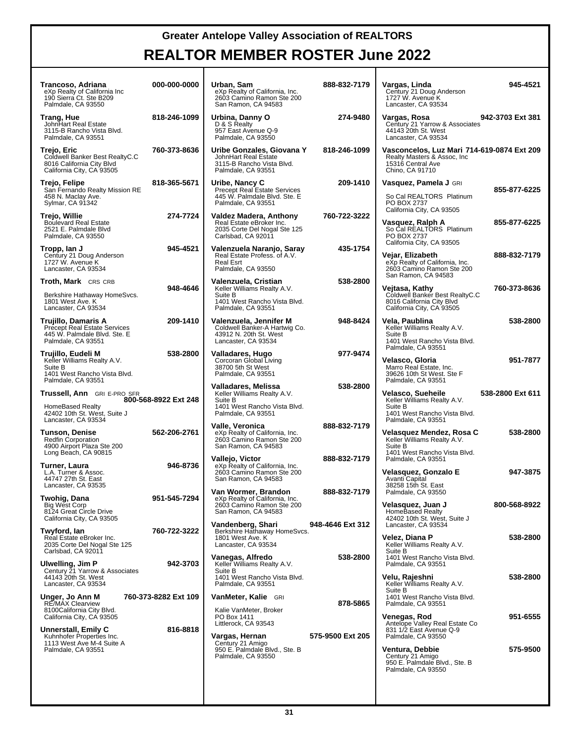# Greater Antelope Valley Association of REALTORS

## REALTOR MEMBER ROSTER June 2022

**Trancoso, Adriana** 000-000-0000
eXp Realty of California Inc
190 Sierra Ct. Ste B209
Palmdale, CA 93550

**Trang, Hue** 818-246-1099
JohnHart Real Estate
3115-B Rancho Vista Blvd.
Palmdale, CA 93551

**Trejo, Eric** 760-373-8636
Coldwell Banker Best RealtyC.C
8016 California City Blvd
California City, CA 93505

**Trejo, Felipe** 818-365-5671
San Fernando Realty Mission RE
458 N. Maclay Ave.
Sylmar, CA 91342

**Trejo, Willie** 274-7724
Boulevard Real Estate
2521 E. Palmdale Blvd
Palmdale, CA 93550

**Tropp, Ian J** 945-4521
Century 21 Doug Anderson
1727 W. Avenue K
Lancaster, CA 93534

**Troth, Mark** CRS CRB 948-4646
Berkshire Hathaway HomeSvcs.
1801 West Ave. K
Lancaster, CA 93534

**Trujillo, Damaris A** 209-1410
Precept Real Estate Services
445 W. Palmdale Blvd. Ste. E
Palmdale, CA 93551

**Trujillo, Eudeli M** 538-2800
Keller Williams Realty A.V.
Suite B
1401 West Rancho Vista Blvd.
Palmdale, CA 93551

**Trussell, Ann** GRI E-PRO SFR 800-568-8922 Ext 248
HomeBased Realty
42402 10th St. West, Suite J
Lancaster, CA 93534

**Tunson, Denise** 562-206-2761
Redfin Corporation
4900 Airport Plaza Ste 200
Long Beach, CA 90815

**Turner, Laura** 946-8736
L.A. Turner & Assoc.
44747 27th St. East
Lancaster, CA 93535

**Twohig, Dana** 951-545-7294
Big West Corp
8124 Great Circle Drive
California City, CA 93505

**Twyford, Ian** 760-722-3222
Real Estate eBroker Inc.
2035 Corte Del Nogal Ste 125
Carlsbad, CA 92011

**Ulwelling, Jim P** 942-3703
Century 21 Yarrow & Associates
44143 20th St. West
Lancaster, CA 93534

**Unger, Jo Ann M** 760-373-8282 Ext 109
RE/MAX Clearview
8100California City Blvd.
California City, CA 93505

**Unnerstall, Emily C** 816-8818
Kuhnhofer Properties Inc.
1113 West Ave M-4 Suite A
Palmdale, CA 93551

**Urban, Sam** 888-832-7179
eXp Realty of California, Inc.
2603 Camino Ramon Ste 200
San Ramon, CA 94583

**Urbina, Danny O** 274-9480
D & S Realty
957 East Avenue Q-9
Palmdale, CA 93550

**Uribe Gonzales, Giovana Y** 818-246-1099
JohnHart Real Estate
3115-B Rancho Vista Blvd.
Palmdale, CA 93551

**Uribe, Nancy C** 209-1410
Precept Real Estate Services
445 W. Palmdale Blvd. Ste. E
Palmdale, CA 93551

**Valdez Madera, Anthony** 760-722-3222
Real Estate eBroker Inc.
2035 Corte Del Nogal Ste 125
Carlsbad, CA 92011

**Valenzuela Naranjo, Saray** 435-1754
Real Estate Profess. of A.V.
Real Esrt
Palmdale, CA 93550

**Valenzuela, Cristian** 538-2800
Keller Williams Realty A.V.
Suite B
1401 West Rancho Vista Blvd.
Palmdale, CA 93551

**Valenzuela, Jennifer M** 948-8424
Coldwell Banker-A Hartwig Co.
43912 N. 20th St. West
Lancaster, CA 93534

**Valladares, Hugo** 977-9474
Corcoran Global Living
38700 5th St West
Palmdale, CA 93551

**Valladares, Melissa** 538-2800
Keller Williams Realty A.V.
Suite B
1401 West Rancho Vista Blvd.
Palmdale, CA 93551

**Valle, Veronica** 888-832-7179
eXp Realty of California, Inc.
2603 Camino Ramon Ste 200
San Ramon, CA 94583

**Vallejo, Victor** 888-832-7179
eXp Realty of California, Inc.
2603 Camino Ramon Ste 200
San Ramon, CA 94583

**Van Wormer, Brandon** 888-832-7179
eXp Realty of California, Inc.
2603 Camino Ramon Ste 200
San Ramon, CA 94583

**Vandenberg, Shari** 948-4646 Ext 312
Berkshire Hathaway HomeSvcs.
1801 West Ave. K
Lancaster, CA 93534

**Vanegas, Alfredo** 538-2800
Keller Williams Realty A.V.
Suite B
1401 West Rancho Vista Blvd.
Palmdale, CA 93551

**VanMeter, Kalie** GRI 878-5865
Kalie VanMeter, Broker
PO Box 1411
Littlerock, CA 93543

**Vargas, Hernan** 575-9500 Ext 205
Century 21 Amigo
950 E. Palmdale Blvd., Ste. B
Palmdale, CA 93550

**Vargas, Linda** 945-4521
Century 21 Doug Anderson
1727 W. Avenue K
Lancaster, CA 93534

**Vargas, Rosa** 942-3703 Ext 381
Century 21 Yarrow & Associates
44143 20th St. West
Lancaster, CA 93534

**Vasconcelos, Luz Mari** 714-619-0874 Ext 209
Realty Masters & Assoc, Inc
15316 Central Ave
Chino, CA 91710

**Vasquez, Pamela J** GRI 855-877-6225
So Cal REALTORS Platinum
PO BOX 2737
California City, CA 93505

**Vasquez, Ralph A** 855-877-6225
So Cal REALTORS Platinum
PO BOX 2737
California City, CA 93505

**Vejar, Elizabeth** 888-832-7179
eXp Realty of California, Inc.
2603 Camino Ramon Ste 200
San Ramon, CA 94583

**Vejtasa, Kathy** 760-373-8636
Coldwell Banker Best RealtyC.C
8016 California City Blvd
California City, CA 93505

**Vela, Paublina** 538-2800
Keller Williams Realty A.V.
Suite B
1401 West Rancho Vista Blvd.
Palmdale, CA 93551

**Velasco, Gloria** 951-7877
Marro Real Estate, Inc.
39626 10th St West, Ste F
Palmdale, CA 93551

**Velasco, Sueheile** 538-2800 Ext 611
Keller Williams Realty A.V.
Suite B
1401 West Rancho Vista Blvd.
Palmdale, CA 93551

**Velasquez Mendez, Rosa C** 538-2800
Keller Williams Realty A.V.
Suite B
1401 West Rancho Vista Blvd.
Palmdale, CA 93551

**Velasquez, Gonzalo E** 947-3875
Avanti Capital
38258 15th St. East
Palmdale, CA 93550

**Velasquez, Juan J** 800-568-8922
HomeBased Realty
42402 10th St. West, Suite J
Lancaster, CA 93534

**Velez, Diana P** 538-2800
Keller Williams Realty A.V.
Suite B
1401 West Rancho Vista Blvd.
Palmdale, CA 93551

**Velu, Rajeshni** 538-2800
Keller Williams Realty A.V.
Suite B
1401 West Rancho Vista Blvd.
Palmdale, CA 93551

**Venegas, Rod** 951-6555
Antelope Valley Real Estate Co
831 1/2 East Avenue Q-9
Palmdale, CA 93550

**Ventura, Debbie** 575-9500
Century 21 Amigo
950 E. Palmdale Blvd., Ste. B
Palmdale, CA 93550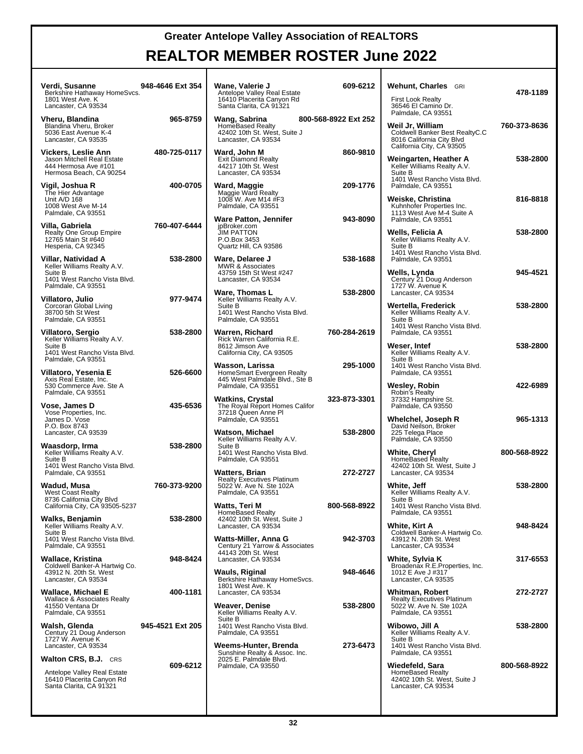# Greater Antelope Valley Association of REALTORS

# REALTOR MEMBER ROSTER June 2022

**Verdi, Susanne** 948-4646 Ext 354
Berkshire Hathaway HomeSvcs.
1801 West Ave. K
Lancaster, CA 93534

**Vheru, Blandina** 965-8759
Blandina Vheru, Broker
5036 East Avenue K-4
Lancaster, CA 93535

**Vickers, Leslie Ann** 480-725-0117
Jason Mitchell Real Estate
444 Hermosa Ave #101
Hermosa Beach, CA 90254

**Vigil, Joshua R** 400-0705
The Hier Advantage
Unit A/D 168
1008 West Ave M-14
Palmdale, CA 93551

**Villa, Gabriela** 760-407-6444
Realty One Group Empire
12765 Main St #640
Hesperia, CA 92345

**Villar, Natividad A** 538-2800
Keller Williams Realty A.V.
Suite B
1401 West Rancho Vista Blvd.
Palmdale, CA 93551

**Villatoro, Julio** 977-9474
Corcoran Global Living
38700 5th St West
Palmdale, CA 93551

**Villatoro, Sergio** 538-2800
Keller Williams Realty A.V.
Suite B
1401 West Rancho Vista Blvd.
Palmdale, CA 93551

**Villatoro, Yesenia E** 526-6600
Axis Real Estate, Inc.
530 Commerce Ave. Ste A
Palmdale, CA 93551

**Vose, James D** 435-6536
Vose Properties, Inc.
James D. Vose
P.O. Box 8743
Lancaster, CA 93539

**Waasdorp, Irma** 538-2800
Keller Williams Realty A.V.
Suite B
1401 West Rancho Vista Blvd.
Palmdale, CA 93551

**Wadud, Musa** 760-373-9200
West Coast Realty
8736 California City Blvd
California City, CA 93505-5237

**Walks, Benjamin** 538-2800
Keller Williams Realty A.V.
Suite B
1401 West Rancho Vista Blvd.
Palmdale, CA 93551

**Wallace, Kristina** 948-8424
Coldwell Banker-A Hartwig Co.
43912 N. 20th St. West
Lancaster, CA 93534

**Wallace, Michael E** 400-1181
Wallace & Associates Realty
41550 Ventana Dr
Palmdale, CA 93551

**Walsh, Glenda** 945-4521 Ext 205
Century 21 Doug Anderson
1727 W. Avenue K
Lancaster, CA 93534

**Walton CRS, B.J.** CRS 609-6212
Antelope Valley Real Estate
16410 Placerita Canyon Rd
Santa Clarita, CA 91321

**Wane, Valerie J** 609-6212
Antelope Valley Real Estate
16410 Placerita Canyon Rd
Santa Clarita, CA 91321

**Wang, Sabrina** 800-568-8922 Ext 252
HomeBased Realty
42402 10th St. West, Suite J
Lancaster, CA 93534

**Ward, John M** 860-9810
Exit Diamond Realty
44217 10th St. West
Lancaster, CA 93534

**Ward, Maggie** 209-1776
Maggie Ward Realty
1008 W. Ave M14 #F3
Palmdale, CA 93551

**Ware Patton, Jennifer** 943-8090
jpBroker.com
JIM PATTON
P.O.Box 3453
Quartz Hill, CA 93586

**Ware, Delaree J** 538-1688
MWR & Associates
43759 15th St West #247
Lancaster, CA 93534

**Ware, Thomas L** 538-2800
Keller Williams Realty A.V.
Suite B
1401 West Rancho Vista Blvd.
Palmdale, CA 93551

**Warren, Richard** 760-284-2619
Rick Warren California R.E.
8612 Jimson Ave
California City, CA 93505

**Wasson, Larissa** 295-1000
HomeSmart Evergreen Realty
445 West Palmdale Blvd., Ste B
Palmdale, CA 93551

**Watkins, Crystal** 323-873-3301
The Royal Report Homes Califor
37218 Queen Anne Pl
Palmdale, CA 93551

**Watson, Michael** 538-2800
Keller Williams Realty A.V.
Suite B
1401 West Rancho Vista Blvd.
Palmdale, CA 93551

**Watters, Brian** 272-2727
Realty Executives Platinum
5022 W. Ave N. Ste 102A
Palmdale, CA 93551

**Watts, Teri M** 800-568-8922
HomeBased Realty
42402 10th St. West, Suite J
Lancaster, CA 93534

**Watts-Miller, Anna G** 942-3703
Century 21 Yarrow & Associates
44143 20th St. West
Lancaster, CA 93534

**Wauls, Riginal** 948-4646
Berkshire Hathaway HomeSvcs.
1801 West Ave. K
Lancaster, CA 93534

**Weaver, Denise** 538-2800
Keller Williams Realty A.V.
Suite B
1401 West Rancho Vista Blvd.
Palmdale, CA 93551

**Weems-Hunter, Brenda** 273-6473
Sunshine Realty & Assoc. Inc.
2025 E. Palmdale Blvd.
Palmdale, CA 93550

**Wehunt, Charles** GRI 478-1189
First Look Realty
36546 El Camino Dr.
Palmdale, CA 93551

**Weil Jr, William** 760-373-8636
Coldwell Banker Best RealtyC.C
8016 California City Blvd
California City, CA 93505

**Weingarten, Heather A** 538-2800
Keller Williams Realty A.V.
Suite B
1401 West Rancho Vista Blvd.
Palmdale, CA 93551

**Weiske, Christina** 816-8818
Kuhnhofer Properties Inc.
1113 West Ave M-4 Suite A
Palmdale, CA 93551

**Wells, Felicia A** 538-2800
Keller Williams Realty A.V.
Suite B
1401 West Rancho Vista Blvd.
Palmdale, CA 93551

**Wells, Lynda** 945-4521
Century 21 Doug Anderson
1727 W. Avenue K
Lancaster, CA 93534

**Wertella, Frederick** 538-2800
Keller Williams Realty A.V.
Suite B
1401 West Rancho Vista Blvd.
Palmdale, CA 93551

**Weser, Intef** 538-2800
Keller Williams Realty A.V.
Suite B
1401 West Rancho Vista Blvd.
Palmdale, CA 93551

**Wesley, Robin** 422-6989
Robin's Realty
37332 Hampshire St.
Palmdale, CA 93550

**Whelchel, Joseph R** 965-1313
David Neilson, Broker
225 Telega Place
Palmdale, CA 93550

**White, Cheryl** 800-568-8922
HomeBased Realty
42402 10th St. West, Suite J
Lancaster, CA 93534

**White, Jeff** 538-2800
Keller Williams Realty A.V.
Suite B
1401 West Rancho Vista Blvd.
Palmdale, CA 93551

**White, Kirt A** 948-8424
Coldwell Banker-A Hartwig Co.
43912 N. 20th St. West
Lancaster, CA 93534

**White, Sylvia K** 317-6553
Broadenax R.E.Properties, Inc.
1012 E Ave J #317
Lancaster, CA 93535

**Whitman, Robert** 272-2727
Realty Executives Platinum
5022 W. Ave N. Ste 102A
Palmdale, CA 93551

**Wibowo, Jill A** 538-2800
Keller Williams Realty A.V.
Suite B
1401 West Rancho Vista Blvd.
Palmdale, CA 93551

**Wiedefeld, Sara** 800-568-8922
HomeBased Realty
42402 10th St. West, Suite J
Lancaster, CA 93534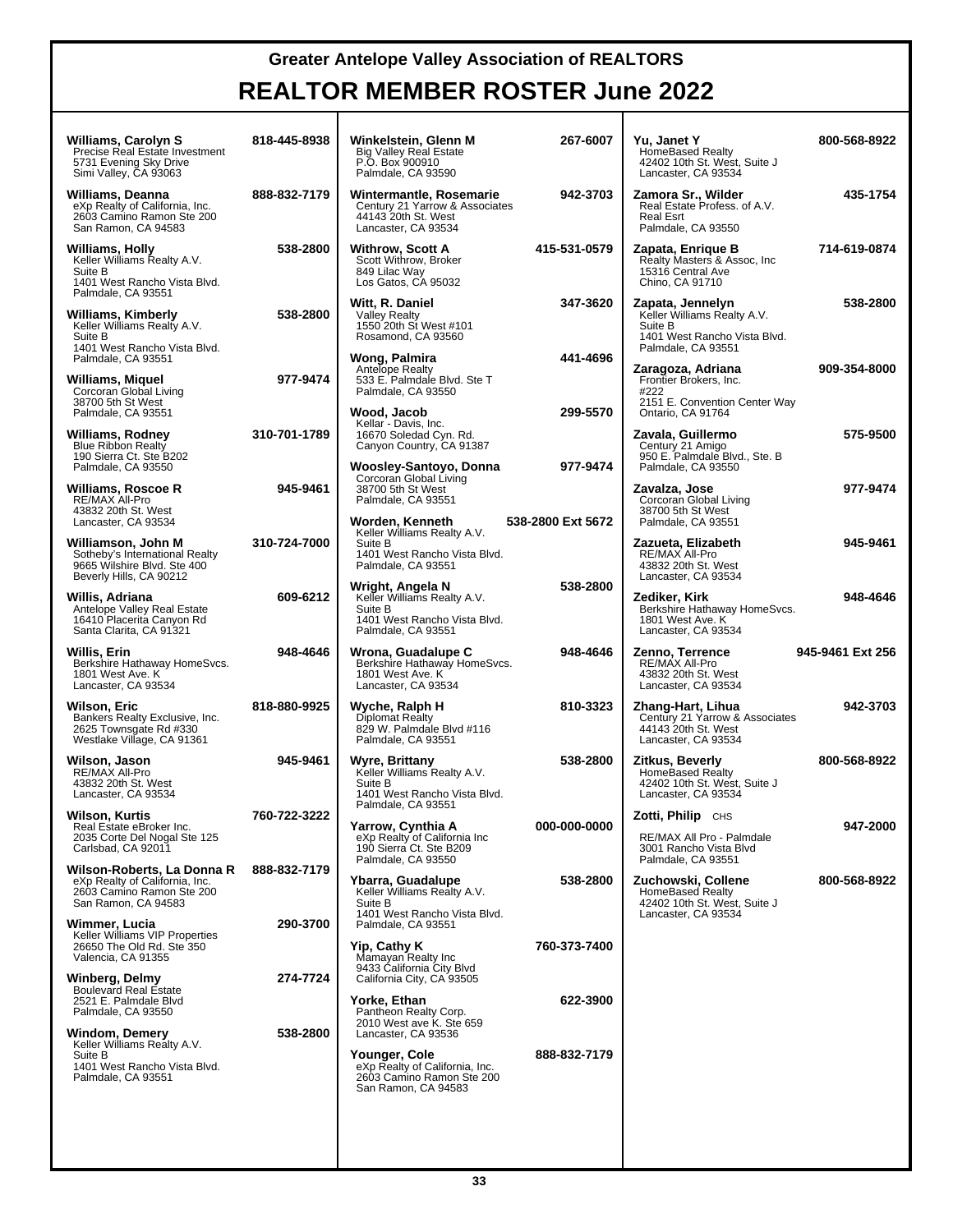# Greater Antelope Valley Association of REALTORS

## REALTOR MEMBER ROSTER June 2022

**Williams, Carolyn S** 818-445-8938
Precise Real Estate Investment
5731 Evening Sky Drive
Simi Valley, CA 93063

**Williams, Deanna** 888-832-7179
eXp Realty of California, Inc.
2603 Camino Ramon Ste 200
San Ramon, CA 94583

**Williams, Holly** 538-2800
Keller Williams Realty A.V.
Suite B
1401 West Rancho Vista Blvd.
Palmdale, CA 93551

**Williams, Kimberly** 538-2800
Keller Williams Realty A.V.
Suite B
1401 West Rancho Vista Blvd.
Palmdale, CA 93551

**Williams, Miquel** 977-9474
Corcoran Global Living
38700 5th St West
Palmdale, CA 93551

**Williams, Rodney** 310-701-1789
Blue Ribbon Realty
190 Sierra Ct. Ste B202
Palmdale, CA 93550

**Williams, Roscoe R** 945-9461
RE/MAX All-Pro
43832 20th St. West
Lancaster, CA 93534

**Williamson, John M** 310-724-7000
Sotheby's International Realty
9665 Wilshire Blvd. Ste 400
Beverly Hills, CA 90212

**Willis, Adriana** 609-6212
Antelope Valley Real Estate
16410 Placerita Canyon Rd
Santa Clarita, CA 91321

**Willis, Erin** 948-4646
Berkshire Hathaway HomeSvcs.
1801 West Ave. K
Lancaster, CA 93534

**Wilson, Eric** 818-880-9925
Bankers Realty Exclusive, Inc.
2625 Townsgate Rd #330
Westlake Village, CA 91361

**Wilson, Jason** 945-9461
RE/MAX All-Pro
43832 20th St. West
Lancaster, CA 93534

**Wilson, Kurtis** 760-722-3222
Real Estate eBroker Inc.
2035 Corte Del Nogal Ste 125
Carlsbad, CA 92011

**Wilson-Roberts, La Donna R** 888-832-7179
eXp Realty of California, Inc.
2603 Camino Ramon Ste 200
San Ramon, CA 94583

**Wimmer, Lucia** 290-3700
Keller Williams VIP Properties
26650 The Old Rd. Ste 350
Valencia, CA 91355

**Winberg, Delmy** 274-7724
Boulevard Real Estate
2521 E. Palmdale Blvd
Palmdale, CA 93550

**Windom, Demery** 538-2800
Keller Williams Realty A.V.
Suite B
1401 West Rancho Vista Blvd.
Palmdale, CA 93551

**Winkelstein, Glenn M** 267-6007
Big Valley Real Estate
P.O. Box 900910
Palmdale, CA 93590

**Wintermantle, Rosemarie** 942-3703
Century 21 Yarrow & Associates
44143 20th St. West
Lancaster, CA 93534

**Withrow, Scott A** 415-531-0579
Scott Withrow, Broker
849 Lilac Way
Los Gatos, CA 95032

**Witt, R. Daniel** 347-3620
Valley Realty
1550 20th St West #101
Rosamond, CA 93560

**Wong, Palmira** 441-4696
Antelope Realty
533 E. Palmdale Blvd. Ste T
Palmdale, CA 93550

**Wood, Jacob** 299-5570
Kellar - Davis, Inc.
16670 Soledad Cyn. Rd.
Canyon Country, CA 91387

**Woosley-Santoyo, Donna** 977-9474
Corcoran Global Living
38700 5th St West
Palmdale, CA 93551

**Worden, Kenneth** 538-2800 Ext 5672
Keller Williams Realty A.V.
Suite B
1401 West Rancho Vista Blvd.
Palmdale, CA 93551

**Wright, Angela N** 538-2800
Keller Williams Realty A.V.
Suite B
1401 West Rancho Vista Blvd.
Palmdale, CA 93551

**Wrona, Guadalupe C** 948-4646
Berkshire Hathaway HomeSvcs.
1801 West Ave. K
Lancaster, CA 93534

**Wyche, Ralph H** 810-3323
Diplomat Realty
829 W. Palmdale Blvd #116
Palmdale, CA 93551

**Wyre, Brittany** 538-2800
Keller Williams Realty A.V.
Suite B
1401 West Rancho Vista Blvd.
Palmdale, CA 93551

**Yarrow, Cynthia A** 000-000-0000
eXp Realty of California Inc
190 Sierra Ct. Ste B209
Palmdale, CA 93550

**Ybarra, Guadalupe** 538-2800
Keller Williams Realty A.V.
Suite B
1401 West Rancho Vista Blvd.
Palmdale, CA 93551

**Yip, Cathy K** 760-373-7400
Mamayan Realty Inc
9433 California City Blvd
California City, CA 93505

**Yorke, Ethan** 622-3900
Pantheon Realty Corp.
2010 West ave K. Ste 659
Lancaster, CA 93536

**Younger, Cole** 888-832-7179
eXp Realty of California, Inc.
2603 Camino Ramon Ste 200
San Ramon, CA 94583

**Yu, Janet Y** 800-568-8922
HomeBased Realty
42402 10th St. West, Suite J
Lancaster, CA 93534

**Zamora Sr., Wilder** 435-1754
Real Estate Profess. of A.V.
Real Esrt
Palmdale, CA 93550

**Zapata, Enrique B** 714-619-0874
Realty Masters & Assoc, Inc
15316 Central Ave
Chino, CA 91710

**Zapata, Jennelyn** 538-2800
Keller Williams Realty A.V.
Suite B
1401 West Rancho Vista Blvd.
Palmdale, CA 93551

**Zaragoza, Adriana** 909-354-8000
Frontier Brokers, Inc.
#222
2151 E. Convention Center Way
Ontario, CA 91764

**Zavala, Guillermo** 575-9500
Century 21 Amigo
950 E. Palmdale Blvd., Ste. B
Palmdale, CA 93550

**Zavalza, Jose** 977-9474
Corcoran Global Living
38700 5th St West
Palmdale, CA 93551

**Zazueta, Elizabeth** 945-9461
RE/MAX All-Pro
43832 20th St. West
Lancaster, CA 93534

**Zediker, Kirk** 948-4646
Berkshire Hathaway HomeSvcs.
1801 West Ave. K
Lancaster, CA 93534

**Zenno, Terrence** 945-9461 Ext 256
RE/MAX All-Pro
43832 20th St. West
Lancaster, CA 93534

**Zhang-Hart, Lihua** 942-3703
Century 21 Yarrow & Associates
44143 20th St. West
Lancaster, CA 93534

**Zitkus, Beverly** 800-568-8922
HomeBased Realty
42402 10th St. West, Suite J
Lancaster, CA 93534

**Zotti, Philip** CHS 947-2000
RE/MAX All Pro - Palmdale
3001 Rancho Vista Blvd
Palmdale, CA 93551

**Zuchowski, Collene** 800-568-8922
HomeBased Realty
42402 10th St. West, Suite J
Lancaster, CA 93534